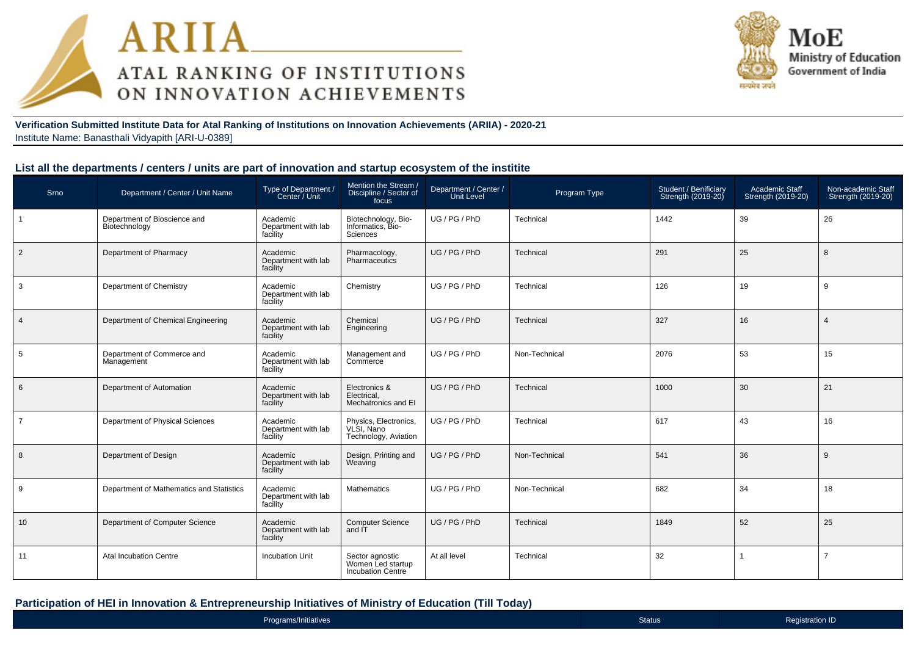ARIIA
ATAL RANKING OF INSTITUTIONS ON INNOVATION ACHIEVEMENTS

MoE
Ministry of Education
Government of India

**Verification Submitted Institute Data for Atal Ranking of Institutions on Innovation Achievements (ARIIA) - 2020-21**
Institute Name: Banasthali Vidyapith [ARI-U-0389]

## List all the departments / centers / units are part of innovation and startup ecosystem of the institite

| Srno | Department / Center / Unit Name | Type of Department / Center / Unit | Mention the Stream / Discipline / Sector of focus | Department / Center / Unit Level | Program Type | Student / Benificiary Strength (2019-20) | Academic Staff Strength (2019-20) | Non-academic Staff Strength (2019-20) |
|---|---|---|---|---|---|---|---|---|
| 1 | Department of Bioscience and Biotechnology | Academic Department with lab facility | Biotechnology, Bio-Informatics, Bio-Sciences | UG / PG / PhD | Technical | 1442 | 39 | 26 |
| 2 | Department of Pharmacy | Academic Department with lab facility | Pharmacology, Pharmaceutics | UG / PG / PhD | Technical | 291 | 25 | 8 |
| 3 | Department of Chemistry | Academic Department with lab facility | Chemistry | UG / PG / PhD | Technical | 126 | 19 | 9 |
| 4 | Department of Chemical Engineering | Academic Department with lab facility | Chemical Engineering | UG / PG / PhD | Technical | 327 | 16 | 4 |
| 5 | Department of Commerce and Management | Academic Department with lab facility | Management and Commerce | UG / PG / PhD | Non-Technical | 2076 | 53 | 15 |
| 6 | Department of Automation | Academic Department with lab facility | Electronics & Electrical, Mechatronics and EI | UG / PG / PhD | Technical | 1000 | 30 | 21 |
| 7 | Department of Physical Sciences | Academic Department with lab facility | Physics, Electronics, VLSI, Nano Technology, Aviation | UG / PG / PhD | Technical | 617 | 43 | 16 |
| 8 | Department of Design | Academic Department with lab facility | Design, Printing and Weaving | UG / PG / PhD | Non-Technical | 541 | 36 | 9 |
| 9 | Department of Mathematics and Statistics | Academic Department with lab facility | Mathematics | UG / PG / PhD | Non-Technical | 682 | 34 | 18 |
| 10 | Department of Computer Science | Academic Department with lab facility | Computer Science and IT | UG / PG / PhD | Technical | 1849 | 52 | 25 |
| 11 | Atal Incubation Centre | Incubation Unit | Sector agnostic Women Led startup Incubation Centre | At all level | Technical | 32 | 1 | 7 |

## Participation of HEI in Innovation & Entrepreneurship Initiatives of Ministry of Education (Till Today)

| Programs/Initiatives | Status | Registration ID |
|---|---|---|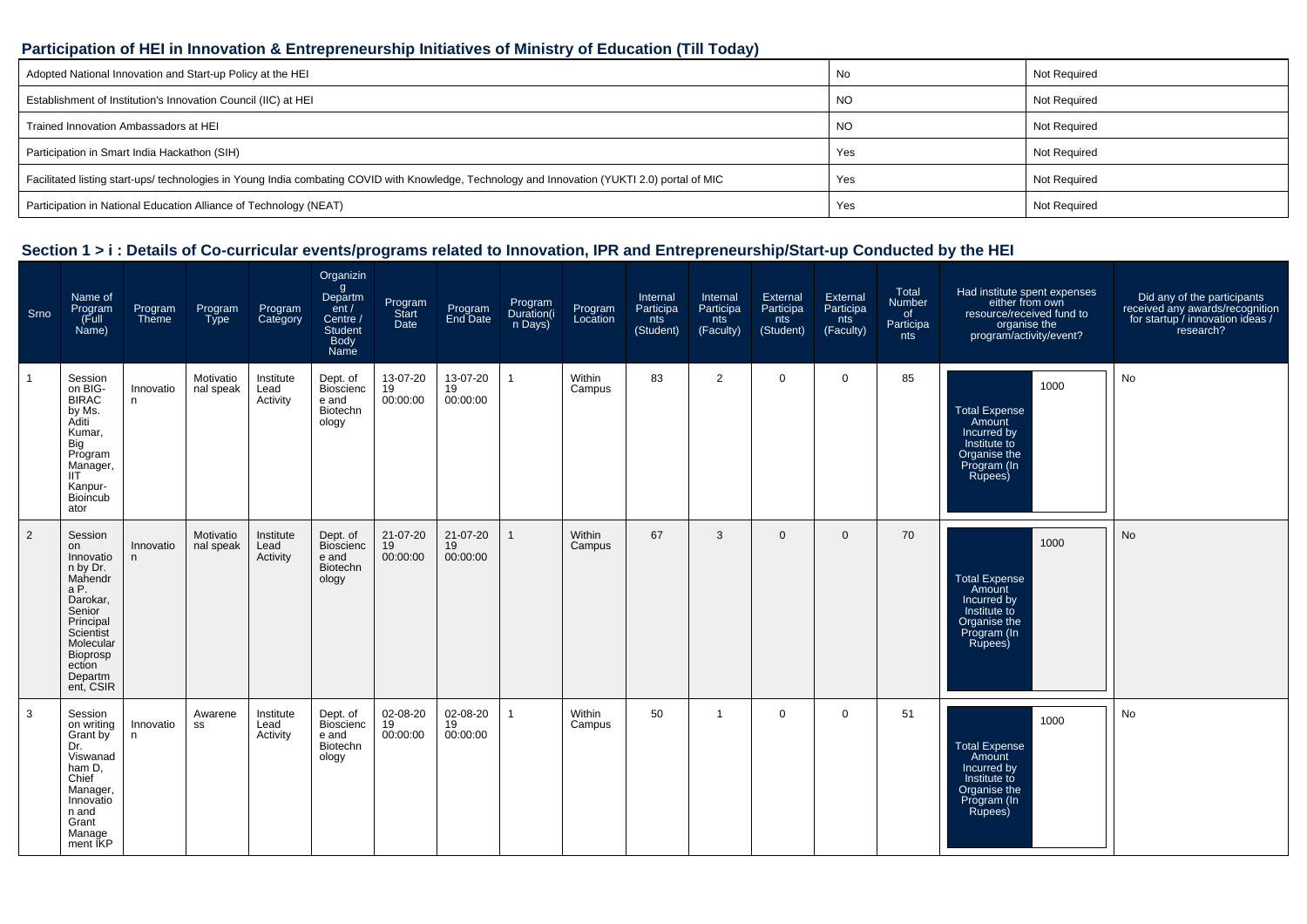## Participation of HEI in Innovation & Entrepreneurship Initiatives of Ministry of Education (Till Today)

| | | |
|---|---|---|
| Adopted National Innovation and Start-up Policy at the HEI | No | Not Required |
| Establishment of Institution's Innovation Council (IIC) at HEI | NO | Not Required |
| Trained Innovation Ambassadors at HEI | NO | Not Required |
| Participation in Smart India Hackathon (SIH) | Yes | Not Required |
| Facilitated listing start-ups/ technologies in Young India combating COVID with Knowledge, Technology and Innovation (YUKTI 2.0) portal of MIC | Yes | Not Required |
| Participation in National Education Alliance of Technology (NEAT) | Yes | Not Required |

## Section 1 > i : Details of Co-curricular events/programs related to Innovation, IPR and Entrepreneurship/Start-up Conducted by the HEI

| Srno | Name of Program (Full Name) | Program Theme | Program Type | Program Category | Organizing Department / Centre / Student Body Name | Program Start Date | Program End Date | Program Duration(in Days) | Program Location | Internal Participants (Student) | Internal Participants (Faculty) | External Participants (Student) | External Participants (Faculty) | Total Number of Participants | Had institute spent expenses either from own resource/received fund to organise the program/activity/event? | Did any of the participants received any awards/recognition for startup / innovation ideas / research? |
|---|---|---|---|---|---|---|---|---|---|---|---|---|---|---|---|---|
| 1 | Session on BIG-BIRAC by Ms. Aditi Kumar, Big Program Manager, IIT Kanpur-Bioincubator | Innovation | Motivational speak | Institute Lead Activity | Dept. of Bioscience and Biotechnology | 13-07-2019 00:00:00 | 13-07-2019 00:00:00 | 1 | Within Campus | 83 | 2 | 0 | 0 | 85 | Total Expense Amount Incurred by Institute to Organise the Program (In Rupees): 1000 | No |
| 2 | Session on Innovation by Dr. Mahendra P. Darokar, Senior Principal Scientist Molecular Bioprospection Department, CSIR | Innovation | Motivational speak | Institute Lead Activity | Dept. of Bioscience and Biotechnology | 21-07-2019 00:00:00 | 21-07-2019 00:00:00 | 1 | Within Campus | 67 | 3 | 0 | 0 | 70 | Total Expense Amount Incurred by Institute to Organise the Program (In Rupees): 1000 | No |
| 3 | Session on writing Grant by Dr. Viswanatham D, Chief Manager, Innovation and Grant Management IKP | Innovation | Awareness | Institute Lead Activity | Dept. of Bioscience and Biotechnology | 02-08-2019 00:00:00 | 02-08-2019 00:00:00 | 1 | Within Campus | 50 | 1 | 0 | 0 | 51 | Total Expense Amount Incurred by Institute to Organise the Program (In Rupees): 1000 | No |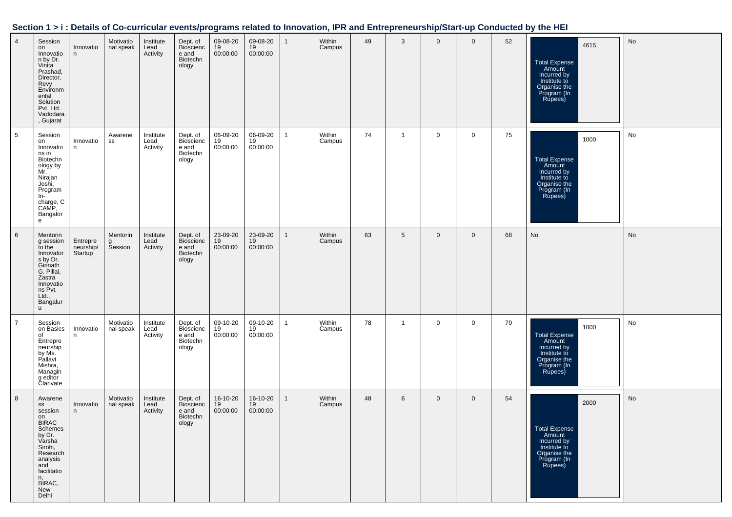## Section 1 > i : Details of Co-curricular events/programs related to Innovation, IPR and Entrepreneurship/Start-up Conducted by the HEI

| | | | | | | | | | | | | | | | | |
|---|---|---|---|---|---|---|---|---|---|---|---|---|---|---|---|---|
| 4 | Session on Innovation by Dr. Vinita Prashad, Director, Revy Environmental Solution Pvt. Ltd. Vadodara, Gujarat | Innovation | Motivational speak | Institute Lead Activity | Dept. of Bioscience and Biotechnology | 09-08-2019 00:00:00 | 09-08-2019 00:00:00 | 1 | Within Campus | 49 | 3 | 0 | 0 | 52 | Total Expense Amount Incurred by Institute to Organise the Program (In Rupees): 4615 | No |
| 5 | Session on Innovations in Biotechnology by Mr. Nirajan Joshi, Program In-charge, C CAMP, Bangalore | Innovation | Awareness | Institute Lead Activity | Dept. of Bioscience and Biotechnology | 06-09-2019 00:00:00 | 06-09-2019 00:00:00 | 1 | Within Campus | 74 | 1 | 0 | 0 | 75 | Total Expense Amount Incurred by Institute to Organise the Program (In Rupees): 1000 | No |
| 6 | Mentoring session to the Innovators by Dr. Girinath G. Pillai, Zastra Innovations Pvt. Ltd., Bangaluru | Entrepreneurship/Startup | Mentoring Session | Institute Lead Activity | Dept. of Bioscience and Biotechnology | 23-09-2019 00:00:00 | 23-09-2019 00:00:00 | 1 | Within Campus | 63 | 5 | 0 | 0 | 68 | No | No |
| 7 | Session on Basics of Entrepreneurship by Ms. Pallavi Mishra, Managing editor Clarivate | Innovation | Motivational speak | Institute Lead Activity | Dept. of Bioscience and Biotechnology | 09-10-2019 00:00:00 | 09-10-2019 00:00:00 | 1 | Within Campus | 78 | 1 | 0 | 0 | 79 | Total Expense Amount Incurred by Institute to Organise the Program (In Rupees): 1000 | No |
| 8 | Awareness session on BIRAC Schemes by Dr. Varsha Sirohi, Research analysis and facilitation, BIRAC, New Delhi | Innovation | Motivational speak | Institute Lead Activity | Dept. of Bioscience and Biotechnology | 16-10-2019 00:00:00 | 16-10-2019 00:00:00 | 1 | Within Campus | 48 | 6 | 0 | 0 | 54 | Total Expense Amount Incurred by Institute to Organise the Program (In Rupees): 2000 | No |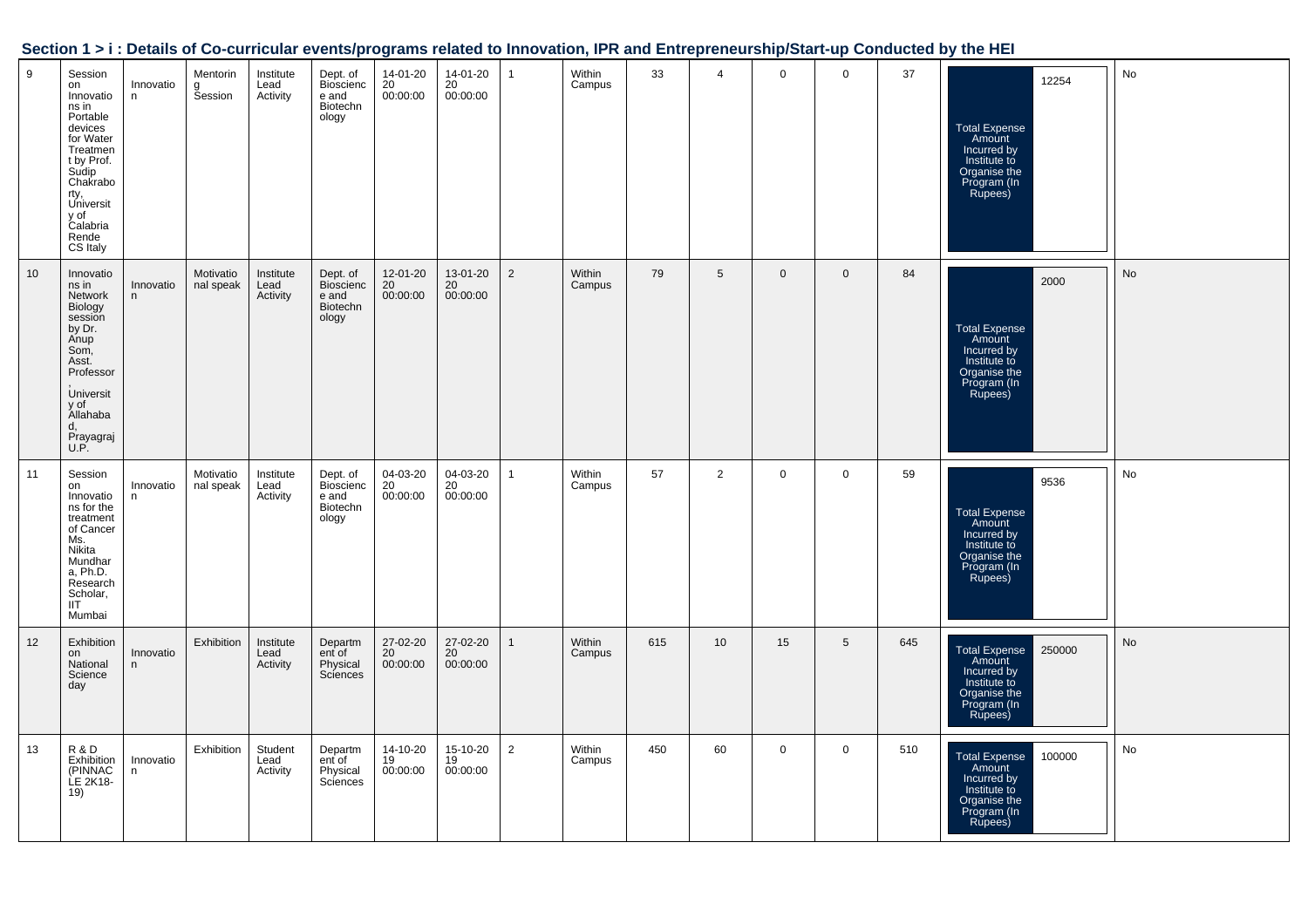## Section 1 > i : Details of Co-curricular events/programs related to Innovation, IPR and Entrepreneurship/Start-up Conducted by the HEI

| | | | | | | | | | | | | | | | | |
|---|---|---|---|---|---|---|---|---|---|---|---|---|---|---|---|---|
| 9 | Session on Innovations in Portable devices for Water Treatment by Prof. Sudip Chakraborty, University of Calabria Rende CS Italy | Innovation | Mentoring Session | Institute Lead Activity | Dept. of Bioscience and Biotechnology | 14-01-2020 00:00:00 | 14-01-2020 00:00:00 | 1 | Within Campus | 33 | 4 | 0 | 0 | 37 | Total Expense Amount Incurred by Institute to Organise the Program (In Rupees): 12254 | No |
| 10 | Innovations in Network Biology session by Dr. Anup Som, Asst. Professor, University of Allahabad, Prayagraj U.P. | Innovation | Motivational speak | Institute Lead Activity | Dept. of Bioscience and Biotechnology | 12-01-2020 00:00:00 | 13-01-2020 00:00:00 | 2 | Within Campus | 79 | 5 | 0 | 0 | 84 | Total Expense Amount Incurred by Institute to Organise the Program (In Rupees): 2000 | No |
| 11 | Session on Innovations for the treatment of Cancer Ms. Nikita Mundhara, Ph.D. Research Scholar, IIT Mumbai | Innovation | Motivational speak | Institute Lead Activity | Dept. of Bioscience and Biotechnology | 04-03-2020 00:00:00 | 04-03-2020 00:00:00 | 1 | Within Campus | 57 | 2 | 0 | 0 | 59 | Total Expense Amount Incurred by Institute to Organise the Program (In Rupees): 9536 | No |
| 12 | Exhibition on National Science day | Innovation | Exhibition | Institute Lead Activity | Department of Physical Sciences | 27-02-2020 00:00:00 | 27-02-2020 00:00:00 | 1 | Within Campus | 615 | 10 | 15 | 5 | 645 | Total Expense Amount Incurred by Institute to Organise the Program (In Rupees): 250000 | No |
| 13 | R & D Exhibition (PINNACLE 2K18-19) | Innovation | Exhibition | Student Lead Activity | Department of Physical Sciences | 14-10-2019 00:00:00 | 15-10-2019 00:00:00 | 2 | Within Campus | 450 | 60 | 0 | 0 | 510 | Total Expense Amount Incurred by Institute to Organise the Program (In Rupees): 100000 | No |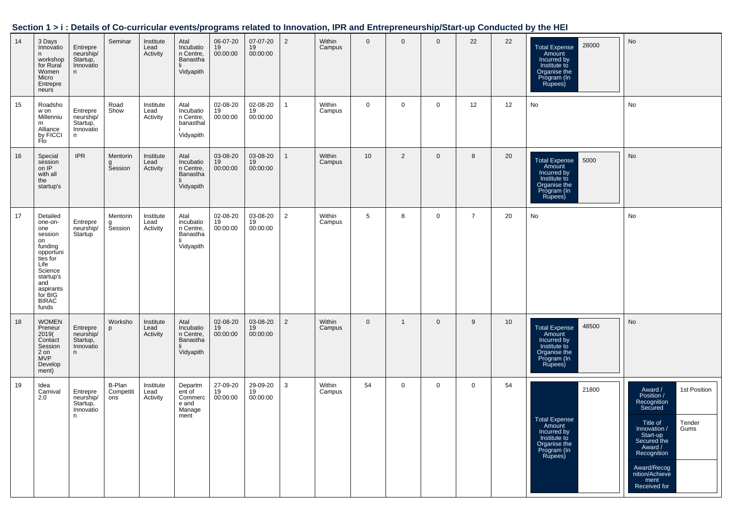## Section 1 > i : Details of Co-curricular events/programs related to Innovation, IPR and Entrepreneurship/Start-up Conducted by the HEI

| | | | | | | | | | | | | | | | | |
|---|---|---|---|---|---|---|---|---|---|---|---|---|---|---|---|---|
| 14 | 3 Days Innovation workshop for Rural Women Micro Entrepreneurs | Entrepreneurship/ Startup, Innovation | Seminar | Institute Lead Activity | Atal Incubation Centre, Banasthali Vidyapith | 06-07-2019 00:00:00 | 07-07-2019 00:00:00 | 2 | Within Campus | 0 | 0 | 0 | 22 | 22 | Total Expense Amount Incurred by Institute to Organise the Program (In Rupees): 28000 | No |
| 15 | Roadshow on Millennium Alliance by FICCI Flo | Entrepreneurship/ Startup, Innovation | Road Show | Institute Lead Activity | Atal Incubation Centre, banasthali Vidyapith | 02-08-2019 00:00:00 | 02-08-2019 00:00:00 | 1 | Within Campus | 0 | 0 | 0 | 12 | 12 | No | No |
| 16 | Special session on IP with all the startup's | IPR | Mentoring Session | Institute Lead Activity | Atal Incubation Centre, Banasthali Vidyapith | 03-08-2019 00:00:00 | 03-08-2019 00:00:00 | 1 | Within Campus | 10 | 2 | 0 | 8 | 20 | Total Expense Amount Incurred by Institute to Organise the Program (In Rupees): 5000 | No |
| 17 | Detailed one-on-one session on funding opportunities for Life Science startup's and aspirants for BIG BIRAC funds | Entrepreneurship/ Startup | Mentoring Session | Institute Lead Activity | Atal incubation Centre, Banasthali Vidyapith | 02-08-2019 00:00:00 | 03-08-2019 00:00:00 | 2 | Within Campus | 5 | 8 | 0 | 7 | 20 | No | No |
| 18 | WOMEN Preneur 2019( Contact Session 2 on MVP Development) | Entrepreneurship/ Startup, Innovation | Workshop | Institute Lead Activity | Atal Incubation Centre, Banasthali Vidyapith | 02-08-2019 00:00:00 | 03-08-2019 00:00:00 | 2 | Within Campus | 0 | 1 | 0 | 9 | 10 | Total Expense Amount Incurred by Institute to Organise the Program (In Rupees): 48500 | No |
| 19 | Idea Carnival 2.0 | Entrepreneurship/ Startup, Innovation | B-Plan Competitions | Institute Lead Activity | Department of Commerce and Management | 27-09-2019 00:00:00 | 29-09-2019 00:00:00 | 3 | Within Campus | 54 | 0 | 0 | 0 | 54 | Total Expense Amount Incurred by Institute to Organise the Program (In Rupees): 21800 | Award / Position / Recognition Secured: 1st Position; Title of Innovation / Start-up Secured the Award / Recognition: Tender Gums; Award/Recognition/Achievement Received for: |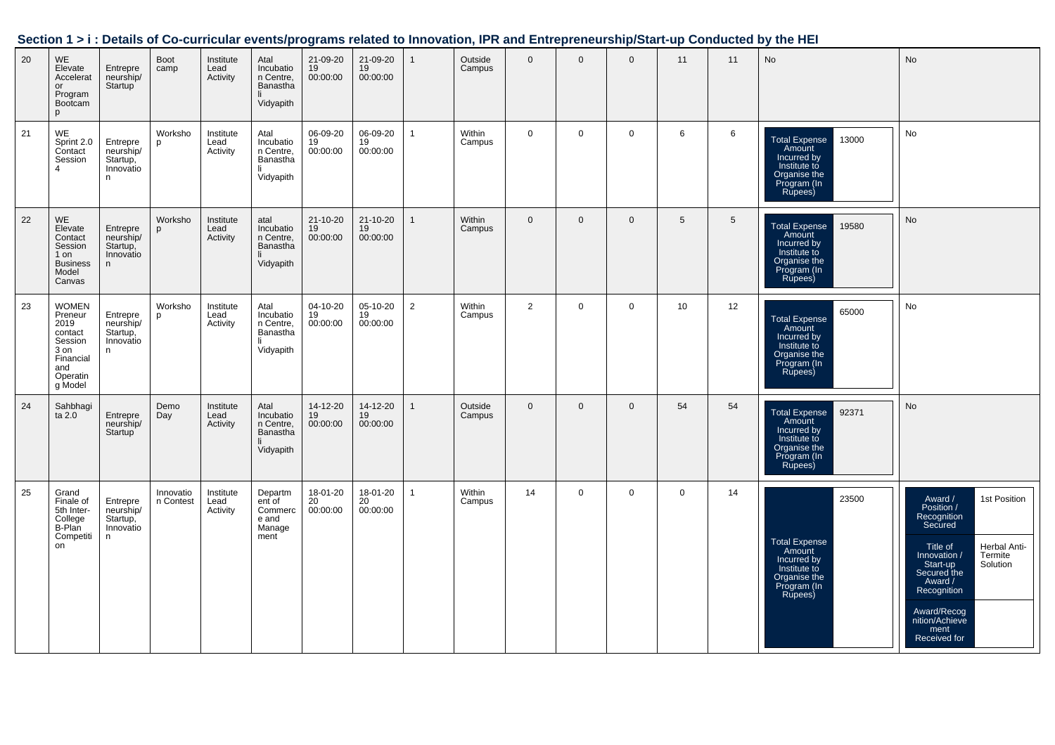## Section 1 > i : Details of Co-curricular events/programs related to Innovation, IPR and Entrepreneurship/Start-up Conducted by the HEI

| | | | | | | | | | | | | | | | | |
|---|---|---|---|---|---|---|---|---|---|---|---|---|---|---|---|---|
| 20 | WE Elevate Accelerator Program Bootcamp | Entrepreneurship/ Startup | Boot camp | Institute Lead Activity | Atal Incubation Centre, Banasthali Vidyapith | 21-09-2019 00:00:00 | 21-09-2019 00:00:00 | 1 | Outside Campus | 0 | 0 | 0 | 11 | 11 | No | No |
| 21 | WE Sprint 2.0 Contact Session 4 | Entrepreneurship/ Startup, Innovation | Workshop | Institute Lead Activity | Atal Incubation Centre, Banasthali Vidyapith | 06-09-2019 00:00:00 | 06-09-2019 00:00:00 | 1 | Within Campus | 0 | 0 | 0 | 6 | 6 | Total Expense Amount Incurred by Institute to Organise the Program (In Rupees): 13000 | No |
| 22 | WE Elevate Contact Session 1 on Business Model Canvas | Entrepreneurship/ Startup, Innovation | Workshop | Institute Lead Activity | atal Incubation Centre, Banasthali Vidyapith | 21-10-2019 00:00:00 | 21-10-2019 00:00:00 | 1 | Within Campus | 0 | 0 | 0 | 5 | 5 | Total Expense Amount Incurred by Institute to Organise the Program (In Rupees): 19580 | No |
| 23 | WOMEN Preneur 2019 contact Session 3 on Financial and Operating Model | Entrepreneurship/ Startup, Innovation | Workshop | Institute Lead Activity | Atal Incubation Centre, Banasthali Vidyapith | 04-10-2019 00:00:00 | 05-10-2019 00:00:00 | 2 | Within Campus | 2 | 0 | 0 | 10 | 12 | Total Expense Amount Incurred by Institute to Organise the Program (In Rupees): 65000 | No |
| 24 | Sahbhagita 2.0 | Entrepreneurship/ Startup | Demo Day | Institute Lead Activity | Atal Incubation Centre, Banasthali Vidyapith | 14-12-2019 00:00:00 | 14-12-2019 00:00:00 | 1 | Outside Campus | 0 | 0 | 0 | 54 | 54 | Total Expense Amount Incurred by Institute to Organise the Program (In Rupees): 92371 | No |
| 25 | Grand Finale of 5th Inter-College B-Plan Competition | Entrepreneurship/ Startup, Innovation | Innovation Contest | Institute Lead Activity | Department of Commerce and Management | 18-01-2020 00:00:00 | 18-01-2020 00:00:00 | 1 | Within Campus | 14 | 0 | 0 | 0 | 14 | Total Expense Amount Incurred by Institute to Organise the Program (In Rupees): 23500 | Award / Position / Recognition Secured: 1st Position; Title of Innovation / Start-up Secured the Award / Recognition: Herbal Anti-Termite Solution; Award/Recognition/Achievement Received for: |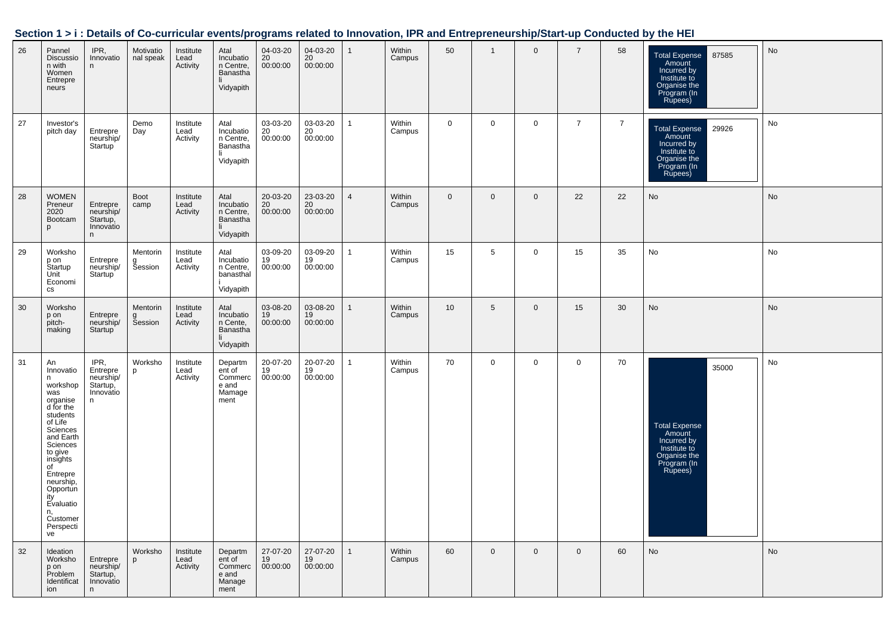## Section 1 > i : Details of Co-curricular events/programs related to Innovation, IPR and Entrepreneurship/Start-up Conducted by the HEI

| | | | | | | | | | | | | | | | | |
|---|---|---|---|---|---|---|---|---|---|---|---|---|---|---|---|---|
| 26 | Pannel Discussion with Women Entrepreneurs | IPR, Innovation | Motivational speak | Institute Lead Activity | Atal Incubation Centre, Banasthali Vidyapith | 04-03-2020 00:00:00 | 04-03-2020 00:00:00 | 1 | Within Campus | 50 | 1 | 0 | 7 | 58 | Total Expense Amount Incurred by Institute to Organise the Program (In Rupees): 87585 | No |
| 27 | Investor's pitch day | Entrepreneurship/ Startup | Demo Day | Institute Lead Activity | Atal Incubation Centre, Banasthali Vidyapith | 03-03-2020 00:00:00 | 03-03-2020 00:00:00 | 1 | Within Campus | 0 | 0 | 0 | 7 | 7 | Total Expense Amount Incurred by Institute to Organise the Program (In Rupees): 29926 | No |
| 28 | WOMEN Preneur 2020 Bootcamp | Entrepreneurship/ Startup, Innovation | Boot camp | Institute Lead Activity | Atal Incubation Centre, Banasthali Vidyapith | 20-03-2020 00:00:00 | 23-03-2020 00:00:00 | 4 | Within Campus | 0 | 0 | 0 | 22 | 22 | No | No |
| 29 | Workshop on Startup Unit Economics | Entrepreneurship/ Startup | Mentoring Session | Institute Lead Activity | Atal Incubation Centre, banasthali Vidyapith | 03-09-2019 00:00:00 | 03-09-2019 00:00:00 | 1 | Within Campus | 15 | 5 | 0 | 15 | 35 | No | No |
| 30 | Workshop on pitch-making | Entrepreneurship/ Startup | Mentoring Session | Institute Lead Activity | Atal Incubation Cente, Banasthali Vidyapith | 03-08-2019 00:00:00 | 03-08-2019 00:00:00 | 1 | Within Campus | 10 | 5 | 0 | 15 | 30 | No | No |
| 31 | An Innovation workshop was organised for the students of Life Sciences and Earth Sciences to give insights of Entrepreneurship, Opportunity Evaluation, Customer Perspective | IPR, Entrepreneurship/ Startup, Innovation | Workshop | Institute Lead Activity | Department of Commerce and Mamagement | 20-07-2019 00:00:00 | 20-07-2019 00:00:00 | 1 | Within Campus | 70 | 0 | 0 | 0 | 70 | Total Expense Amount Incurred by Institute to Organise the Program (In Rupees): 35000 | No |
| 32 | Ideation Workshop on Problem Identification | Entrepreneurship/ Startup, Innovation | Workshop | Institute Lead Activity | Department of Commerce and Management | 27-07-2019 00:00:00 | 27-07-2019 00:00:00 | 1 | Within Campus | 60 | 0 | 0 | 0 | 60 | No | No |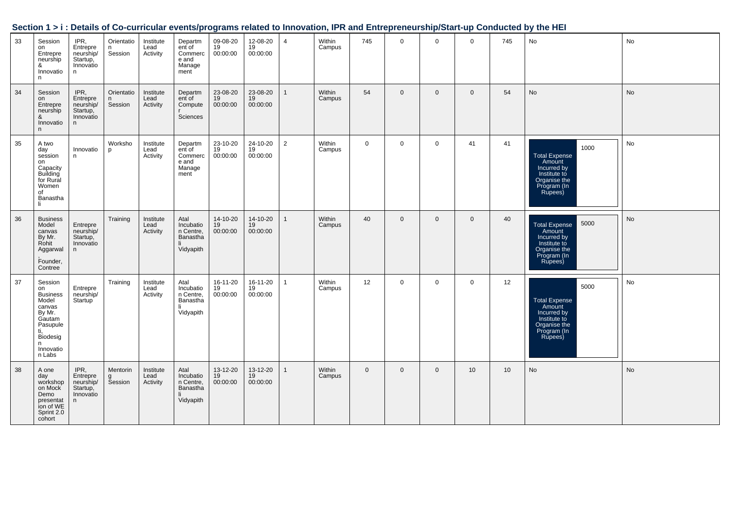## Section 1 > i : Details of Co-curricular events/programs related to Innovation, IPR and Entrepreneurship/Start-up Conducted by the HEI

| | | | | | | | | | | | | | | | | |
|---|---|---|---|---|---|---|---|---|---|---|---|---|---|---|---|---|
| 33 | Session on Entrepreneurship & Innovation | IPR, Entrepreneurship/ Startup, Innovation | Orientation Session | Institute Lead Activity | Department of Commerce and Management | 09-08-2019 00:00:00 | 12-08-2019 00:00:00 | 4 | Within Campus | 745 | 0 | 0 | 0 | 745 | No | No |
| 34 | Session on Entrepreneurship & Innovation | IPR, Entrepreneurship/ Startup, Innovation | Orientation Session | Institute Lead Activity | Department of Computer Sciences | 23-08-2019 00:00:00 | 23-08-2019 00:00:00 | 1 | Within Campus | 54 | 0 | 0 | 0 | 54 | No | No |
| 35 | A two day session on Capacity Building for Rural Women of Banasthali | Innovation | Workshop | Institute Lead Activity | Department of Commerce and Management | 23-10-2019 00:00:00 | 24-10-2019 00:00:00 | 2 | Within Campus | 0 | 0 | 0 | 41 | 41 | Total Expense Amount Incurred by Institute to Organise the Program (In Rupees): 1000 | No |
| 36 | Business Model canvas By Mr. Rohit Aggarwal, Founder, Contree | Entrepreneurship/ Startup, Innovation | Training | Institute Lead Activity | Atal Incubation Centre, Banasthali Vidyapith | 14-10-2019 00:00:00 | 14-10-2019 00:00:00 | 1 | Within Campus | 40 | 0 | 0 | 0 | 40 | Total Expense Amount Incurred by Institute to Organise the Program (In Rupees): 5000 | No |
| 37 | Session on Business Model canvas By Mr. Gautam Pasupuleti, Biodesign Innovation Labs | Entrepreneurship/ Startup | Training | Institute Lead Activity | Atal Incubation Centre, Banasthali Vidyapith | 16-11-2019 00:00:00 | 16-11-2019 00:00:00 | 1 | Within Campus | 12 | 0 | 0 | 0 | 12 | Total Expense Amount Incurred by Institute to Organise the Program (In Rupees): 5000 | No |
| 38 | A one day workshop on Mock Demo presentation of WE Sprint 2.0 cohort | IPR, Entrepreneurship/ Startup, Innovation | Mentoring Session | Institute Lead Activity | Atal Incubation Centre, Banasthali Vidyapith | 13-12-2019 00:00:00 | 13-12-2019 00:00:00 | 1 | Within Campus | 0 | 0 | 0 | 10 | 10 | No | No |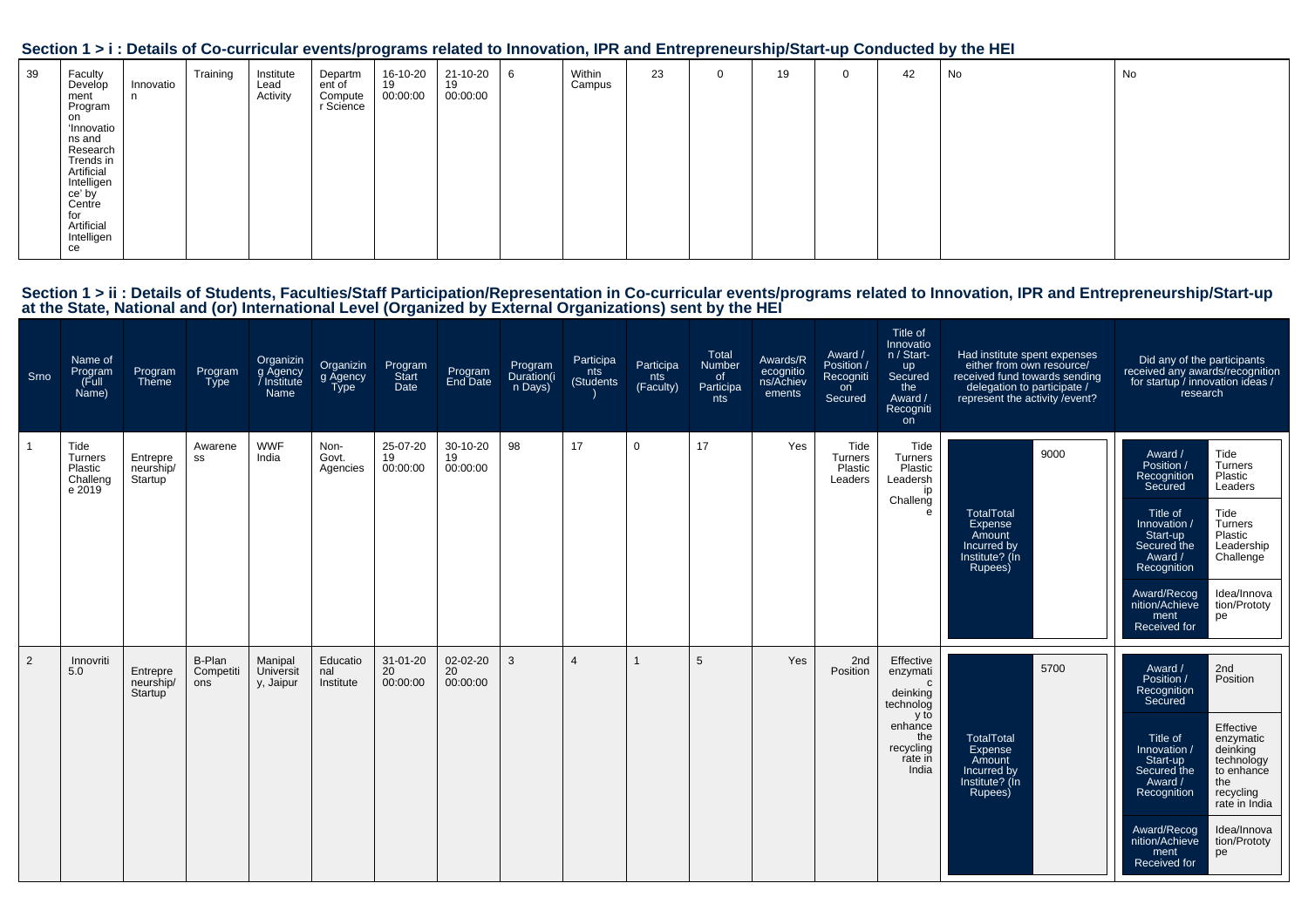## Section 1 > i : Details of Co-curricular events/programs related to Innovation, IPR and Entrepreneurship/Start-up Conducted by the HEI

| | | | | | | | | | | | | | | | | |
|---|---|---|---|---|---|---|---|---|---|---|---|---|---|---|---|---|
| 39 | Faculty Development Program on 'Innovations and Research Trends in Artificial Intelligence' by Centre for Artificial Intelligence | Innovation | Training | Institute Lead Activity | Department of Computer Science | 16-10-2019 00:00:00 | 21-10-2019 00:00:00 | 6 | Within Campus | 23 | 0 | 19 | 0 | 42 | No | No |

## Section 1 > ii : Details of Students, Faculties/Staff Participation/Representation in Co-curricular events/programs related to Innovation, IPR and Entrepreneurship/Start-up at the State, National and (or) International Level (Organized by External Organizations) sent by the HEI

| Srno | Name of Program (Full Name) | Program Theme | Program Type | Organizing Agency / Institute Name | Organizing Agency Type | Program Start Date | Program End Date | Program Duration(in Days) | Participants (Students) | Participants (Faculty) | Total Number of Participants | Awards/Recognitions/Achievements | Award / Position / Recognition Secured | Title of Innovation / Start-up Secured the Award / Recognition | Had institute spent expenses either from own resource/ received fund towards sending delegation to participate / represent the activity /event? | Did any of the participants received any awards/recognition for startup / innovation ideas / research |
|---|---|---|---|---|---|---|---|---|---|---|---|---|---|---|---|---|
| 1 | Tide Turners Plastic Challenge 2019 | Entrepreneurship/ Startup | Awareness | WWF India | Non-Govt. Agencies | 25-07-2019 00:00:00 | 30-10-2019 00:00:00 | 98 | 17 | 0 | 17 | Yes | Tide Turners Plastic Leaders | Tide Turners Plastic Leadership Challenge | TotalTotal Expense Amount Incurred by Institute? (In Rupees): 9000 | Award / Position / Recognition Secured: Tide Turners Plastic Leaders; Title of Innovation / Start-up Secured the Award / Recognition: Tide Turners Plastic Leadership Challenge; Award/Recognition/Achievement Received for: Idea/Innovation/Prototype |
| 2 | Innovriti 5.0 | Entrepreneurship/ Startup | B-Plan Competitions | Manipal University, Jaipur | Educational Institute | 31-01-2020 00:00:00 | 02-02-2020 00:00:00 | 3 | 4 | 1 | 5 | Yes | 2nd Position | Effective enzymatic deinking technology to enhance the recycling rate in India | TotalTotal Expense Amount Incurred by Institute? (In Rupees): 5700 | Award / Position / Recognition Secured: 2nd Position; Title of Innovation / Start-up Secured the Award / Recognition: Effective enzymatic deinking technology to enhance the recycling rate in India; Award/Recognition/Achievement Received for: Idea/Innovation/Prototype |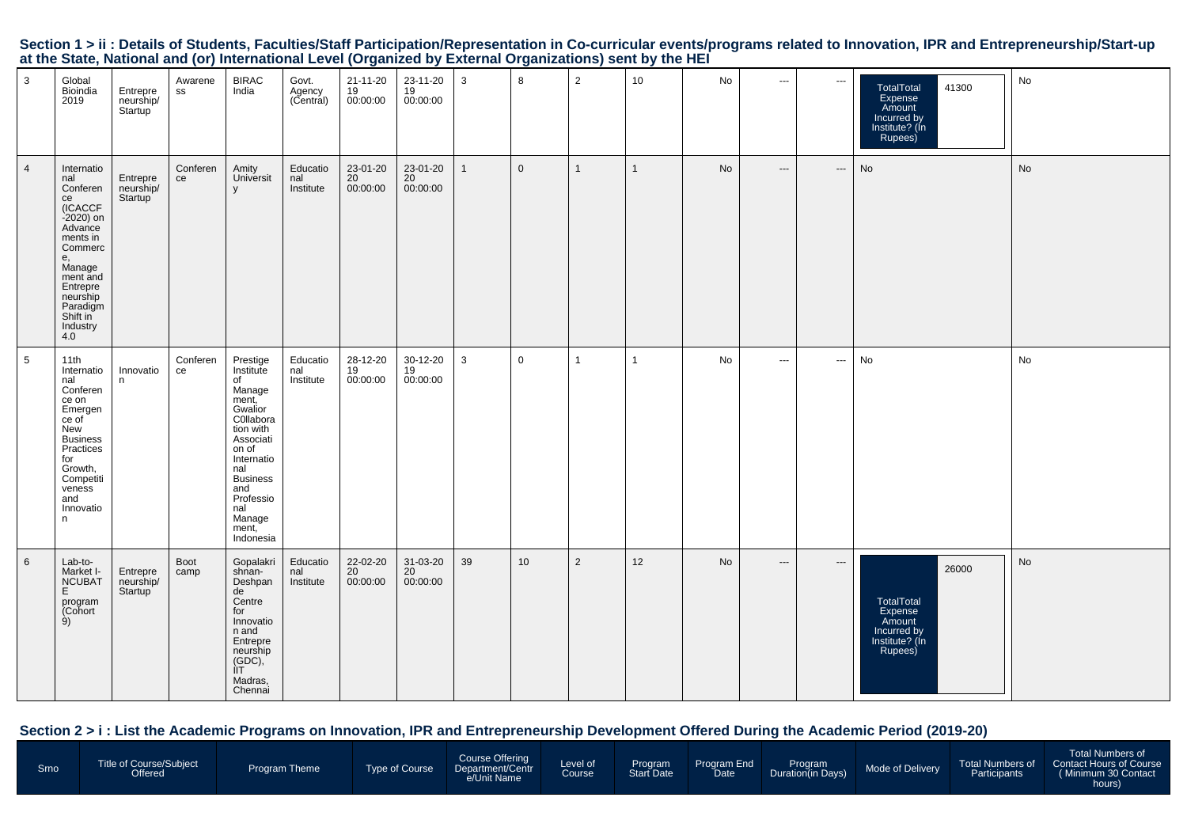## Section 1 > ii : Details of Students, Faculties/Staff Participation/Representation in Co-curricular events/programs related to Innovation, IPR and Entrepreneurship/Start-up at the State, National and (or) International Level (Organized by External Organizations) sent by the HEI

| | | | | | | | | | | | | | | | | |
|---|---|---|---|---|---|---|---|---|---|---|---|---|---|---|---|---|
| 3 | Global Bioindia 2019 | Entrepreneurship/ Startup | Awareness | BIRAC India | Govt. Agency (Central) | 21-11-2019 00:00:00 | 23-11-2019 00:00:00 | 3 | 8 | 2 | 10 | No | --- | --- | TotalTotal Expense Amount Incurred by Institute? (In Rupees) 41300 | No |
| 4 | International Conference (ICACCF -2020) on Advancements in Commerce, Management and Entrepreneurship Paradigm Shift in Industry 4.0 | Entrepreneurship/ Startup | Conference | Amity University | Educational Institute | 23-01-2020 00:00:00 | 23-01-2020 00:00:00 | 1 | 0 | 1 | 1 | No | --- | --- | No | No |
| 5 | 11th International Conference on Emergence of New Business Practices for Growth, Competitiveness and Innovation | Innovation | Conference | Prestige Institute of Management, Gwalior C0llaboration with Association of International Business and Professional Management, Indonesia | Educational Institute | 28-12-2019 00:00:00 | 30-12-2019 00:00:00 | 3 | 0 | 1 | 1 | No | --- | --- | No | No |
| 6 | Lab-to-Market I-NCUBATE program (Cohort 9) | Entrepreneurship/ Startup | Boot camp | Gopalakrishnan-Deshpande Centre for Innovation and Entrepreneurship (GDC), IIT Madras, Chennai | Educational Institute | 22-02-2020 00:00:00 | 31-03-2020 00:00:00 | 39 | 10 | 2 | 12 | No | --- | --- | TotalTotal Expense Amount Incurred by Institute? (In Rupees) 26000 | No |

## Section 2 > i : List the Academic Programs on Innovation, IPR and Entrepreneurship Development Offered During the Academic Period (2019-20)

| Srno | Title of Course/Subject Offered | Program Theme | Type of Course | Course Offering Department/Centre/Unit Name | Level of Course | Program Start Date | Program End Date | Program Duration(in Days) | Mode of Delivery | Total Numbers of Participants | Total Numbers of Contact Hours of Course (Minimum 30 Contact hours) |
|---|---|---|---|---|---|---|---|---|---|---|---|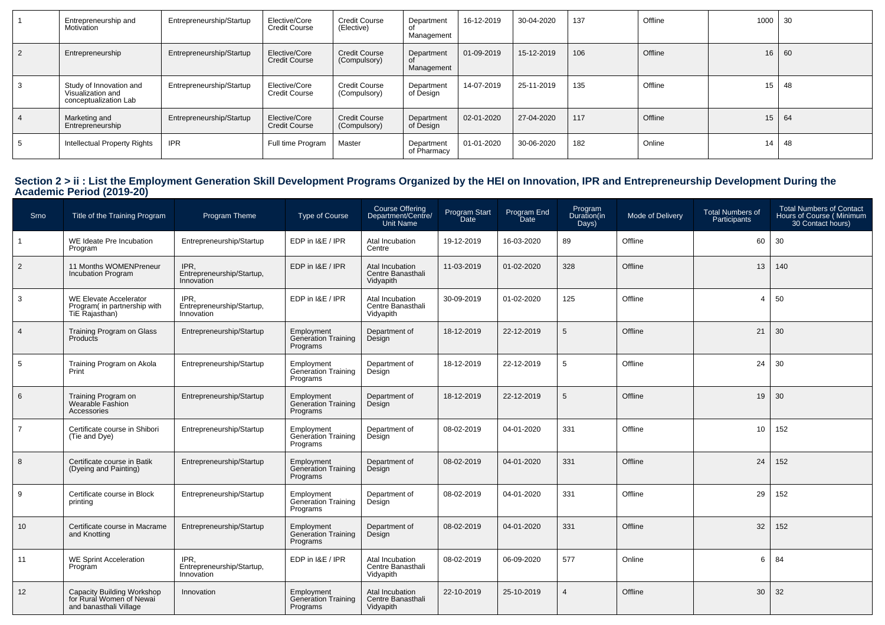| 1 | Entrepreneurship and Motivation | Entrepreneurship/Startup | Elective/Core Credit Course | Credit Course (Elective) | Department of Management | 16-12-2019 | 30-04-2020 | 137 | Offline | 1000 | 30 |
|---|---|---|---|---|---|---|---|---|---|---|---|
| 2 | Entrepreneurship | Entrepreneurship/Startup | Elective/Core Credit Course | Credit Course (Compulsory) | Department of Management | 01-09-2019 | 15-12-2019 | 106 | Offline | 16 | 60 |
| 3 | Study of Innovation and Visualization and conceptualization Lab | Entrepreneurship/Startup | Elective/Core Credit Course | Credit Course (Compulsory) | Department of Design | 14-07-2019 | 25-11-2019 | 135 | Offline | 15 | 48 |
| 4 | Marketing and Entrepreneurship | Entrepreneurship/Startup | Elective/Core Credit Course | Credit Course (Compulsory) | Department of Design | 02-01-2020 | 27-04-2020 | 117 | Offline | 15 | 64 |
| 5 | Intellectual Property Rights | IPR | Full time Program | Master | Department of Pharmacy | 01-01-2020 | 30-06-2020 | 182 | Online | 14 | 48 |

## Section 2 > ii : List the Employment Generation Skill Development Programs Organized by the HEI on Innovation, IPR and Entrepreneurship Development During the Academic Period (2019-20)

| Srno | Title of the Training Program | Program Theme | Type of Course | Course Offering Department/Centre/ Unit Name | Program Start Date | Program End Date | Program Duration(in Days) | Mode of Delivery | Total Numbers of Participants | Total Numbers of Contact Hours of Course ( Minimum 30 Contact hours) |
|---|---|---|---|---|---|---|---|---|---|---|
| 1 | WE Ideate Pre Incubation Program | Entrepreneurship/Startup | EDP in I&E / IPR | Atal Incubation Centre | 19-12-2019 | 16-03-2020 | 89 | Offline | 60 | 30 |
| 2 | 11 Months WOMENPreneur Incubation Program | IPR, Entrepreneurship/Startup, Innovation | EDP in I&E / IPR | Atal Incubation Centre Banasthali Vidyapith | 11-03-2019 | 01-02-2020 | 328 | Offline | 13 | 140 |
| 3 | WE Elevate Accelerator Program( in partnership with TiE Rajasthan) | IPR, Entrepreneurship/Startup, Innovation | EDP in I&E / IPR | Atal Incubation Centre Banasthali Vidyapith | 30-09-2019 | 01-02-2020 | 125 | Offline | 4 | 50 |
| 4 | Training Program on Glass Products | Entrepreneurship/Startup | Employment Generation Training Programs | Department of Design | 18-12-2019 | 22-12-2019 | 5 | Offline | 21 | 30 |
| 5 | Training Program on Akola Print | Entrepreneurship/Startup | Employment Generation Training Programs | Department of Design | 18-12-2019 | 22-12-2019 | 5 | Offline | 24 | 30 |
| 6 | Training Program on Wearable Fashion Accessories | Entrepreneurship/Startup | Employment Generation Training Programs | Department of Design | 18-12-2019 | 22-12-2019 | 5 | Offline | 19 | 30 |
| 7 | Certificate course in Shibori (Tie and Dye) | Entrepreneurship/Startup | Employment Generation Training Programs | Department of Design | 08-02-2019 | 04-01-2020 | 331 | Offline | 10 | 152 |
| 8 | Certificate course in Batik (Dyeing and Painting) | Entrepreneurship/Startup | Employment Generation Training Programs | Department of Design | 08-02-2019 | 04-01-2020 | 331 | Offline | 24 | 152 |
| 9 | Certificate course in Block printing | Entrepreneurship/Startup | Employment Generation Training Programs | Department of Design | 08-02-2019 | 04-01-2020 | 331 | Offline | 29 | 152 |
| 10 | Certificate course in Macrame and Knotting | Entrepreneurship/Startup | Employment Generation Training Programs | Department of Design | 08-02-2019 | 04-01-2020 | 331 | Offline | 32 | 152 |
| 11 | WE Sprint Acceleration Program | IPR, Entrepreneurship/Startup, Innovation | EDP in I&E / IPR | Atal Incubation Centre Banasthali Vidyapith | 08-02-2019 | 06-09-2020 | 577 | Online | 6 | 84 |
| 12 | Capacity Building Workshop for Rural Women of Newai and banasthali Village | Innovation | Employment Generation Training Programs | Atal Incubation Centre Banasthali Vidyapith | 22-10-2019 | 25-10-2019 | 4 | Offline | 30 | 32 |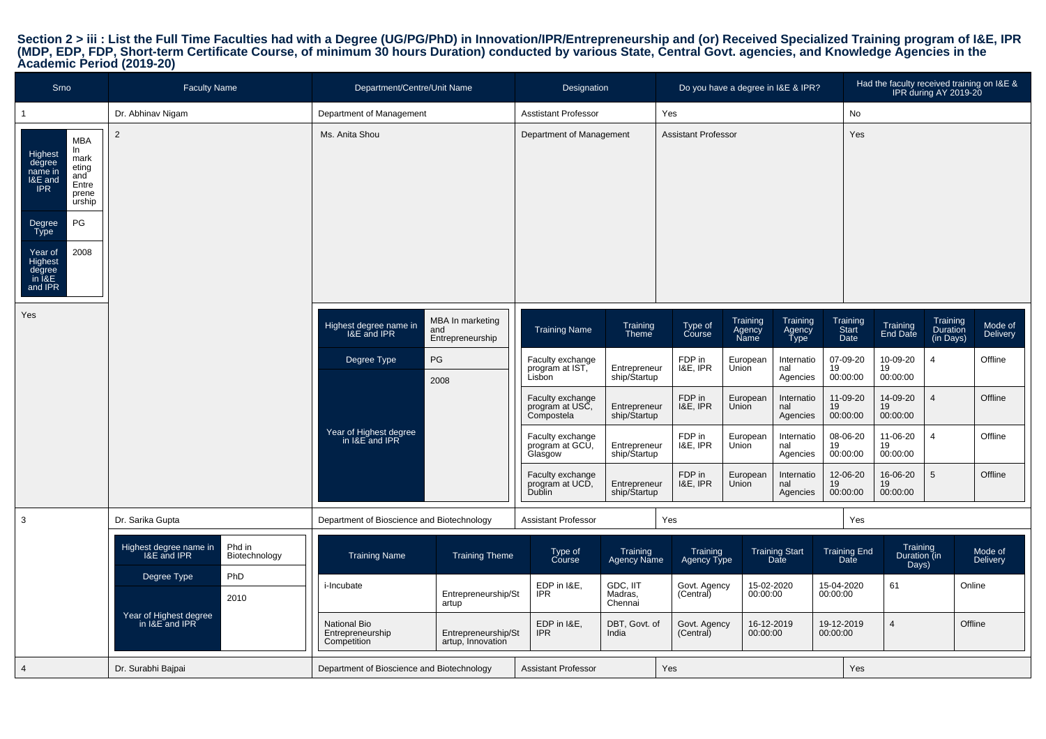**Section 2 > iii : List the Full Time Faculties had with a Degree (UG/PG/PhD) in Innovation/IPR/Entrepreneurship and (or) Received Specialized Training program of I&E, IPR (MDP, EDP, FDP, Short-term Certificate Course, of minimum 30 hours Duration) conducted by various State, Central Govt. agencies, and Knowledge Agencies in the Academic Period (2019-20)**

| Srno | Faculty Name | Department/Centre/Unit Name | Designation | Do you have a degree in I&E & IPR? | Had the faculty received training on I&E & IPR during AY 2019-20 |
|---|---|---|---|---|---|
| 1 | Dr. Abhinav Nigam | Department of Management | Asstistant Professor | Yes | No |
| 2 | Ms. Anita Shou | Department of Management | Assistant Professor | Yes | Yes |
| 3 | Dr. Sarika Gupta | Department of Bioscience and Biotechnology | Assistant Professor | Yes | Yes |
| 4 | Dr. Surabhi Bajpai | Department of Bioscience and Biotechnology | Assistant Professor | Yes | Yes |

**Dr. Abhinav Nigam**

| Highest degree name in I&E and IPR | MBA In marketing and Entrepreneurship |
|---|---|
| Degree Type | PG |
| Year of Highest degree in I&E and IPR | 2008 |

**Ms. Anita Shou**

| Highest degree name in I&E and IPR | MBA In marketing and Entrepreneurship |
|---|---|
| Degree Type | PG |
| Year of Highest degree in I&E and IPR | 2008 |

| Training Name | Training Theme | Type of Course | Training Agency Name | Training Agency Type | Training Start Date | Training End Date | Training Duration (in Days) | Mode of Delivery |
|---|---|---|---|---|---|---|---|---|
| Faculty exchange program at IST, Lisbon | Entrepreneurship/Startup | FDP in I&E, IPR | European Union | International Agencies | 07-09-2019 00:00:00 | 10-09-2019 00:00:00 | 4 | Offline |
| Faculty exchange program at USC, Compostela | Entrepreneurship/Startup | FDP in I&E, IPR | European Union | International Agencies | 11-09-2019 00:00:00 | 14-09-2019 00:00:00 | 4 | Offline |
| Faculty exchange program at GCU, Glasgow | Entrepreneurship/Startup | FDP in I&E, IPR | European Union | International Agencies | 08-06-2019 00:00:00 | 11-06-2019 00:00:00 | 4 | Offline |
| Faculty exchange program at UCD, Dublin | Entrepreneurship/Startup | FDP in I&E, IPR | European Union | International Agencies | 12-06-2019 00:00:00 | 16-06-2019 00:00:00 | 5 | Offline |

**Dr. Sarika Gupta**

| Highest degree name in I&E and IPR | Phd in Biotechnology |
|---|---|
| Degree Type | PhD |
| Year of Highest degree in I&E and IPR | 2010 |

| Training Name | Training Theme | Type of Course | Training Agency Name | Training Agency Type | Training Start Date | Training End Date | Training Duration (in Days) | Mode of Delivery |
|---|---|---|---|---|---|---|---|---|
| i-Incubate | Entrepreneurship/Startup | EDP in I&E, IPR | GDC, IIT Madras, Chennai | Govt. Agency (Central) | 15-02-2020 00:00:00 | 15-04-2020 00:00:00 | 61 | Online |
| National Bio Entrepreneurship Competition | Entrepreneurship/Startup, Innovation | EDP in I&E, IPR | DBT, Govt. of India | Govt. Agency (Central) | 16-12-2019 00:00:00 | 19-12-2019 00:00:00 | 4 | Offline |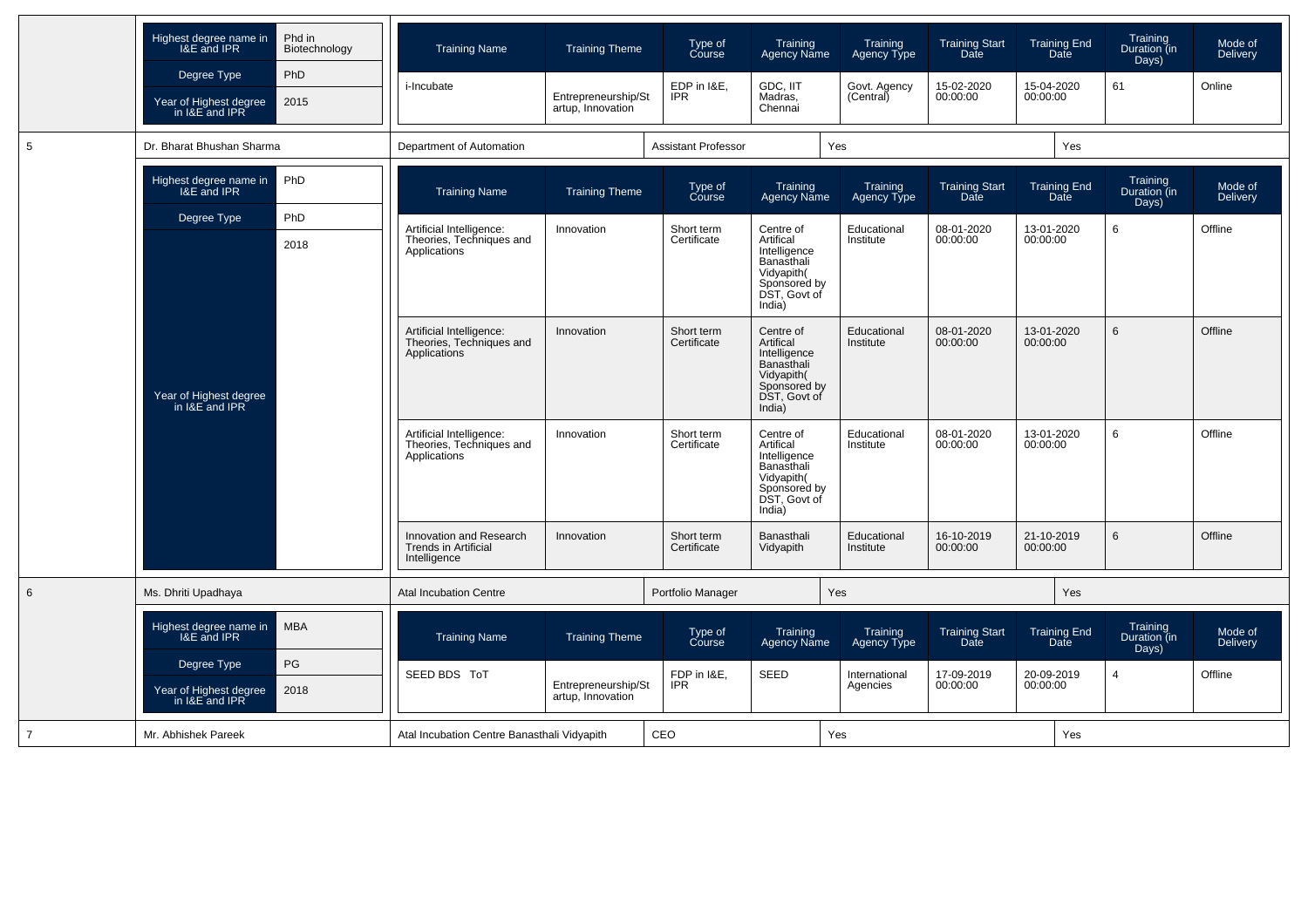| | | |
|---|---|---|
| Highest degree name in I&E and IPR | Phd in Biotechnology | |
| Degree Type | PhD | |
| Year of Highest degree in I&E and IPR | 2015 | |

| Training Name | Training Theme | Type of Course | Training Agency Name | Training Agency Type | Training Start Date | Training End Date | Training Duration (in Days) | Mode of Delivery |
|---|---|---|---|---|---|---|---|---|
| i-Incubate | Entrepreneurship/Startup, Innovation | EDP in I&E, IPR | GDC, IIT Madras, Chennai | Govt. Agency (Central) | 15-02-2020 00:00:00 | 15-04-2020 00:00:00 | 61 | Online |

| 5 | Dr. Bharat Bhushan Sharma | Department of Automation | Assistant Professor | Yes | Yes |
|---|---|---|---|---|---|

| | |
|---|---|
| Highest degree name in I&E and IPR | PhD |
| Degree Type | PhD |
| Year of Highest degree in I&E and IPR | 2018 |

| Training Name | Training Theme | Type of Course | Training Agency Name | Training Agency Type | Training Start Date | Training End Date | Training Duration (in Days) | Mode of Delivery |
|---|---|---|---|---|---|---|---|---|
| Artificial Intelligence: Theories, Techniques and Applications | Innovation | Short term Certificate | Centre of Artifical Intelligence Banasthali Vidyapith( Sponsored by DST, Govt of India) | Educational Institute | 08-01-2020 00:00:00 | 13-01-2020 00:00:00 | 6 | Offline |
| Artificial Intelligence: Theories, Techniques and Applications | Innovation | Short term Certificate | Centre of Artifical Intelligence Banasthali Vidyapith( Sponsored by DST, Govt of India) | Educational Institute | 08-01-2020 00:00:00 | 13-01-2020 00:00:00 | 6 | Offline |
| Artificial Intelligence: Theories, Techniques and Applications | Innovation | Short term Certificate | Centre of Artifical Intelligence Banasthali Vidyapith( Sponsored by DST, Govt of India) | Educational Institute | 08-01-2020 00:00:00 | 13-01-2020 00:00:00 | 6 | Offline |
| Innovation and Research Trends in Artificial Intelligence | Innovation | Short term Certificate | Banasthali Vidyapith | Educational Institute | 16-10-2019 00:00:00 | 21-10-2019 00:00:00 | 6 | Offline |

| 6 | Ms. Dhriti Upadhaya | Atal Incubation Centre | Portfolio Manager | Yes | Yes |
|---|---|---|---|---|---|

| | |
|---|---|
| Highest degree name in I&E and IPR | MBA |
| Degree Type | PG |
| Year of Highest degree in I&E and IPR | 2018 |

| Training Name | Training Theme | Type of Course | Training Agency Name | Training Agency Type | Training Start Date | Training End Date | Training Duration (in Days) | Mode of Delivery |
|---|---|---|---|---|---|---|---|---|
| SEED BDS ToT | Entrepreneurship/Startup, Innovation | FDP in I&E, IPR | SEED | International Agencies | 17-09-2019 00:00:00 | 20-09-2019 00:00:00 | 4 | Offline |

| 7 | Mr. Abhishek Pareek | Atal Incubation Centre Banasthali Vidyapith | CEO | Yes | Yes |
|---|---|---|---|---|---|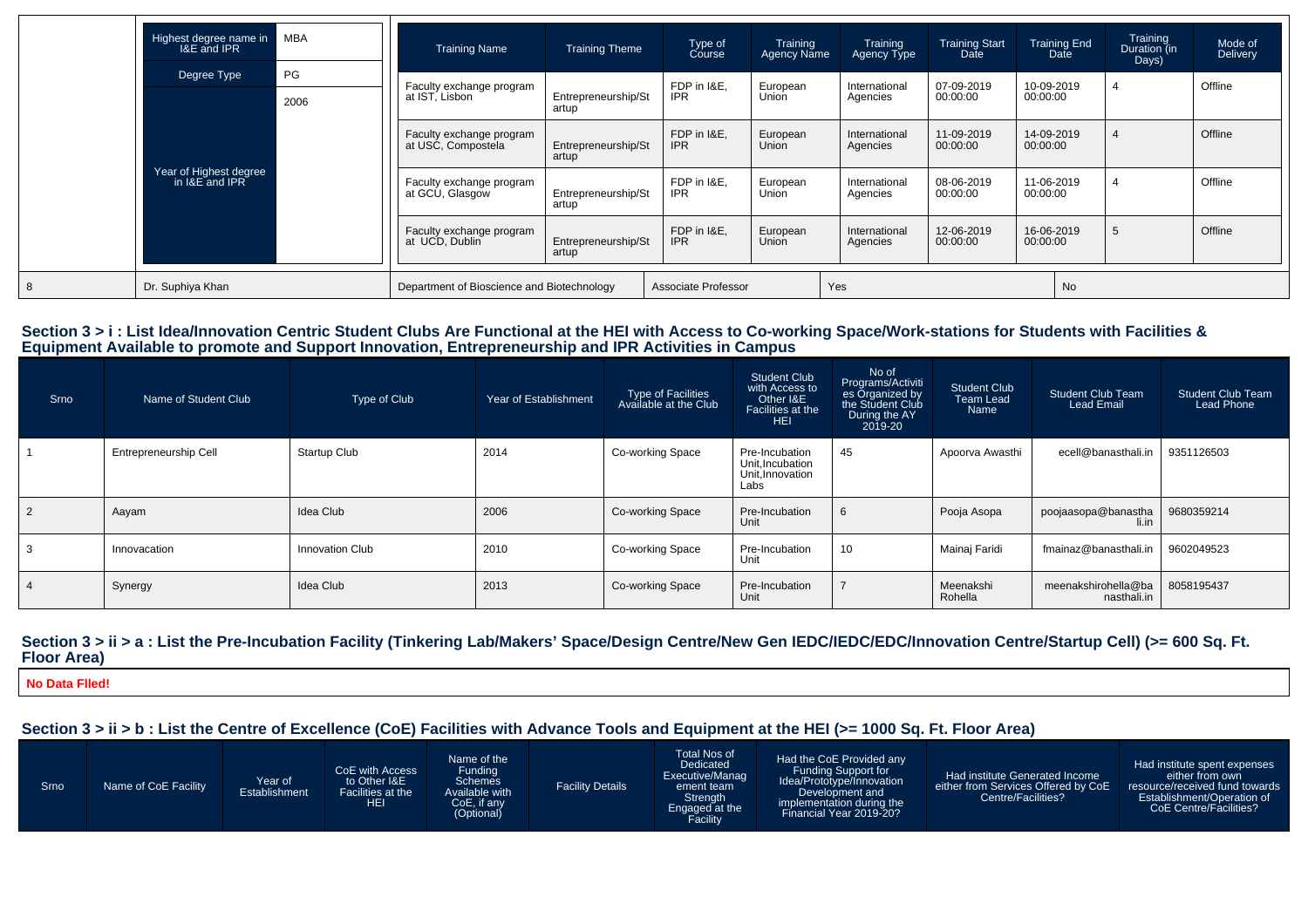| Highest degree name in I&E and IPR | MBA |
|---|---|
| Degree Type | PG |
| Year of Highest degree in I&E and IPR | 2006 |

| Training Name | Training Theme | Type of Course | Training Agency Name | Training Agency Type | Training Start Date | Training End Date | Training Duration (in Days) | Mode of Delivery |
|---|---|---|---|---|---|---|---|---|
| Faculty exchange program at IST, Lisbon | Entrepreneurship/Startup | FDP in I&E, IPR | European Union | International Agencies | 07-09-2019 00:00:00 | 10-09-2019 00:00:00 | 4 | Offline |
| Faculty exchange program at USC, Compostela | Entrepreneurship/Startup | FDP in I&E, IPR | European Union | International Agencies | 11-09-2019 00:00:00 | 14-09-2019 00:00:00 | 4 | Offline |
| Faculty exchange program at GCU, Glasgow | Entrepreneurship/Startup | FDP in I&E, IPR | European Union | International Agencies | 08-06-2019 00:00:00 | 11-06-2019 00:00:00 | 4 | Offline |
| Faculty exchange program at UCD, Dublin | Entrepreneurship/Startup | FDP in I&E, IPR | European Union | International Agencies | 12-06-2019 00:00:00 | 16-06-2019 00:00:00 | 5 | Offline |

| 8 | Dr. Suphiya Khan | Department of Bioscience and Biotechnology | Associate Professor | Yes | No |
|---|---|---|---|---|---|

## Section 3 > i : List Idea/Innovation Centric Student Clubs Are Functional at the HEI with Access to Co-working Space/Work-stations for Students with Facilities & Equipment Available to promote and Support Innovation, Entrepreneurship and IPR Activities in Campus

| Srno | Name of Student Club | Type of Club | Year of Establishment | Type of Facilities Available at the Club | Student Club with Access to Other I&E Facilities at the HEI | No of Programs/Activities Organized by the Student Club During the AY 2019-20 | Student Club Team Lead Name | Student Club Team Lead Email | Student Club Team Lead Phone |
|---|---|---|---|---|---|---|---|---|---|
| 1 | Entrepreneurship Cell | Startup Club | 2014 | Co-working Space | Pre-Incubation Unit,Incubation Unit,Innovation Labs | 45 | Apoorva Awasthi | ecell@banasthali.in | 9351126503 |
| 2 | Aayam | Idea Club | 2006 | Co-working Space | Pre-Incubation Unit | 6 | Pooja Asopa | poojaasopa@banasthali.in | 9680359214 |
| 3 | Innovacation | Innovation Club | 2010 | Co-working Space | Pre-Incubation Unit | 10 | Mainaj Faridi | fmainaz@banasthali.in | 9602049523 |
| 4 | Synergy | Idea Club | 2013 | Co-working Space | Pre-Incubation Unit | 7 | Meenakshi Rohella | meenakshirohella@banasthali.in | 8058195437 |

## Section 3 > ii > a : List the Pre-Incubation Facility (Tinkering Lab/Makers' Space/Design Centre/New Gen IEDC/IEDC/EDC/Innovation Centre/Startup Cell) (>= 600 Sq. Ft. Floor Area)

**No Data FIled!**

## Section 3 > ii > b : List the Centre of Excellence (CoE) Facilities with Advance Tools and Equipment at the HEI (>= 1000 Sq. Ft. Floor Area)

| Srno | Name of CoE Facility | Year of Establishment | CoE with Access to Other I&E Facilities at the HEI | Name of the Funding Schemes Available with CoE, if any (Optional) | Facility Details | Total Nos of Dedicated Executive/Management team Strength Engaged at the Facility | Had the CoE Provided any Funding Support for Idea/Prototype/Innovation Development and implementation during the Financial Year 2019-20? | Had institute Generated Income either from Services Offered by CoE Centre/Facilities? | Had institute spent expenses either from own resource/received fund towards Establishment/Operation of CoE Centre/Facilities? |
|---|---|---|---|---|---|---|---|---|---|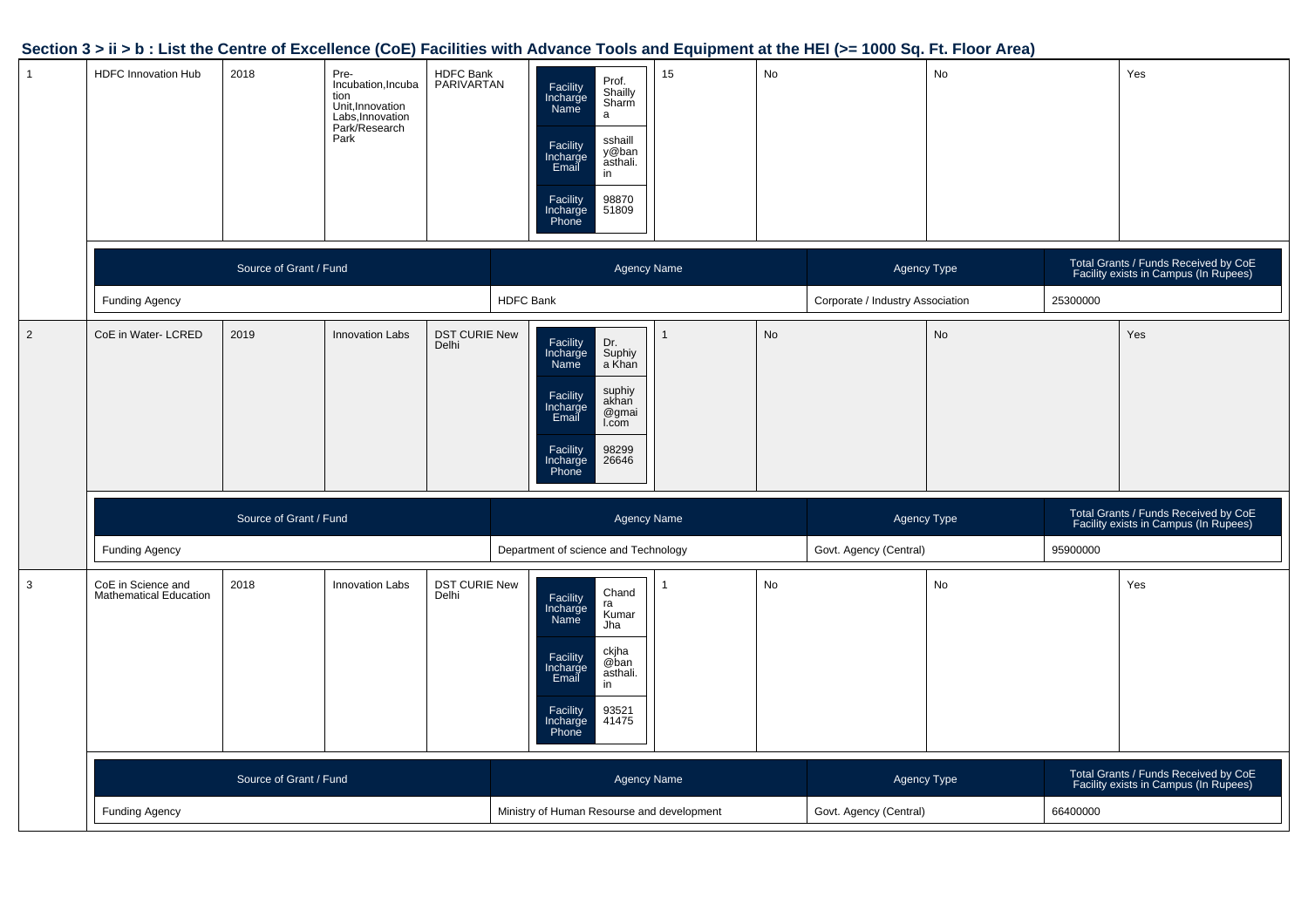## Section 3 > ii > b : List the Centre of Excellence (CoE) Facilities with Advance Tools and Equipment at the HEI (>= 1000 Sq. Ft. Floor Area)

| | | | | | | | | | |
|---|---|---|---|---|---|---|---|---|---|
| 1 | HDFC Innovation Hub | 2018 | Pre-Incubation,Incubation Unit,Innovation Labs,Innovation Park/Research Park | HDFC Bank PARIVARTAN | Facility Incharge Name: Prof. Shailly Sharma<br>Facility Incharge Email: sshailly@banasthali.in<br>Facility Incharge Phone: 9887051809 | 15 | No | No | Yes |

| Source of Grant / Fund | Agency Name | Agency Type | Total Grants / Funds Received by CoE Facility exists in Campus (In Rupees) |
|---|---|---|---|
| Funding Agency | HDFC Bank | Corporate / Industry Association | 25300000 |

| | | | | | | | | | |
|---|---|---|---|---|---|---|---|---|---|
| 2 | CoE in Water- LCRED | 2019 | Innovation Labs | DST CURIE New Delhi | Facility Incharge Name: Dr. Suphiya Khan<br>Facility Incharge Email: suphiyakhan@gmail.com<br>Facility Incharge Phone: 9829926646 | 1 | No | No | Yes |

| Source of Grant / Fund | Agency Name | Agency Type | Total Grants / Funds Received by CoE Facility exists in Campus (In Rupees) |
|---|---|---|---|
| Funding Agency | Department of science and Technology | Govt. Agency (Central) | 95900000 |

| | | | | | | | | | |
|---|---|---|---|---|---|---|---|---|---|
| 3 | CoE in Science and Mathematical Education | 2018 | Innovation Labs | DST CURIE New Delhi | Facility Incharge Name: Chandra Kumar Jha<br>Facility Incharge Email: ckjha@banasthali.in<br>Facility Incharge Phone: 9352141475 | 1 | No | No | Yes |

| Source of Grant / Fund | Agency Name | Agency Type | Total Grants / Funds Received by CoE Facility exists in Campus (In Rupees) |
|---|---|---|---|
| Funding Agency | Ministry of Human Resourse and development | Govt. Agency (Central) | 66400000 |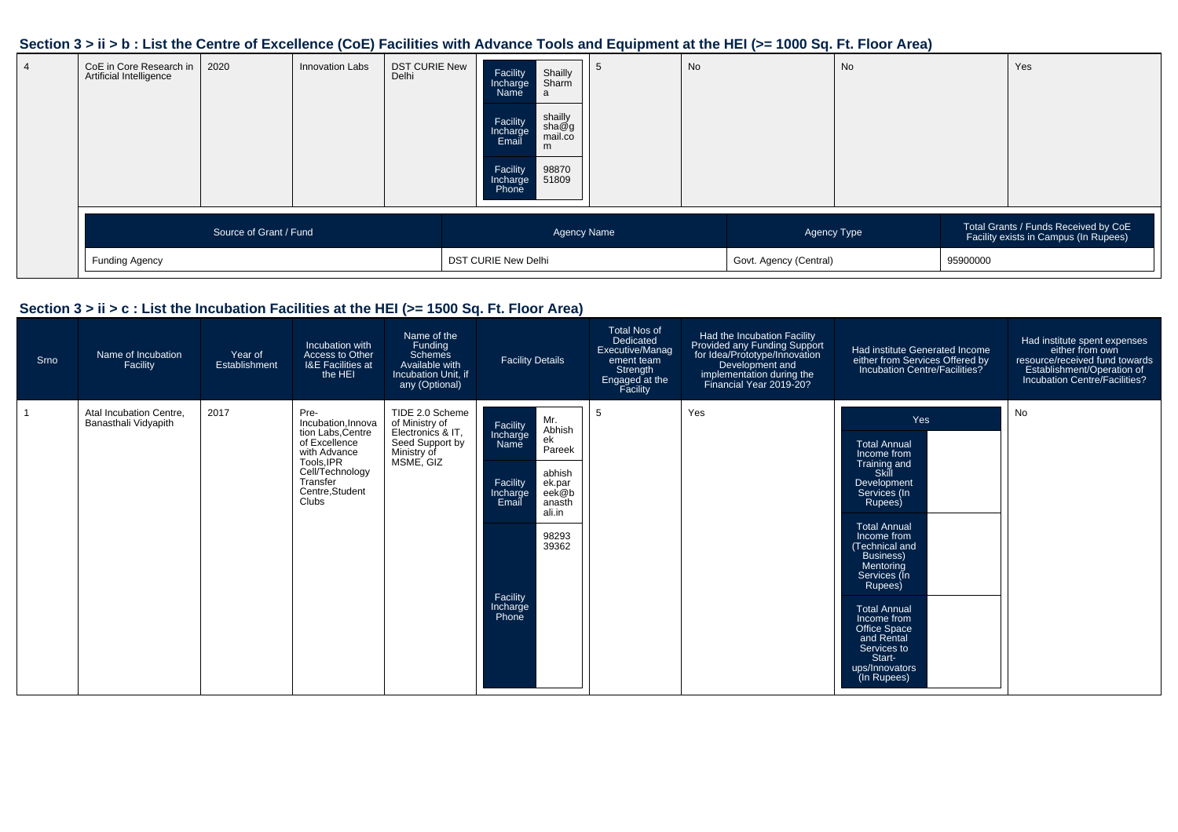## Section 3 > ii > b : List the Centre of Excellence (CoE) Facilities with Advance Tools and Equipment at the HEI (>= 1000 Sq. Ft. Floor Area)

| | | | | | | | | | |
|---|---|---|---|---|---|---|---|---|---|
| 4 | CoE in Core Research in Artificial Intelligence | 2020 | Innovation Labs | DST CURIE New Delhi | Facility Incharge Name: Shailly Sharma<br>Facility Incharge Email: shailly sha@gmail.com<br>Facility Incharge Phone: 9887051809 | 5 | No | No | Yes |

| Source of Grant / Fund | Agency Name | Agency Type | Total Grants / Funds Received by CoE Facility exists in Campus (In Rupees) |
|---|---|---|---|
| Funding Agency | DST CURIE New Delhi | Govt. Agency (Central) | 95900000 |

## Section 3 > ii > c : List the Incubation Facilities at the HEI (>= 1500 Sq. Ft. Floor Area)

| Srno | Name of Incubation Facility | Year of Establishment | Incubation with Access to Other I&E Facilities at the HEI | Name of the Funding Schemes Available with Incubation Unit, if any (Optional) | Facility Details | Total Nos of Dedicated Executive/Management team Strength Engaged at the Facility | Had the Incubation Facility Provided any Funding Support for Idea/Prototype/Innovation Development and implementation during the Financial Year 2019-20? | Had institute Generated Income either from Services Offered by Incubation Centre/Facilities? | Had institute spent expenses either from own resource/received fund towards Establishment/Operation of Incubation Centre/Facilities? |
|---|---|---|---|---|---|---|---|---|---|
| 1 | Atal Incubation Centre, Banasthali Vidyapith | 2017 | Pre-Incubation,Innovation Labs,Centre of Excellence with Advance Tools,IPR Cell/Technology Transfer Centre,Student Clubs | TIDE 2.0 Scheme of Ministry of Electronics & IT, Seed Support by Ministry of MSME, GIZ | Facility Incharge Name: Mr. Abhishek Pareek<br>Facility Incharge Email: abhishek.pareek@banasthali.in<br>Facility Incharge Phone: 9829339362 | 5 | Yes | Yes<br>Total Annual Income from Training and Skill Development Services (In Rupees):<br>Total Annual Income from (Technical and Business) Mentoring Services (In Rupees):<br>Total Annual Income from Office Space and Rental Services to Start-ups/Innovators (In Rupees): | No |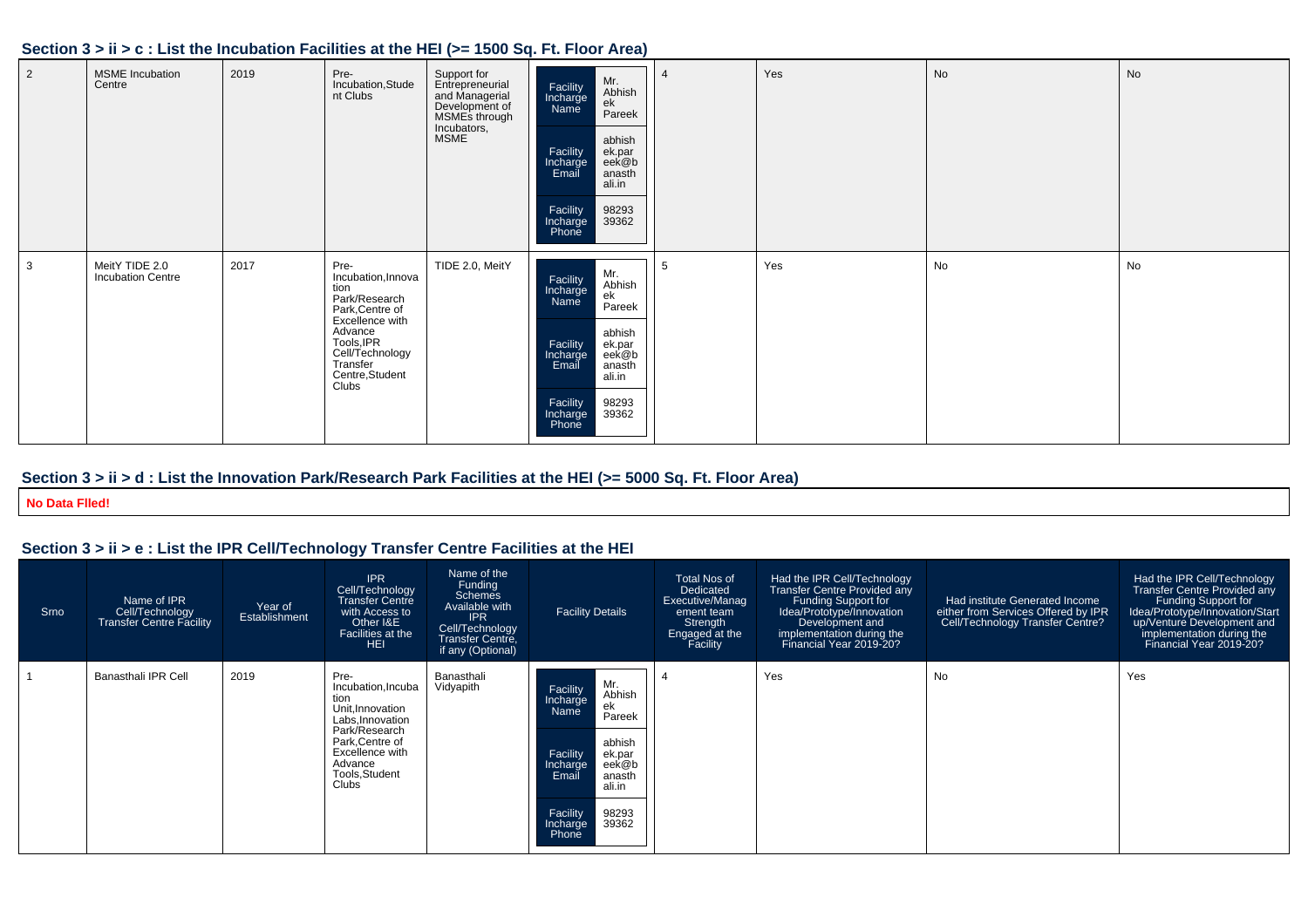### Section 3 > ii > c : List the Incubation Facilities at the HEI (>= 1500 Sq. Ft. Floor Area)

| | | | | | | | | | |
|---|---|---|---|---|---|---|---|---|---|
| 2 | MSME Incubation Centre | 2019 | Pre-Incubation,Student Clubs | Support for Entrepreneurial and Managerial Development of MSMEs through Incubators, MSME | Facility Incharge Name: Mr. Abhishek Pareek<br>Facility Incharge Email: abhishek.pareek@banasthali.in<br>Facility Incharge Phone: 9829339362 | 4 | Yes | No | No |
| 3 | MeitY TIDE 2.0 Incubation Centre | 2017 | Pre-Incubation,Innovation Park/Research Park,Centre of Excellence with Advance Tools,IPR Cell/Technology Transfer Centre,Student Clubs | TIDE 2.0, MeitY | Facility Incharge Name: Mr. Abhishek Pareek<br>Facility Incharge Email: abhishek.pareek@banasthali.in<br>Facility Incharge Phone: 9829339362 | 5 | Yes | No | No |

### Section 3 > ii > d : List the Innovation Park/Research Park Facilities at the HEI (>= 5000 Sq. Ft. Floor Area)

**No Data FIled!**

### Section 3 > ii > e : List the IPR Cell/Technology Transfer Centre Facilities at the HEI

| Srno | Name of IPR Cell/Technology Transfer Centre Facility | Year of Establishment | IPR Cell/Technology Transfer Centre with Access to Other I&E Facilities at the HEI | Name of the Funding Schemes Available with IPR Cell/Technology Transfer Centre, if any (Optional) | Facility Details | Total Nos of Dedicated Executive/Management team Strength Engaged at the Facility | Had the IPR Cell/Technology Transfer Centre Provided any Funding Support for Idea/Prototype/Innovation Development and implementation during the Financial Year 2019-20? | Had institute Generated Income either from Services Offered by IPR Cell/Technology Transfer Centre? | Had the IPR Cell/Technology Transfer Centre Provided any Funding Support for Idea/Prototype/Innovation/Startup/Venture Development and implementation during the Financial Year 2019-20? |
|---|---|---|---|---|---|---|---|---|---|
| 1 | Banasthali IPR Cell | 2019 | Pre-Incubation,Incubation Unit,Innovation Labs,Innovation Park/Research Park,Centre of Excellence with Advance Tools,Student Clubs | Banasthali Vidyapith | Facility Incharge Name: Mr. Abhishek Pareek<br>Facility Incharge Email: abhishek.pareek@banasthali.in<br>Facility Incharge Phone: 9829339362 | 4 | Yes | No | Yes |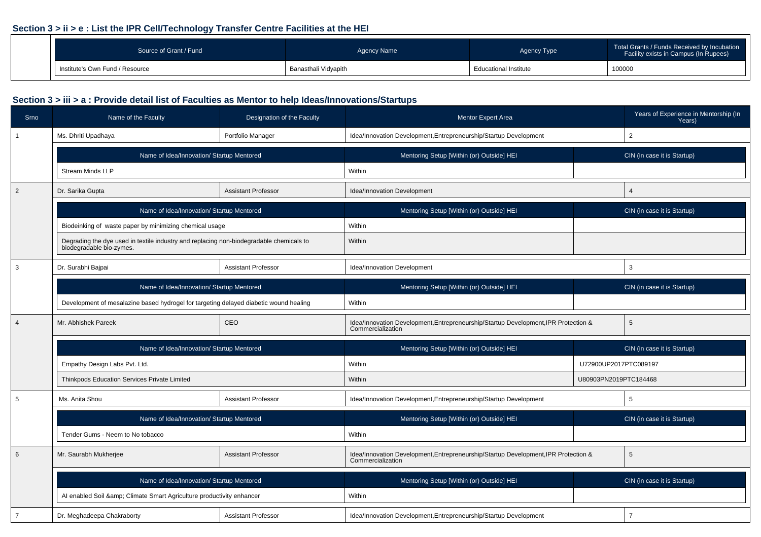## Section 3 > ii > e : List the IPR Cell/Technology Transfer Centre Facilities at the HEI

| Source of Grant / Fund | Agency Name | Agency Type | Total Grants / Funds Received by Incubation Facility exists in Campus (In Rupees) |
|---|---|---|---|
| Institute's Own Fund / Resource | Banasthali Vidyapith | Educational Institute | 100000 |

## Section 3 > iii > a : Provide detail list of Faculties as Mentor to help Ideas/Innovations/Startups

| Srno | Name of the Faculty | Designation of the Faculty | Mentor Expert Area | Years of Experience in Mentorship (In Years) |
|---|---|---|---|---|
| 1 | Ms. Dhriti Upadhaya | Portfolio Manager | Idea/Innovation Development,Entrepreneurship/Startup Development | 2 |

| Name of Idea/Innovation/ Startup Mentored | Mentoring Setup [Within (or) Outside] HEI | CIN (in case it is Startup) |
|---|---|---|
| Stream Minds LLP | Within | |

| Srno | Name of the Faculty | Designation of the Faculty | Mentor Expert Area | Years of Experience in Mentorship (In Years) |
|---|---|---|---|---|
| 2 | Dr. Sarika Gupta | Assistant Professor | Idea/Innovation Development | 4 |

| Name of Idea/Innovation/ Startup Mentored | Mentoring Setup [Within (or) Outside] HEI | CIN (in case it is Startup) |
|---|---|---|
| Biodeinking of waste paper by minimizing chemical usage | Within | |
| Degrading the dye used in textile industry and replacing non-biodegradable chemicals to biodegradable bio-zymes. | Within | |

| Srno | Name of the Faculty | Designation of the Faculty | Mentor Expert Area | Years of Experience in Mentorship (In Years) |
|---|---|---|---|---|
| 3 | Dr. Surabhi Bajpai | Assistant Professor | Idea/Innovation Development | 3 |

| Name of Idea/Innovation/ Startup Mentored | Mentoring Setup [Within (or) Outside] HEI | CIN (in case it is Startup) |
|---|---|---|
| Development of mesalazine based hydrogel for targeting delayed diabetic wound healing | Within | |

| Srno | Name of the Faculty | Designation of the Faculty | Mentor Expert Area | Years of Experience in Mentorship (In Years) |
|---|---|---|---|---|
| 4 | Mr. Abhishek Pareek | CEO | Idea/Innovation Development,Entrepreneurship/Startup Development,IPR Protection & Commercialization | 5 |

| Name of Idea/Innovation/ Startup Mentored | Mentoring Setup [Within (or) Outside] HEI | CIN (in case it is Startup) |
|---|---|---|
| Empathy Design Labs Pvt. Ltd. | Within | U72900UP2017PTC089197 |
| Thinkpods Education Services Private Limited | Within | U80903PN2019PTC184468 |

| Srno | Name of the Faculty | Designation of the Faculty | Mentor Expert Area | Years of Experience in Mentorship (In Years) |
|---|---|---|---|---|
| 5 | Ms. Anita Shou | Assistant Professor | Idea/Innovation Development,Entrepreneurship/Startup Development | 5 |

| Name of Idea/Innovation/ Startup Mentored | Mentoring Setup [Within (or) Outside] HEI | CIN (in case it is Startup) |
|---|---|---|
| Tender Gums - Neem to No tobacco | Within | |

| Srno | Name of the Faculty | Designation of the Faculty | Mentor Expert Area | Years of Experience in Mentorship (In Years) |
|---|---|---|---|---|
| 6 | Mr. Saurabh Mukherjee | Assistant Professor | Idea/Innovation Development,Entrepreneurship/Startup Development,IPR Protection & Commercialization | 5 |

| Name of Idea/Innovation/ Startup Mentored | Mentoring Setup [Within (or) Outside] HEI | CIN (in case it is Startup) |
|---|---|---|
| AI enabled Soil &amp; Climate Smart Agriculture productivity enhancer | Within | |

| Srno | Name of the Faculty | Designation of the Faculty | Mentor Expert Area | Years of Experience in Mentorship (In Years) |
|---|---|---|---|---|
| 7 | Dr. Meghadeepa Chakraborty | Assistant Professor | Idea/Innovation Development,Entrepreneurship/Startup Development | 7 |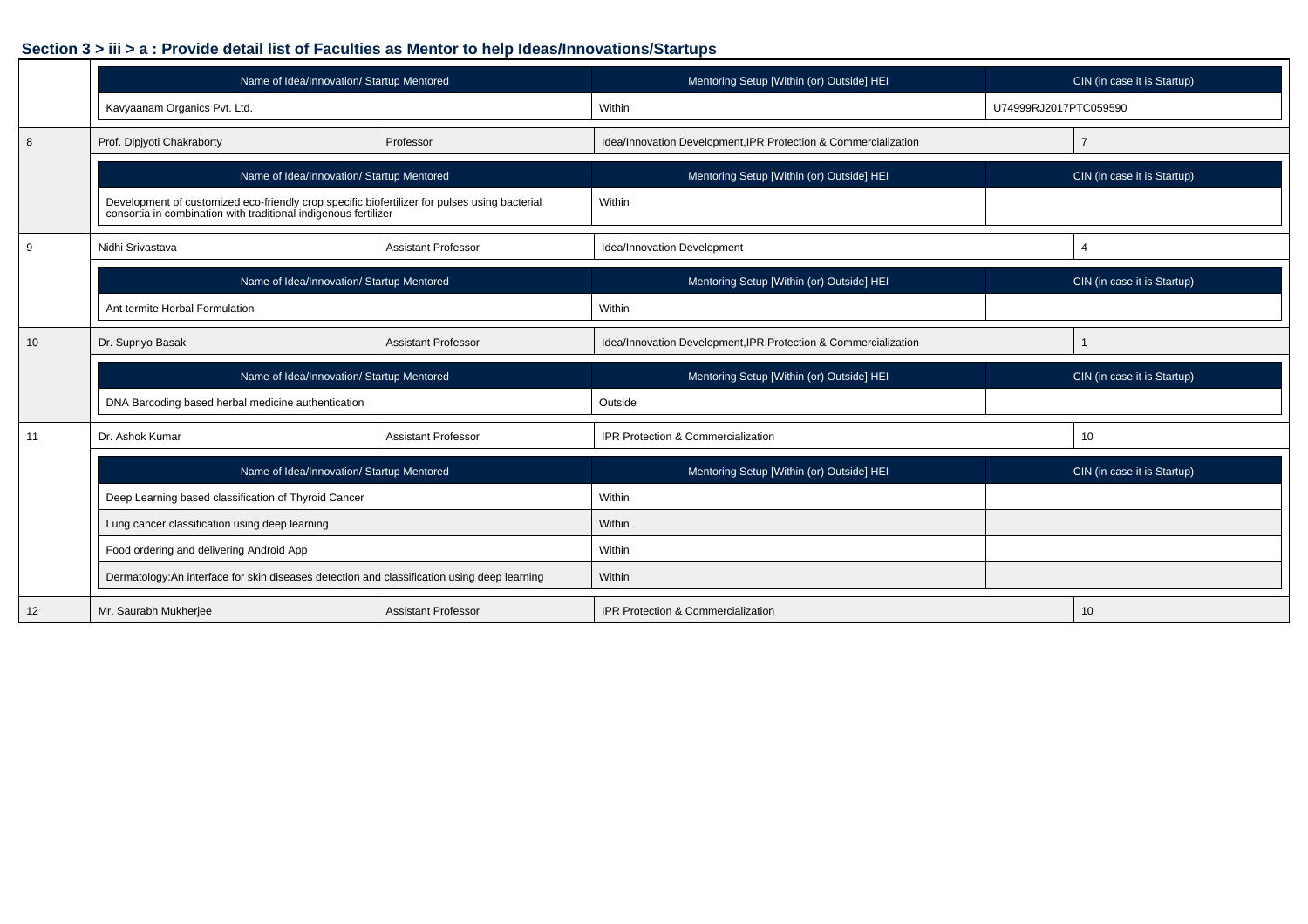### Section 3 > iii > a : Provide detail list of Faculties as Mentor to help Ideas/Innovations/Startups

| Name of Idea/Innovation/ Startup Mentored | Mentoring Setup [Within (or) Outside] HEI | CIN (in case it is Startup) |
|---|---|---|
| Kavyaanam Organics Pvt. Ltd. | Within | U74999RJ2017PTC059590 |

| 8 | Prof. Dipjyoti Chakraborty | Professor | Idea/Innovation Development,IPR Protection & Commercialization | 7 |
|---|---|---|---|---|

| Name of Idea/Innovation/ Startup Mentored | Mentoring Setup [Within (or) Outside] HEI | CIN (in case it is Startup) |
|---|---|---|
| Development of customized eco-friendly crop specific biofertilizer for pulses using bacterial consortia in combination with traditional indigenous fertilizer | Within | |

| 9 | Nidhi Srivastava | Assistant Professor | Idea/Innovation Development | 4 |
|---|---|---|---|---|

| Name of Idea/Innovation/ Startup Mentored | Mentoring Setup [Within (or) Outside] HEI | CIN (in case it is Startup) |
|---|---|---|
| Ant termite Herbal Formulation | Within | |

| 10 | Dr. Supriyo Basak | Assistant Professor | Idea/Innovation Development,IPR Protection & Commercialization | 1 |
|---|---|---|---|---|

| Name of Idea/Innovation/ Startup Mentored | Mentoring Setup [Within (or) Outside] HEI | CIN (in case it is Startup) |
|---|---|---|
| DNA Barcoding based herbal medicine authentication | Outside | |

| 11 | Dr. Ashok Kumar | Assistant Professor | IPR Protection & Commercialization | 10 |
|---|---|---|---|---|

| Name of Idea/Innovation/ Startup Mentored | Mentoring Setup [Within (or) Outside] HEI | CIN (in case it is Startup) |
|---|---|---|
| Deep Learning based classification of Thyroid Cancer | Within | |
| Lung cancer classification using deep learning | Within | |
| Food ordering and delivering Android App | Within | |
| Dermatology:An interface for skin diseases detection and classification using deep learning | Within | |

| 12 | Mr. Saurabh Mukherjee | Assistant Professor | IPR Protection & Commercialization | 10 |
|---|---|---|---|---|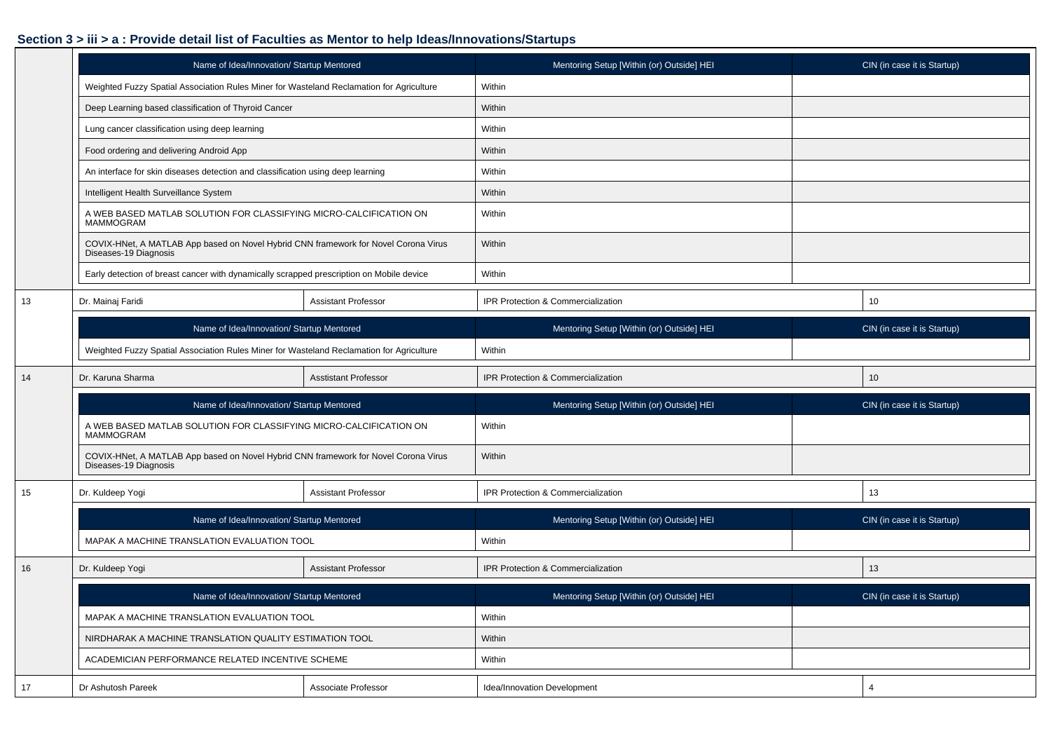## Section 3 > iii > a : Provide detail list of Faculties as Mentor to help Ideas/Innovations/Startups

| Name of Idea/Innovation/ Startup Mentored | Mentoring Setup [Within (or) Outside] HEI | CIN (in case it is Startup) |
|---|---|---|
| Weighted Fuzzy Spatial Association Rules Miner for Wasteland Reclamation for Agriculture | Within | |
| Deep Learning based classification of Thyroid Cancer | Within | |
| Lung cancer classification using deep learning | Within | |
| Food ordering and delivering Android App | Within | |
| An interface for skin diseases detection and classification using deep learning | Within | |
| Intelligent Health Surveillance System | Within | |
| A WEB BASED MATLAB SOLUTION FOR CLASSIFYING MICRO-CALCIFICATION ON MAMMOGRAM | Within | |
| COVIX-HNet, A MATLAB App based on Novel Hybrid CNN framework for Novel Corona Virus Diseases-19 Diagnosis | Within | |
| Early detection of breast cancer with dynamically scrapped prescription on Mobile device | Within | |

| 13 | Dr. Mainaj Faridi | Assistant Professor | IPR Protection & Commercialization | 10 |
|---|---|---|---|---|

| Name of Idea/Innovation/ Startup Mentored | Mentoring Setup [Within (or) Outside] HEI | CIN (in case it is Startup) |
|---|---|---|
| Weighted Fuzzy Spatial Association Rules Miner for Wasteland Reclamation for Agriculture | Within | |

| 14 | Dr. Karuna Sharma | Asstistant Professor | IPR Protection & Commercialization | 10 |
|---|---|---|---|---|

| Name of Idea/Innovation/ Startup Mentored | Mentoring Setup [Within (or) Outside] HEI | CIN (in case it is Startup) |
|---|---|---|
| A WEB BASED MATLAB SOLUTION FOR CLASSIFYING MICRO-CALCIFICATION ON MAMMOGRAM | Within | |
| COVIX-HNet, A MATLAB App based on Novel Hybrid CNN framework for Novel Corona Virus Diseases-19 Diagnosis | Within | |

| 15 | Dr. Kuldeep Yogi | Assistant Professor | IPR Protection & Commercialization | 13 |
|---|---|---|---|---|

| Name of Idea/Innovation/ Startup Mentored | Mentoring Setup [Within (or) Outside] HEI | CIN (in case it is Startup) |
|---|---|---|
| MAPAK A MACHINE TRANSLATION EVALUATION TOOL | Within | |

| 16 | Dr. Kuldeep Yogi | Assistant Professor | IPR Protection & Commercialization | 13 |
|---|---|---|---|---|

| Name of Idea/Innovation/ Startup Mentored | Mentoring Setup [Within (or) Outside] HEI | CIN (in case it is Startup) |
|---|---|---|
| MAPAK A MACHINE TRANSLATION EVALUATION TOOL | Within | |
| NIRDHARAK A MACHINE TRANSLATION QUALITY ESTIMATION TOOL | Within | |
| ACADEMICIAN PERFORMANCE RELATED INCENTIVE SCHEME | Within | |

| 17 | Dr Ashutosh Pareek | Associate Professor | Idea/Innovation Development | 4 |
|---|---|---|---|---|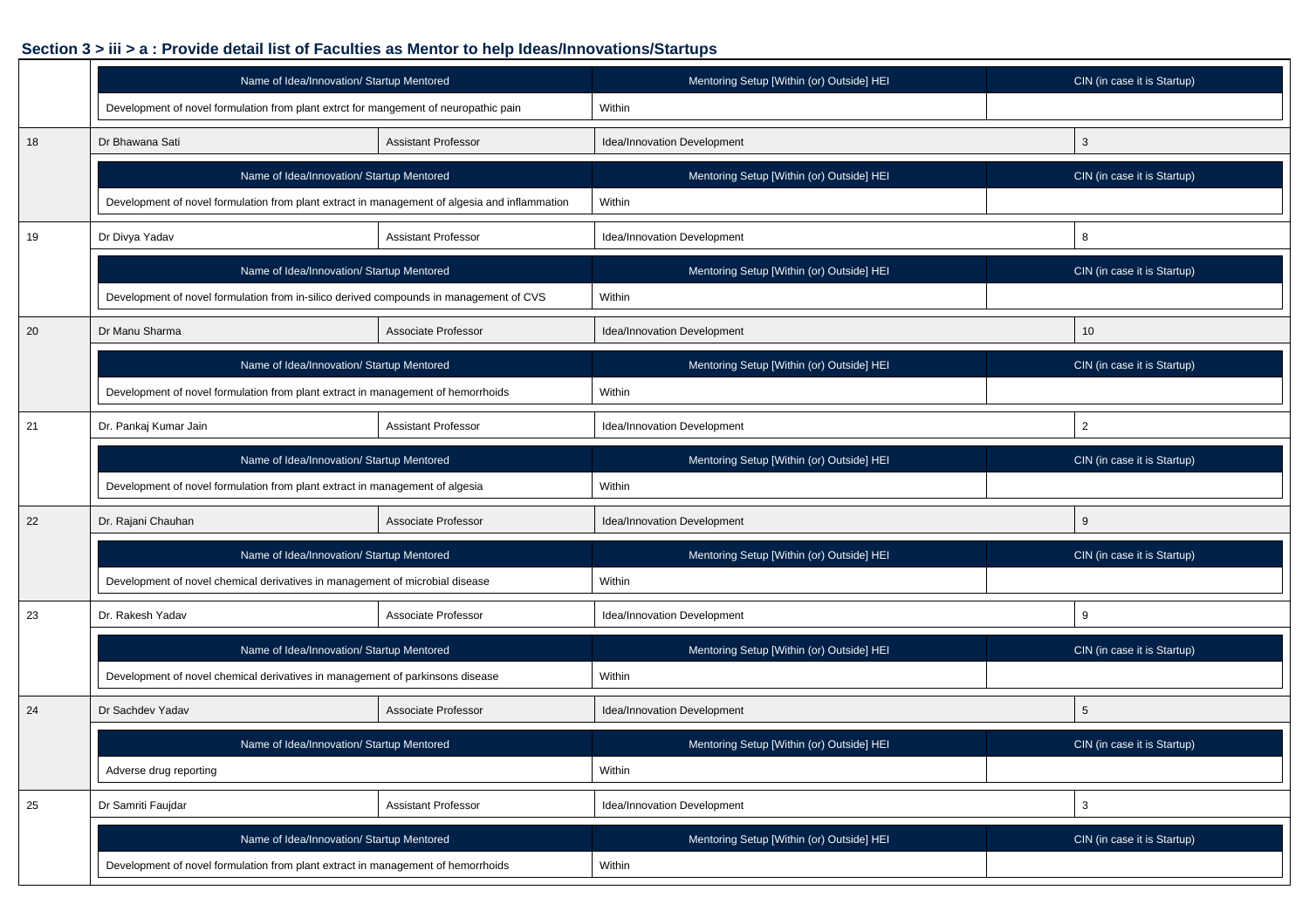## Section 3 > iii > a : Provide detail list of Faculties as Mentor to help Ideas/Innovations/Startups

| Name of Idea/Innovation/ Startup Mentored | Mentoring Setup [Within (or) Outside] HEI | CIN (in case it is Startup) |
|---|---|---|
| Development of novel formulation from plant extrct for mangement of neuropathic pain | Within | |

| 18 | Dr Bhawana Sati | Assistant Professor | Idea/Innovation Development | 3 |
|---|---|---|---|---|

| Name of Idea/Innovation/ Startup Mentored | Mentoring Setup [Within (or) Outside] HEI | CIN (in case it is Startup) |
|---|---|---|
| Development of novel formulation from plant extract in management of algesia and inflammation | Within | |

| 19 | Dr Divya Yadav | Assistant Professor | Idea/Innovation Development | 8 |
|---|---|---|---|---|

| Name of Idea/Innovation/ Startup Mentored | Mentoring Setup [Within (or) Outside] HEI | CIN (in case it is Startup) |
|---|---|---|
| Development of novel formulation from in-silico derived compounds in management of CVS | Within | |

| 20 | Dr Manu Sharma | Associate Professor | Idea/Innovation Development | 10 |
|---|---|---|---|---|

| Name of Idea/Innovation/ Startup Mentored | Mentoring Setup [Within (or) Outside] HEI | CIN (in case it is Startup) |
|---|---|---|
| Development of novel formulation from plant extract in management of hemorrhoids | Within | |

| 21 | Dr. Pankaj Kumar Jain | Assistant Professor | Idea/Innovation Development | 2 |
|---|---|---|---|---|

| Name of Idea/Innovation/ Startup Mentored | Mentoring Setup [Within (or) Outside] HEI | CIN (in case it is Startup) |
|---|---|---|
| Development of novel formulation from plant extract in management of algesia | Within | |

| 22 | Dr. Rajani Chauhan | Associate Professor | Idea/Innovation Development | 9 |
|---|---|---|---|---|

| Name of Idea/Innovation/ Startup Mentored | Mentoring Setup [Within (or) Outside] HEI | CIN (in case it is Startup) |
|---|---|---|
| Development of novel chemical derivatives in management of microbial disease | Within | |

| 23 | Dr. Rakesh Yadav | Associate Professor | Idea/Innovation Development | 9 |
|---|---|---|---|---|

| Name of Idea/Innovation/ Startup Mentored | Mentoring Setup [Within (or) Outside] HEI | CIN (in case it is Startup) |
|---|---|---|
| Development of novel chemical derivatives in management of parkinsons disease | Within | |

| 24 | Dr Sachdev Yadav | Associate Professor | Idea/Innovation Development | 5 |
|---|---|---|---|---|

| Name of Idea/Innovation/ Startup Mentored | Mentoring Setup [Within (or) Outside] HEI | CIN (in case it is Startup) |
|---|---|---|
| Adverse drug reporting | Within | |

| 25 | Dr Samriti Faujdar | Assistant Professor | Idea/Innovation Development | 3 |
|---|---|---|---|---|

| Name of Idea/Innovation/ Startup Mentored | Mentoring Setup [Within (or) Outside] HEI | CIN (in case it is Startup) |
|---|---|---|
| Development of novel formulation from plant extract in management of hemorrhoids | Within | |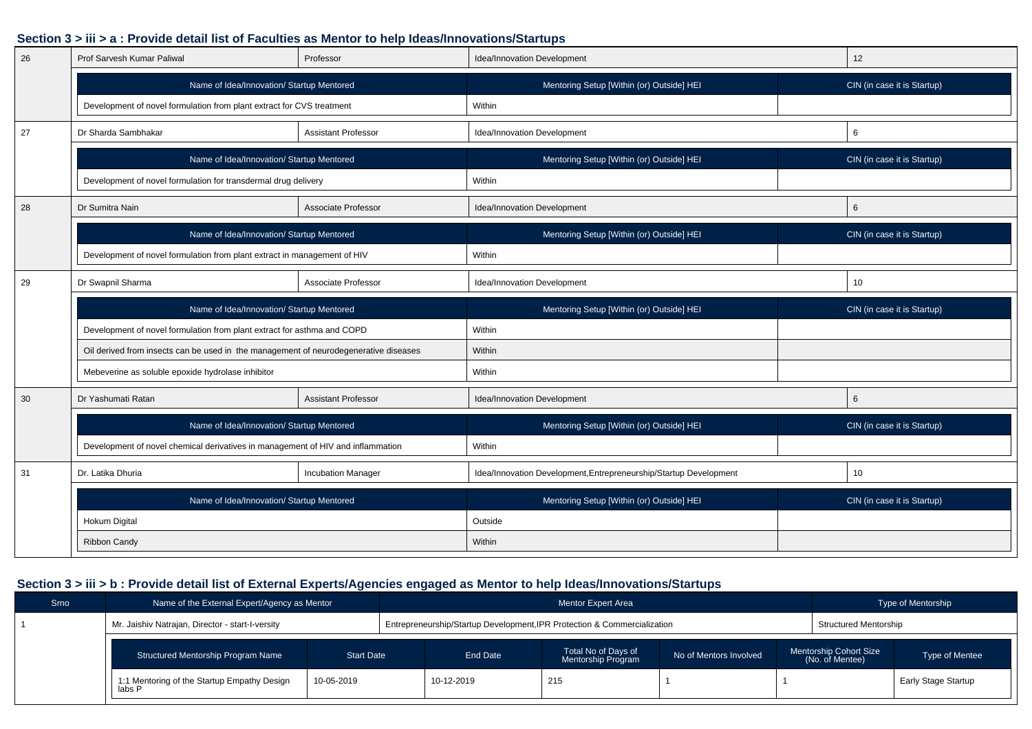## Section 3 > iii > a : Provide detail list of Faculties as Mentor to help Ideas/Innovations/Startups

| 26 | Prof Sarvesh Kumar Paliwal | Professor | Idea/Innovation Development | 12 |
|---|---|---|---|---|
| | **Name of Idea/Innovation/ Startup Mentored** | | **Mentoring Setup [Within (or) Outside] HEI** | **CIN (in case it is Startup)** |
| | Development of novel formulation from plant extract for CVS treatment | | Within | |
| 27 | Dr Sharda Sambhakar | Assistant Professor | Idea/Innovation Development | 6 |
| | **Name of Idea/Innovation/ Startup Mentored** | | **Mentoring Setup [Within (or) Outside] HEI** | **CIN (in case it is Startup)** |
| | Development of novel formulation for transdermal drug delivery | | Within | |
| 28 | Dr Sumitra Nain | Associate Professor | Idea/Innovation Development | 6 |
| | **Name of Idea/Innovation/ Startup Mentored** | | **Mentoring Setup [Within (or) Outside] HEI** | **CIN (in case it is Startup)** |
| | Development of novel formulation from plant extract in management of HIV | | Within | |
| 29 | Dr Swapnil Sharma | Associate Professor | Idea/Innovation Development | 10 |
| | **Name of Idea/Innovation/ Startup Mentored** | | **Mentoring Setup [Within (or) Outside] HEI** | **CIN (in case it is Startup)** |
| | Development of novel formulation from plant extract for asthma and COPD | | Within | |
| | Oil derived from insects can be used in the management of neurodegenerative diseases | | Within | |
| | Mebeverine as soluble epoxide hydrolase inhibitor | | Within | |
| 30 | Dr Yashumati Ratan | Assistant Professor | Idea/Innovation Development | 6 |
| | **Name of Idea/Innovation/ Startup Mentored** | | **Mentoring Setup [Within (or) Outside] HEI** | **CIN (in case it is Startup)** |
| | Development of novel chemical derivatives in management of HIV and inflammation | | Within | |
| 31 | Dr. Latika Dhuria | Incubation Manager | Idea/Innovation Development,Entrepreneurship/Startup Development | 10 |
| | **Name of Idea/Innovation/ Startup Mentored** | | **Mentoring Setup [Within (or) Outside] HEI** | **CIN (in case it is Startup)** |
| | Hokum Digital | | Outside | |
| | Ribbon Candy | | Within | |

## Section 3 > iii > b : Provide detail list of External Experts/Agencies engaged as Mentor to help Ideas/Innovations/Startups

| Srno | Name of the External Expert/Agency as Mentor | | Mentor Expert Area | | | Type of Mentorship | |
|---|---|---|---|---|---|---|---|
| 1 | Mr. Jaishiv Natrajan, Director - start-I-versity | | Entrepreneurship/Startup Development,IPR Protection & Commercialization | | | Structured Mentorship | |
| | **Structured Mentorship Program Name** | **Start Date** | **End Date** | **Total No of Days of Mentorship Program** | **No of Mentors Involved** | **Mentorship Cohort Size (No. of Mentee)** | **Type of Mentee** |
| | 1:1 Mentoring of the Startup Empathy Design labs P | 10-05-2019 | 10-12-2019 | 215 | 1 | 1 | Early Stage Startup |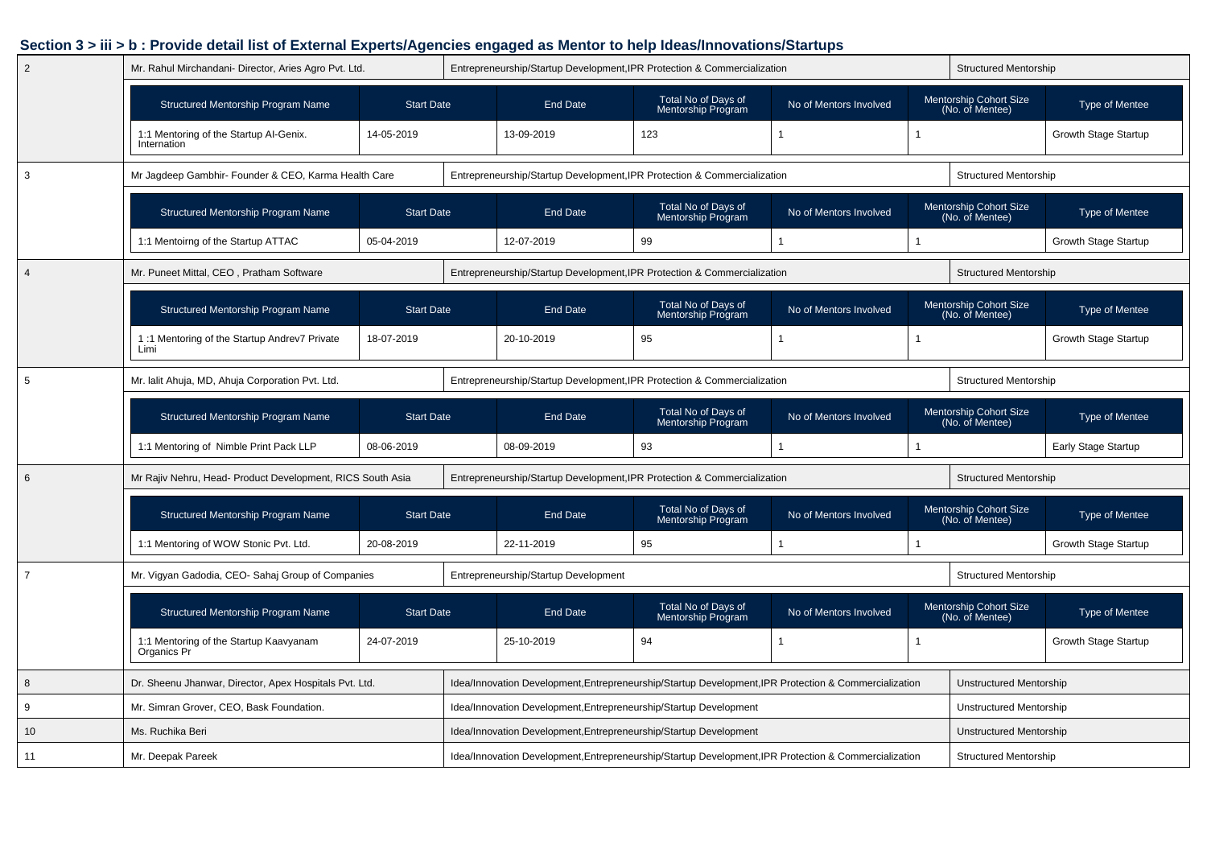### Section 3 > iii > b : Provide detail list of External Experts/Agencies engaged as Mentor to help Ideas/Innovations/Startups

| 2 | Mr. Rahul Mirchandani- Director, Aries Agro Pvt. Ltd. | Entrepreneurship/Startup Development,IPR Protection & Commercialization | Structured Mentorship |
|---|---|---|---|

| Structured Mentorship Program Name | Start Date | End Date | Total No of Days of Mentorship Program | No of Mentors Involved | Mentorship Cohort Size (No. of Mentee) | Type of Mentee |
|---|---|---|---|---|---|---|
| 1:1 Mentoring of the Startup AI-Genix. Internation | 14-05-2019 | 13-09-2019 | 123 | 1 | 1 | Growth Stage Startup |

| 3 | Mr Jagdeep Gambhir- Founder & CEO, Karma Health Care | Entrepreneurship/Startup Development,IPR Protection & Commercialization | Structured Mentorship |
|---|---|---|---|

| Structured Mentorship Program Name | Start Date | End Date | Total No of Days of Mentorship Program | No of Mentors Involved | Mentorship Cohort Size (No. of Mentee) | Type of Mentee |
|---|---|---|---|---|---|---|
| 1:1 Mentoirng of the Startup ATTAC | 05-04-2019 | 12-07-2019 | 99 | 1 | 1 | Growth Stage Startup |

| 4 | Mr. Puneet Mittal, CEO , Pratham Software | Entrepreneurship/Startup Development,IPR Protection & Commercialization | Structured Mentorship |
|---|---|---|---|

| Structured Mentorship Program Name | Start Date | End Date | Total No of Days of Mentorship Program | No of Mentors Involved | Mentorship Cohort Size (No. of Mentee) | Type of Mentee |
|---|---|---|---|---|---|---|
| 1 :1 Mentoring of the Startup Andrev7 Private Limi | 18-07-2019 | 20-10-2019 | 95 | 1 | 1 | Growth Stage Startup |

| 5 | Mr. lalit Ahuja, MD, Ahuja Corporation Pvt. Ltd. | Entrepreneurship/Startup Development,IPR Protection & Commercialization | Structured Mentorship |
|---|---|---|---|

| Structured Mentorship Program Name | Start Date | End Date | Total No of Days of Mentorship Program | No of Mentors Involved | Mentorship Cohort Size (No. of Mentee) | Type of Mentee |
|---|---|---|---|---|---|---|
| 1:1 Mentoring of Nimble Print Pack LLP | 08-06-2019 | 08-09-2019 | 93 | 1 | 1 | Early Stage Startup |

| 6 | Mr Rajiv Nehru, Head- Product Development, RICS South Asia | Entrepreneurship/Startup Development,IPR Protection & Commercialization | Structured Mentorship |
|---|---|---|---|

| Structured Mentorship Program Name | Start Date | End Date | Total No of Days of Mentorship Program | No of Mentors Involved | Mentorship Cohort Size (No. of Mentee) | Type of Mentee |
|---|---|---|---|---|---|---|
| 1:1 Mentoring of WOW Stonic Pvt. Ltd. | 20-08-2019 | 22-11-2019 | 95 | 1 | 1 | Growth Stage Startup |

| 7 | Mr. Vigyan Gadodia, CEO- Sahaj Group of Companies | Entrepreneurship/Startup Development | Structured Mentorship |
|---|---|---|---|

| Structured Mentorship Program Name | Start Date | End Date | Total No of Days of Mentorship Program | No of Mentors Involved | Mentorship Cohort Size (No. of Mentee) | Type of Mentee |
|---|---|---|---|---|---|---|
| 1:1 Mentoring of the Startup Kaavyanam Organics Pr | 24-07-2019 | 25-10-2019 | 94 | 1 | 1 | Growth Stage Startup |

| 8 | Dr. Sheenu Jhanwar, Director, Apex Hospitals Pvt. Ltd. | Idea/Innovation Development,Entrepreneurship/Startup Development,IPR Protection & Commercialization | Unstructured Mentorship |
|---|---|---|---|
| 9 | Mr. Simran Grover, CEO, Bask Foundation. | Idea/Innovation Development,Entrepreneurship/Startup Development | Unstructured Mentorship |
| 10 | Ms. Ruchika Beri | Idea/Innovation Development,Entrepreneurship/Startup Development | Unstructured Mentorship |
| 11 | Mr. Deepak Pareek | Idea/Innovation Development,Entrepreneurship/Startup Development,IPR Protection & Commercialization | Structured Mentorship |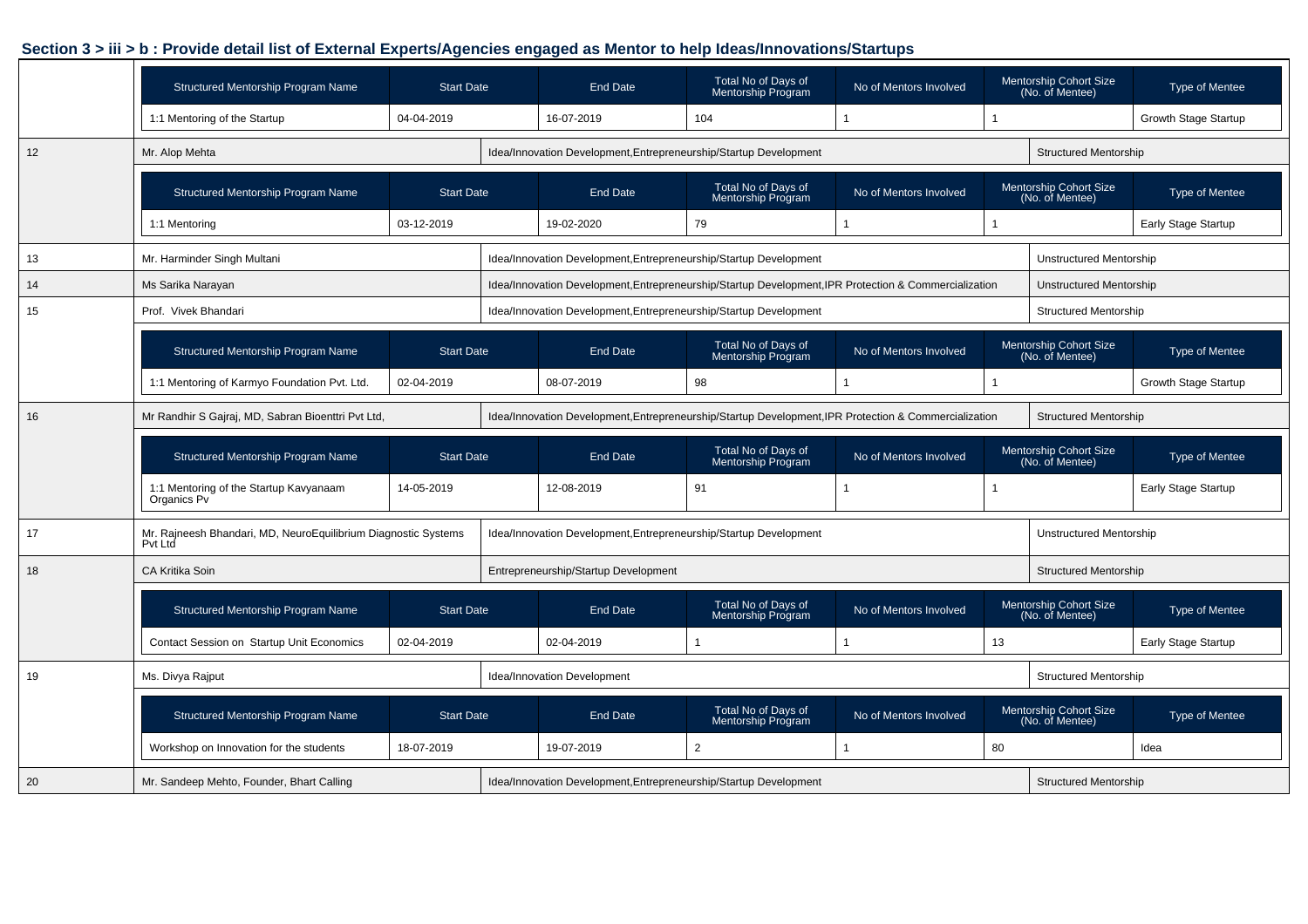### Section 3 > iii > b : Provide detail list of External Experts/Agencies engaged as Mentor to help Ideas/Innovations/Startups

| Structured Mentorship Program Name | Start Date | End Date | Total No of Days of Mentorship Program | No of Mentors Involved | Mentorship Cohort Size (No. of Mentee) | Type of Mentee |
|---|---|---|---|---|---|---|
| 1:1 Mentoring of the Startup | 04-04-2019 | 16-07-2019 | 104 | 1 | 1 | Growth Stage Startup |

| 12 | Mr. Alop Mehta | Idea/Innovation Development,Entrepreneurship/Startup Development | Structured Mentorship |
|---|---|---|---|

| Structured Mentorship Program Name | Start Date | End Date | Total No of Days of Mentorship Program | No of Mentors Involved | Mentorship Cohort Size (No. of Mentee) | Type of Mentee |
|---|---|---|---|---|---|---|
| 1:1 Mentoring | 03-12-2019 | 19-02-2020 | 79 | 1 | 1 | Early Stage Startup |

| 13 | Mr. Harminder Singh Multani | Idea/Innovation Development,Entrepreneurship/Startup Development | Unstructured Mentorship |
|---|---|---|---|
| 14 | Ms Sarika Narayan | Idea/Innovation Development,Entrepreneurship/Startup Development,IPR Protection & Commercialization | Unstructured Mentorship |
| 15 | Prof. Vivek Bhandari | Idea/Innovation Development,Entrepreneurship/Startup Development | Structured Mentorship |

| Structured Mentorship Program Name | Start Date | End Date | Total No of Days of Mentorship Program | No of Mentors Involved | Mentorship Cohort Size (No. of Mentee) | Type of Mentee |
|---|---|---|---|---|---|---|
| 1:1 Mentoring of Karmyo Foundation Pvt. Ltd. | 02-04-2019 | 08-07-2019 | 98 | 1 | 1 | Growth Stage Startup |

| 16 | Mr Randhir S Gajraj, MD, Sabran Bioenttri Pvt Ltd, | Idea/Innovation Development,Entrepreneurship/Startup Development,IPR Protection & Commercialization | Structured Mentorship |
|---|---|---|---|

| Structured Mentorship Program Name | Start Date | End Date | Total No of Days of Mentorship Program | No of Mentors Involved | Mentorship Cohort Size (No. of Mentee) | Type of Mentee |
|---|---|---|---|---|---|---|
| 1:1 Mentoring of the Startup Kavyanaam Organics Pv | 14-05-2019 | 12-08-2019 | 91 | 1 | 1 | Early Stage Startup |

| 17 | Mr. Rajneesh Bhandari, MD, NeuroEquilibrium Diagnostic Systems Pvt Ltd | Idea/Innovation Development,Entrepreneurship/Startup Development | Unstructured Mentorship |
|---|---|---|---|
| 18 | CA Kritika Soin | Entrepreneurship/Startup Development | Structured Mentorship |

| Structured Mentorship Program Name | Start Date | End Date | Total No of Days of Mentorship Program | No of Mentors Involved | Mentorship Cohort Size (No. of Mentee) | Type of Mentee |
|---|---|---|---|---|---|---|
| Contact Session on Startup Unit Economics | 02-04-2019 | 02-04-2019 | 1 | 1 | 13 | Early Stage Startup |

| 19 | Ms. Divya Rajput | Idea/Innovation Development | Structured Mentorship |
|---|---|---|---|

| Structured Mentorship Program Name | Start Date | End Date | Total No of Days of Mentorship Program | No of Mentors Involved | Mentorship Cohort Size (No. of Mentee) | Type of Mentee |
|---|---|---|---|---|---|---|
| Workshop on Innovation for the students | 18-07-2019 | 19-07-2019 | 2 | 1 | 80 | Idea |

| 20 | Mr. Sandeep Mehto, Founder, Bhart Calling | Idea/Innovation Development,Entrepreneurship/Startup Development | Structured Mentorship |
|---|---|---|---|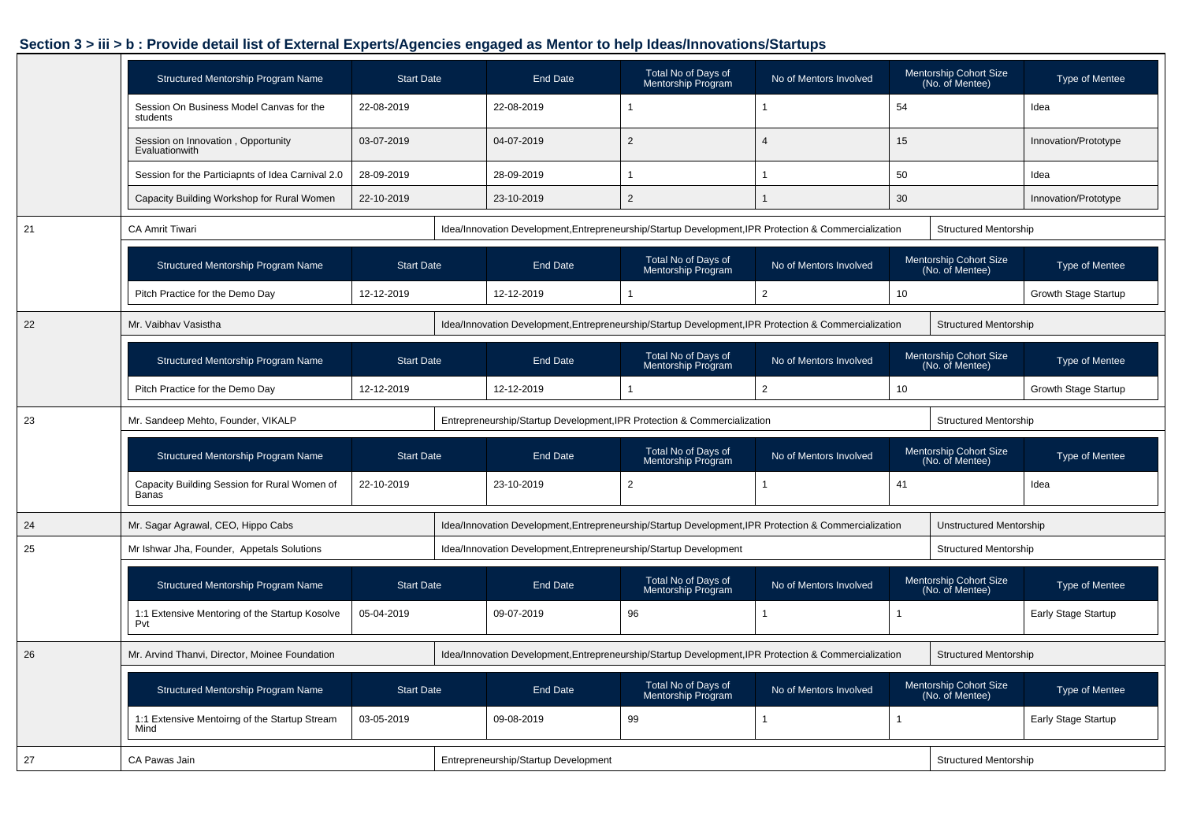## Section 3 > iii > b : Provide detail list of External Experts/Agencies engaged as Mentor to help Ideas/Innovations/Startups

| Structured Mentorship Program Name | Start Date | End Date | Total No of Days of Mentorship Program | No of Mentors Involved | Mentorship Cohort Size (No. of Mentee) | Type of Mentee |
|---|---|---|---|---|---|---|
| Session On Business Model Canvas for the students | 22-08-2019 | 22-08-2019 | 1 | 1 | 54 | Idea |
| Session on Innovation , Opportunity Evaluationwith | 03-07-2019 | 04-07-2019 | 2 | 4 | 15 | Innovation/Prototype |
| Session for the Particiapnts of Idea Carnival 2.0 | 28-09-2019 | 28-09-2019 | 1 | 1 | 50 | Idea |
| Capacity Building Workshop for Rural Women | 22-10-2019 | 23-10-2019 | 2 | 1 | 30 | Innovation/Prototype |

**21** | CA Amrit Tiwari | Idea/Innovation Development,Entrepreneurship/Startup Development,IPR Protection & Commercialization | Structured Mentorship

| Structured Mentorship Program Name | Start Date | End Date | Total No of Days of Mentorship Program | No of Mentors Involved | Mentorship Cohort Size (No. of Mentee) | Type of Mentee |
|---|---|---|---|---|---|---|
| Pitch Practice for the Demo Day | 12-12-2019 | 12-12-2019 | 1 | 2 | 10 | Growth Stage Startup |

**22** | Mr. Vaibhav Vasistha | Idea/Innovation Development,Entrepreneurship/Startup Development,IPR Protection & Commercialization | Structured Mentorship

| Structured Mentorship Program Name | Start Date | End Date | Total No of Days of Mentorship Program | No of Mentors Involved | Mentorship Cohort Size (No. of Mentee) | Type of Mentee |
|---|---|---|---|---|---|---|
| Pitch Practice for the Demo Day | 12-12-2019 | 12-12-2019 | 1 | 2 | 10 | Growth Stage Startup |

**23** | Mr. Sandeep Mehto, Founder, VIKALP | Entrepreneurship/Startup Development,IPR Protection & Commercialization | Structured Mentorship

| Structured Mentorship Program Name | Start Date | End Date | Total No of Days of Mentorship Program | No of Mentors Involved | Mentorship Cohort Size (No. of Mentee) | Type of Mentee |
|---|---|---|---|---|---|---|
| Capacity Building Session for Rural Women of Banas | 22-10-2019 | 23-10-2019 | 2 | 1 | 41 | Idea |

**24** | Mr. Sagar Agrawal, CEO, Hippo Cabs | Idea/Innovation Development,Entrepreneurship/Startup Development,IPR Protection & Commercialization | Unstructured Mentorship

**25** | Mr Ishwar Jha, Founder, Appetals Solutions | Idea/Innovation Development,Entrepreneurship/Startup Development | Structured Mentorship

| Structured Mentorship Program Name | Start Date | End Date | Total No of Days of Mentorship Program | No of Mentors Involved | Mentorship Cohort Size (No. of Mentee) | Type of Mentee |
|---|---|---|---|---|---|---|
| 1:1 Extensive Mentoring of the Startup Kosolve Pvt | 05-04-2019 | 09-07-2019 | 96 | 1 | 1 | Early Stage Startup |

**26** | Mr. Arvind Thanvi, Director, Moinee Foundation | Idea/Innovation Development,Entrepreneurship/Startup Development,IPR Protection & Commercialization | Structured Mentorship

| Structured Mentorship Program Name | Start Date | End Date | Total No of Days of Mentorship Program | No of Mentors Involved | Mentorship Cohort Size (No. of Mentee) | Type of Mentee |
|---|---|---|---|---|---|---|
| 1:1 Extensive Mentoirng of the Startup Stream Mind | 03-05-2019 | 09-08-2019 | 99 | 1 | 1 | Early Stage Startup |

**27** | CA Pawas Jain | Entrepreneurship/Startup Development | Structured Mentorship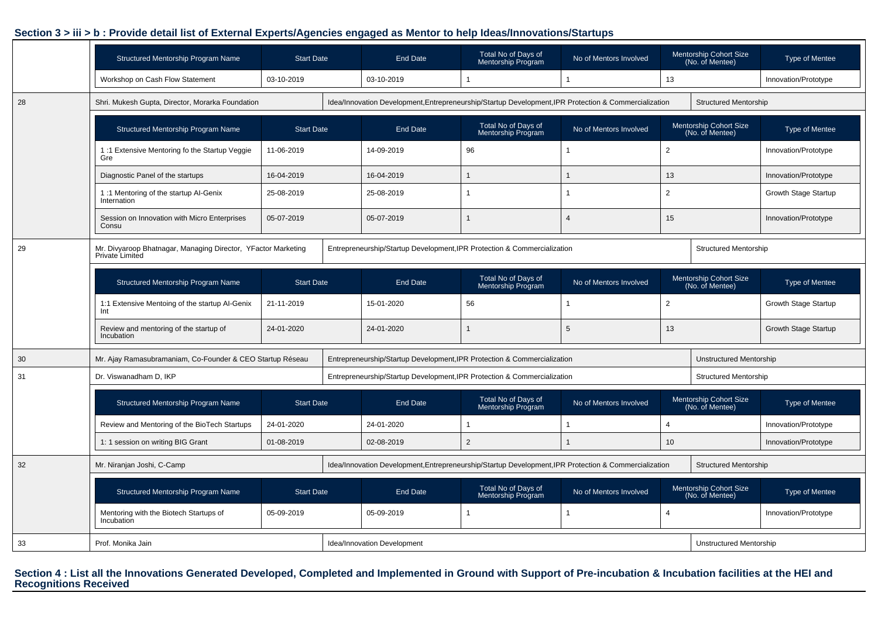## Section 3 > iii > b : Provide detail list of External Experts/Agencies engaged as Mentor to help Ideas/Innovations/Startups

| Structured Mentorship Program Name | Start Date | End Date | Total No of Days of Mentorship Program | No of Mentors Involved | Mentorship Cohort Size (No. of Mentee) | Type of Mentee |
|---|---|---|---|---|---|---|
| Workshop on Cash Flow Statement | 03-10-2019 | 03-10-2019 | 1 | 1 | 13 | Innovation/Prototype |

| 28 | Shri. Mukesh Gupta, Director, Morarka Foundation | Idea/Innovation Development,Entrepreneurship/Startup Development,IPR Protection & Commercialization | Structured Mentorship |
|---|---|---|---|

| Structured Mentorship Program Name | Start Date | End Date | Total No of Days of Mentorship Program | No of Mentors Involved | Mentorship Cohort Size (No. of Mentee) | Type of Mentee |
|---|---|---|---|---|---|---|
| 1 :1 Extensive Mentoring fo the Startup Veggie Gre | 11-06-2019 | 14-09-2019 | 96 | 1 | 2 | Innovation/Prototype |
| Diagnostic Panel of the startups | 16-04-2019 | 16-04-2019 | 1 | 1 | 13 | Innovation/Prototype |
| 1 :1 Mentoring of the startup AI-Genix Internation | 25-08-2019 | 25-08-2019 | 1 | 1 | 2 | Growth Stage Startup |
| Session on Innovation with Micro Enterprises Consu | 05-07-2019 | 05-07-2019 | 1 | 4 | 15 | Innovation/Prototype |

| 29 | Mr. Divyaroop Bhatnagar, Managing Director, YFactor Marketing Private Limited | Entrepreneurship/Startup Development,IPR Protection & Commercialization | Structured Mentorship |
|---|---|---|---|

| Structured Mentorship Program Name | Start Date | End Date | Total No of Days of Mentorship Program | No of Mentors Involved | Mentorship Cohort Size (No. of Mentee) | Type of Mentee |
|---|---|---|---|---|---|---|
| 1:1 Extensive Mentoing of the startup AI-Genix Int | 21-11-2019 | 15-01-2020 | 56 | 1 | 2 | Growth Stage Startup |
| Review and mentoring of the startup of Incubation | 24-01-2020 | 24-01-2020 | 1 | 5 | 13 | Growth Stage Startup |

| 30 | Mr. Ajay Ramasubramaniam, Co-Founder & CEO Startup Réseau | Entrepreneurship/Startup Development,IPR Protection & Commercialization | Unstructured Mentorship |
|---|---|---|---|
| 31 | Dr. Viswanadham D, IKP | Entrepreneurship/Startup Development,IPR Protection & Commercialization | Structured Mentorship |

| Structured Mentorship Program Name | Start Date | End Date | Total No of Days of Mentorship Program | No of Mentors Involved | Mentorship Cohort Size (No. of Mentee) | Type of Mentee |
|---|---|---|---|---|---|---|
| Review and Mentoring of the BioTech Startups | 24-01-2020 | 24-01-2020 | 1 | 1 | 4 | Innovation/Prototype |
| 1: 1 session on writing BIG Grant | 01-08-2019 | 02-08-2019 | 2 | 1 | 10 | Innovation/Prototype |

| 32 | Mr. Niranjan Joshi, C-Camp | Idea/Innovation Development,Entrepreneurship/Startup Development,IPR Protection & Commercialization | Structured Mentorship |
|---|---|---|---|

| Structured Mentorship Program Name | Start Date | End Date | Total No of Days of Mentorship Program | No of Mentors Involved | Mentorship Cohort Size (No. of Mentee) | Type of Mentee |
|---|---|---|---|---|---|---|
| Mentoring with the Biotech Startups of Incubation | 05-09-2019 | 05-09-2019 | 1 | 1 | 4 | Innovation/Prototype |

| 33 | Prof. Monika Jain | Idea/Innovation Development | Unstructured Mentorship |
|---|---|---|---|

## Section 4 : List all the Innovations Generated Developed, Completed and Implemented in Ground with Support of Pre-incubation & Incubation facilities at the HEI and Recognitions Received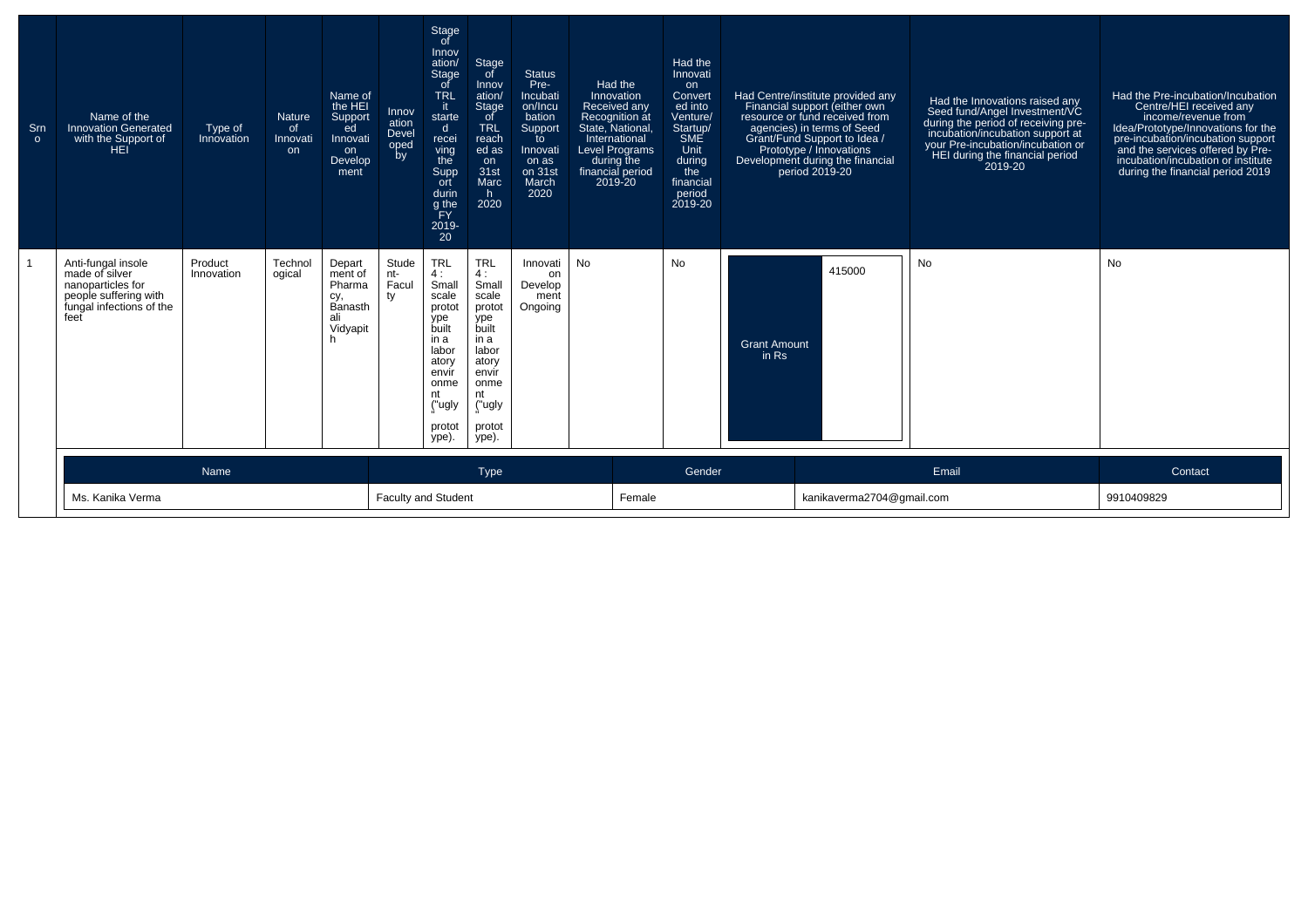| Srno | Name of the Innovation Generated with the Support of HEI | Type of Innovation | Nature of Innovation | Name of the HEI Supported Innovation Development | Innovation Developed by | Stage of Innovation/ Stage of TRL it started receiving the Support during the FY 2019-20 | Stage of Innovation/ Stage of TRL reached as on 31st March 2020 | Status Pre-Incubation/Incubation Support to Innovation as on 31st March 2020 | Had the Innovation Received any Recognition at State, National, International Level Programs during the financial period 2019-20 | Had the Innovation Converted into Venture/ Startup/ SME Unit during the financial period 2019-20 | Had Centre/institute provided any Financial support (either own resource or fund received from agencies) in terms of Seed Grant/Fund Support to Idea / Prototype / Innovations Development during the financial period 2019-20 | Had the Innovations raised any Seed fund/Angel Investment/VC during the period of receiving pre-incubation/incubation support at your Pre-incubation/incubation or HEI during the financial period 2019-20 | Had the Pre-incubation/Incubation Centre/HEI received any income/revenue from Idea/Prototype/Innovations for the pre-incubation/incubation support and the services offered by Pre-incubation/incubation or institute during the financial period 2019 |
|---|---|---|---|---|---|---|---|---|---|---|---|---|---|
| 1 | Anti-fungal insole made of silver nanoparticles for people suffering with fungal infections of the feet | Product Innovation | Technological | Department of Pharmacy, Banasthali Vidyapith | Student-Faculty | TRL 4 : Small scale prototype built in a laboratory environment ("ugly" prototype). | TRL 4 : Small scale prototype built in a laboratory environment ("ugly" prototype). | Innovation Development Ongoing | No | No | Grant Amount in Rs: 415000 | No | No |

| Name | Type | Gender | Email | Contact |
|---|---|---|---|---|
| Ms. Kanika Verma | Faculty and Student | Female | kanikaverma2704@gmail.com | 9910409829 |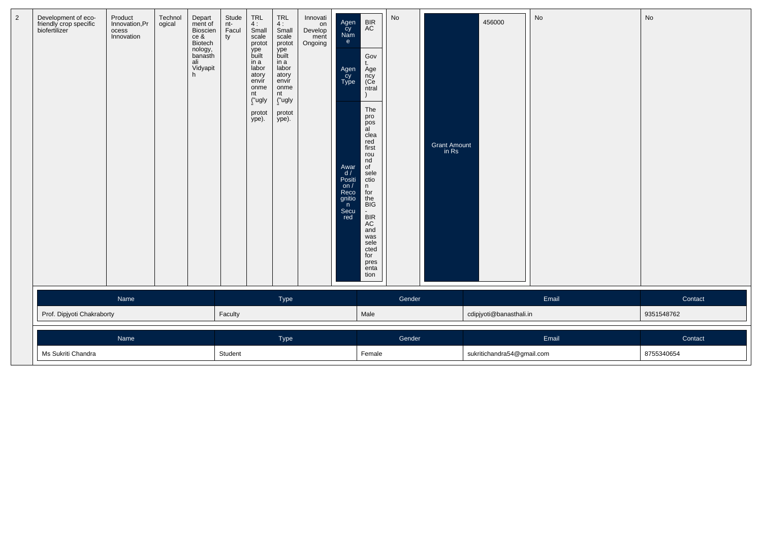| 2 | Development of eco-friendly crop specific biofertilizer | Product Innovation,Process Innovation | Technological | Department of Bioscience & Biotechnology, banasthali Vidyapith | Student-Faculty | TRL 4 : Small scale prototype built in a laboratory environment ("ugly" prototype). | TRL 4 : Small scale prototype built in a laboratory environment ("ugly" prototype). | Innovation Development Ongoing | Agency Name: BIRAC<br>Agency Type: Govt. Agency (Central)<br>Award / Position / Recognition Secured: The proposal cleared first round of selection for the BIG - BIRAC and was selected for presentation | No | Grant Amount in Rs: 456000 | No | No |
|---|---|---|---|---|---|---|---|---|---|---|---|---|---|

| Name | Type | Gender | Email | Contact |
|---|---|---|---|---|
| Prof. Dipjyoti Chakraborty | Faculty | Male | cdipjyoti@banasthali.in | 9351548762 |

| Name | Type | Gender | Email | Contact |
|---|---|---|---|---|
| Ms Sukriti Chandra | Student | Female | sukritichandra54@gmail.com | 8755340654 |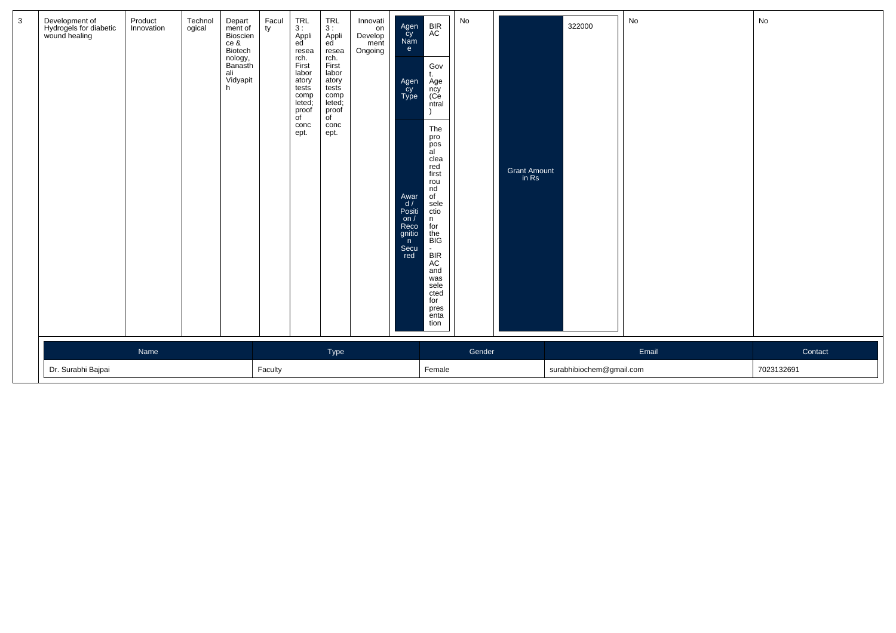| 3 | Development of Hydrogels for diabetic wound healing | Product Innovation | Technological | Department of Bioscience & Biotechnology, Banasthali Vidyapith | Faculty | TRL 3 : Applied research. First laboratory tests completed; proof of concept. | TRL 3 : Applied research. First laboratory tests completed; proof of concept. | Innovation Development Ongoing | Agency Name: BIRAC; Agency Type: Govt. Agency (Central); Award / Position / Recognition Secured: The proposal cleared first round of selection for the BIG - BIRAC and was selected for presentation | No | Grant Amount in Rs: 322000 | No | No |
|---|---|---|---|---|---|---|---|---|---|---|---|---|---|

| Name | Type | Gender | Email | Contact |
|---|---|---|---|---|
| Dr. Surabhi Bajpai | Faculty | Female | surabhibiochem@gmail.com | 7023132691 |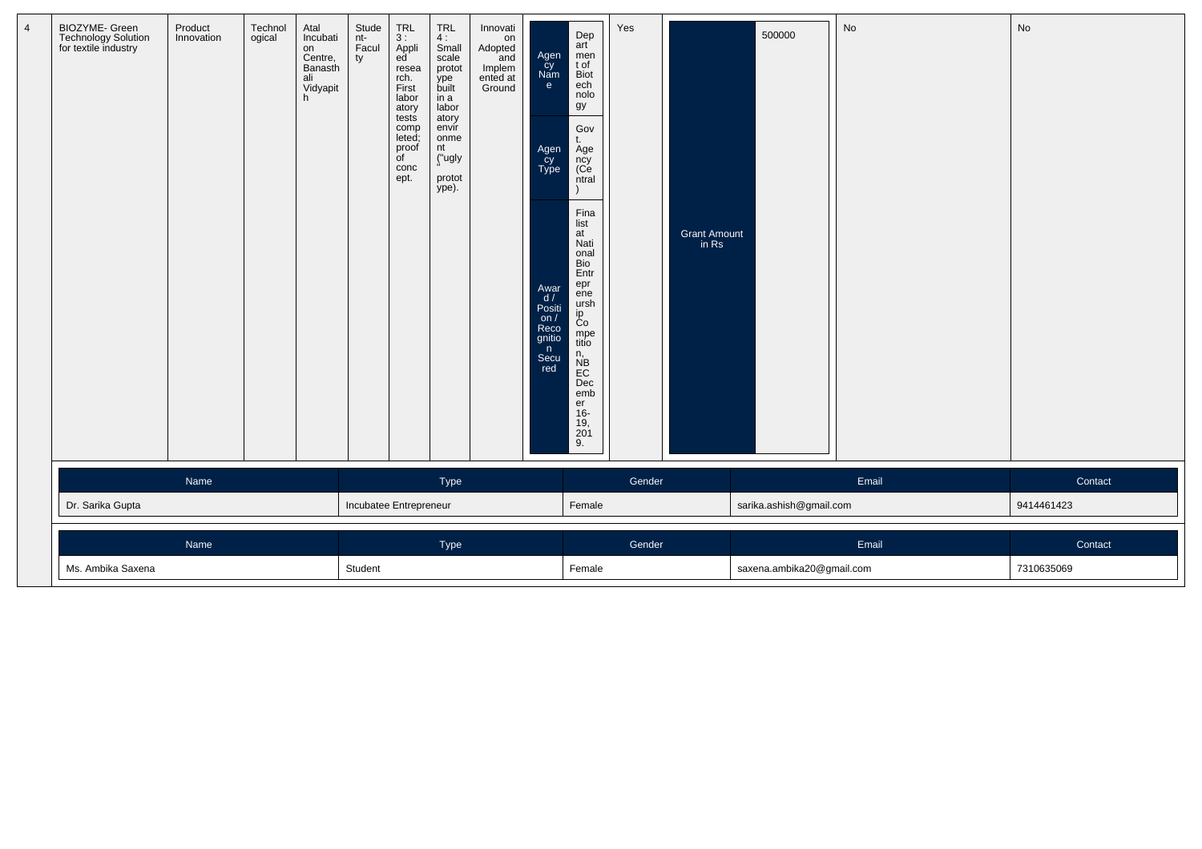| 4 | BIOZYME- Green Technology Solution for textile industry | Product Innovation | Technological | Atal Incubation Centre, Banasthali Vidyapith | Student-Faculty | TRL 3 : Applied research. First laboratory tests completed; proof of concept. | TRL 4 : Small scale prototype built in a laboratory environment ("ugly" prototype). | Innovation Adopted and Implemented at Ground | Agency Name: Department of Biotechnology; Agency Type: Govt. Agency (Central); Award / Position / Recognition Secured: Finalist at National Bio Entrepreneurship Competition, NBEC December 16-19, 2019. | Yes | Grant Amount in Rs: 500000 | No | No |
|---|---|---|---|---|---|---|---|---|---|---|---|---|---|

| Name | Type | Gender | Email | Contact |
|---|---|---|---|---|
| Dr. Sarika Gupta | Incubatee Entrepreneur | Female | sarika.ashish@gmail.com | 9414461423 |

| Name | Type | Gender | Email | Contact |
|---|---|---|---|---|
| Ms. Ambika Saxena | Student | Female | saxena.ambika20@gmail.com | 7310635069 |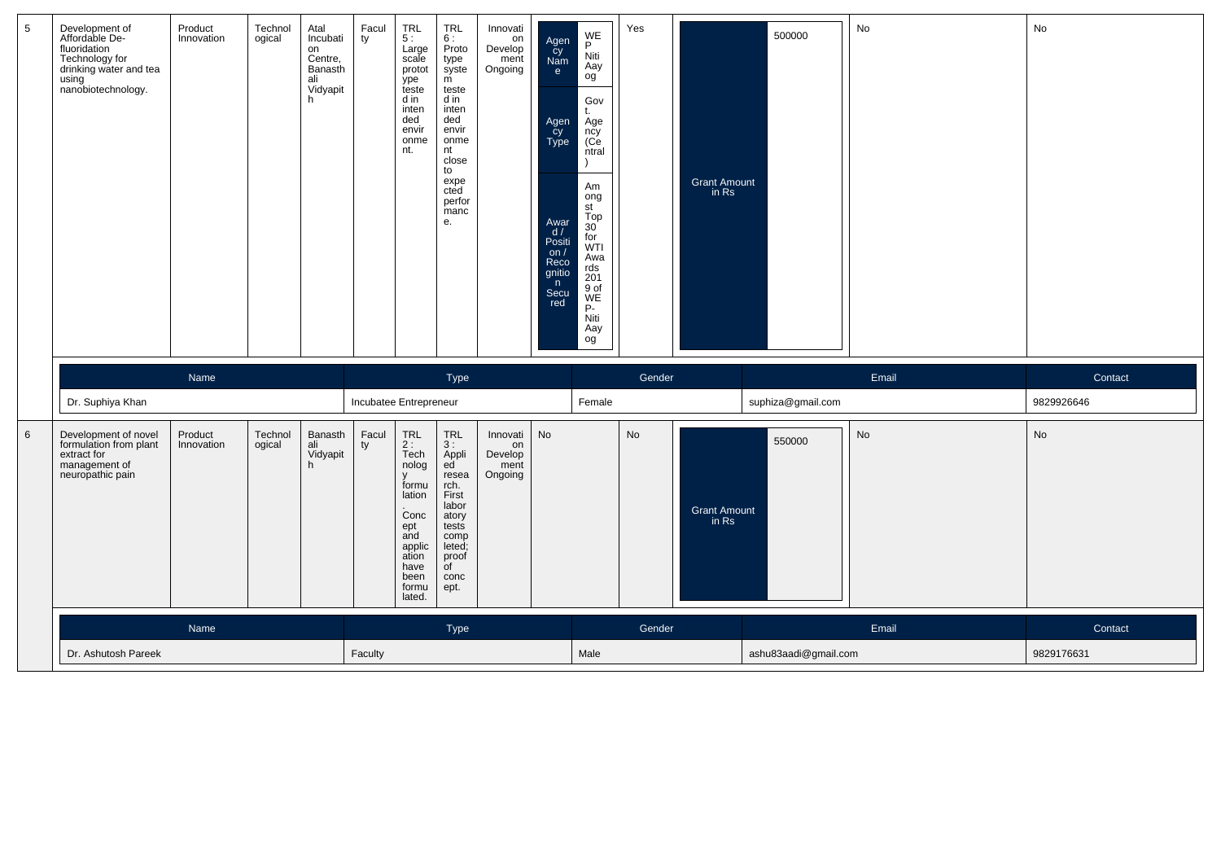| 5 | Development of Affordable De-fluoridation Technology for drinking water and tea using nanobiotechnology. | Product Innovation | Technological | Atal Incubation Centre, Banasthali Vidyapith | Faculty | TRL 5 : Large scale prototype tested in intended environment. | TRL 6 : Prototype system tested in intended environment close to expected performance. | Innovation Development Ongoing | Agency Name: WEP Niti Aayog; Agency Type: Govt. Agency (Central); Award / Position / Recognition Secured: Amongst Top 30 for WTI Awards 2019 of WEP-Niti Aayog | Yes | Grant Amount in Rs: 500000 | No | No |
|---|---|---|---|---|---|---|---|---|---|---|---|---|---|

| Name | Type | Gender | Email | Contact |
|---|---|---|---|---|
| Dr. Suphiya Khan | Incubatee Entrepreneur | Female | suphiza@gmail.com | 9829926646 |

| 6 | Development of novel formulation from plant extract for management of neuropathic pain | Product Innovation | Technological | Banasthali Vidyapith | Faculty | TRL 2 : Technology formulation. Concept and application have been formulated. | TRL 3 : Applied research. First laboratory tests completed; proof of concept. | Innovation Development Ongoing | No | No | Grant Amount in Rs: 550000 | No | No |
|---|---|---|---|---|---|---|---|---|---|---|---|---|---|

| Name | Type | Gender | Email | Contact |
|---|---|---|---|---|
| Dr. Ashutosh Pareek | Faculty | Male | ashu83aadi@gmail.com | 9829176631 |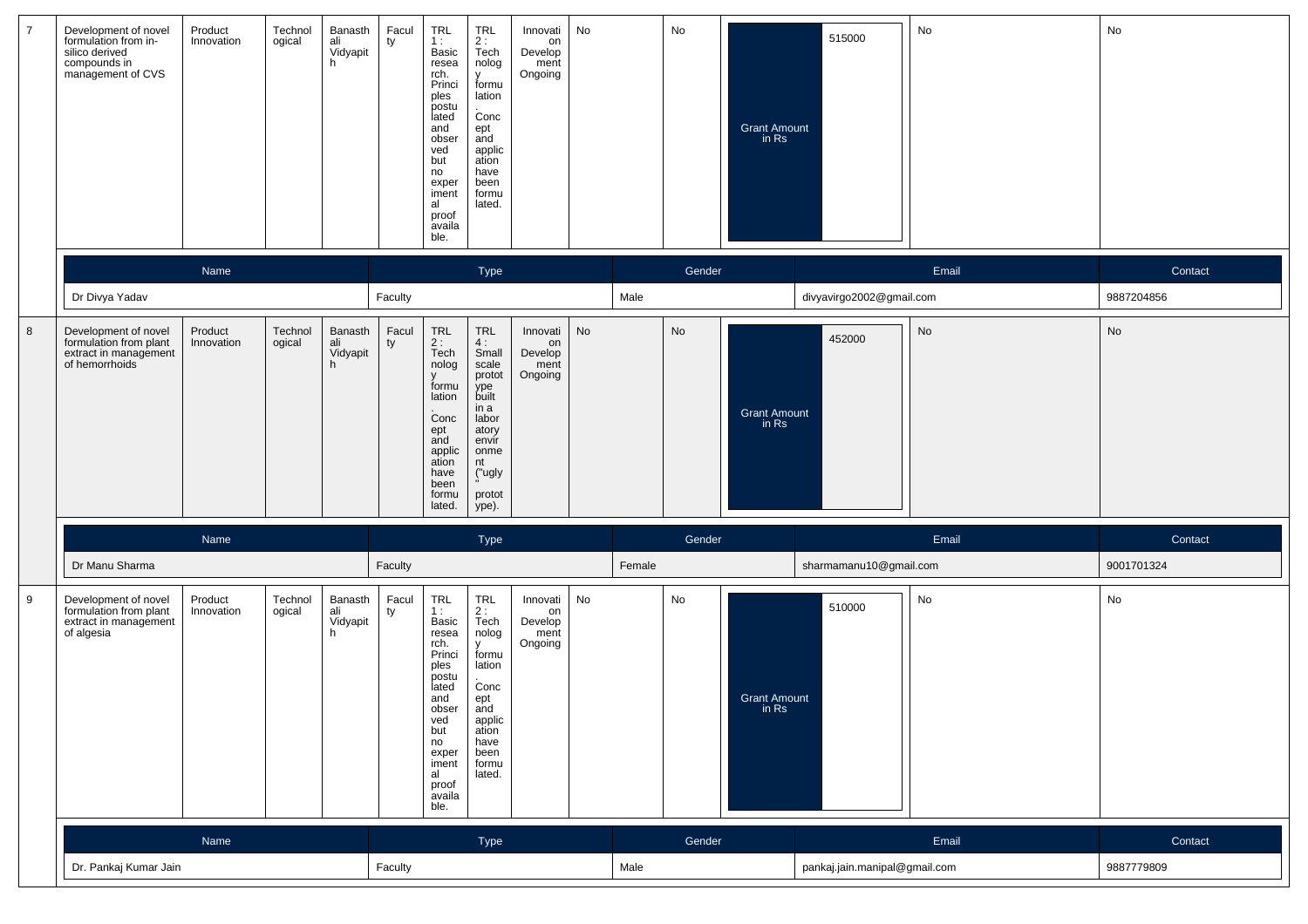| 7 | Development of novel formulation from in-silico derived compounds in management of CVS | Product Innovation | Technological | Banasthali Vidyapith | Faculty | TRL 1 : Basic research. Principles postulated and observed but no experimental proof available. | TRL 2 : Technology formulation. Concept and application have been formulated. | Innovation Development Ongoing | No | No | Grant Amount in Rs | 515000 | No | No |
|---|---|---|---|---|---|---|---|---|---|---|---|---|---|---|

| Name | Type | Gender | Email | Contact |
|---|---|---|---|---|
| Dr Divya Yadav | Faculty | Male | divyavirgo2002@gmail.com | 9887204856 |

| 8 | Development of novel formulation from plant extract in management of hemorrhoids | Product Innovation | Technological | Banasthali Vidyapith | Faculty | TRL 2 : Technology formulation. Concept and application have been formulated. | TRL 4 : Small scale prototype built in a laboratory environment ("ugly" prototype). | Innovation Development Ongoing | No | No | Grant Amount in Rs | 452000 | No | No |
|---|---|---|---|---|---|---|---|---|---|---|---|---|---|---|

| Name | Type | Gender | Email | Contact |
|---|---|---|---|---|
| Dr Manu Sharma | Faculty | Female | sharmamanu10@gmail.com | 9001701324 |

| 9 | Development of novel formulation from plant extract in management of algesia | Product Innovation | Technological | Banasthali Vidyapith | Faculty | TRL 1 : Basic research. Principles postulated and observed but no experimental proof available. | TRL 2 : Technology formulation. Concept and application have been formulated. | Innovation Development Ongoing | No | No | Grant Amount in Rs | 510000 | No | No |
|---|---|---|---|---|---|---|---|---|---|---|---|---|---|---|

| Name | Type | Gender | Email | Contact |
|---|---|---|---|---|
| Dr. Pankaj Kumar Jain | Faculty | Male | pankaj.jain.manipal@gmail.com | 9887779809 |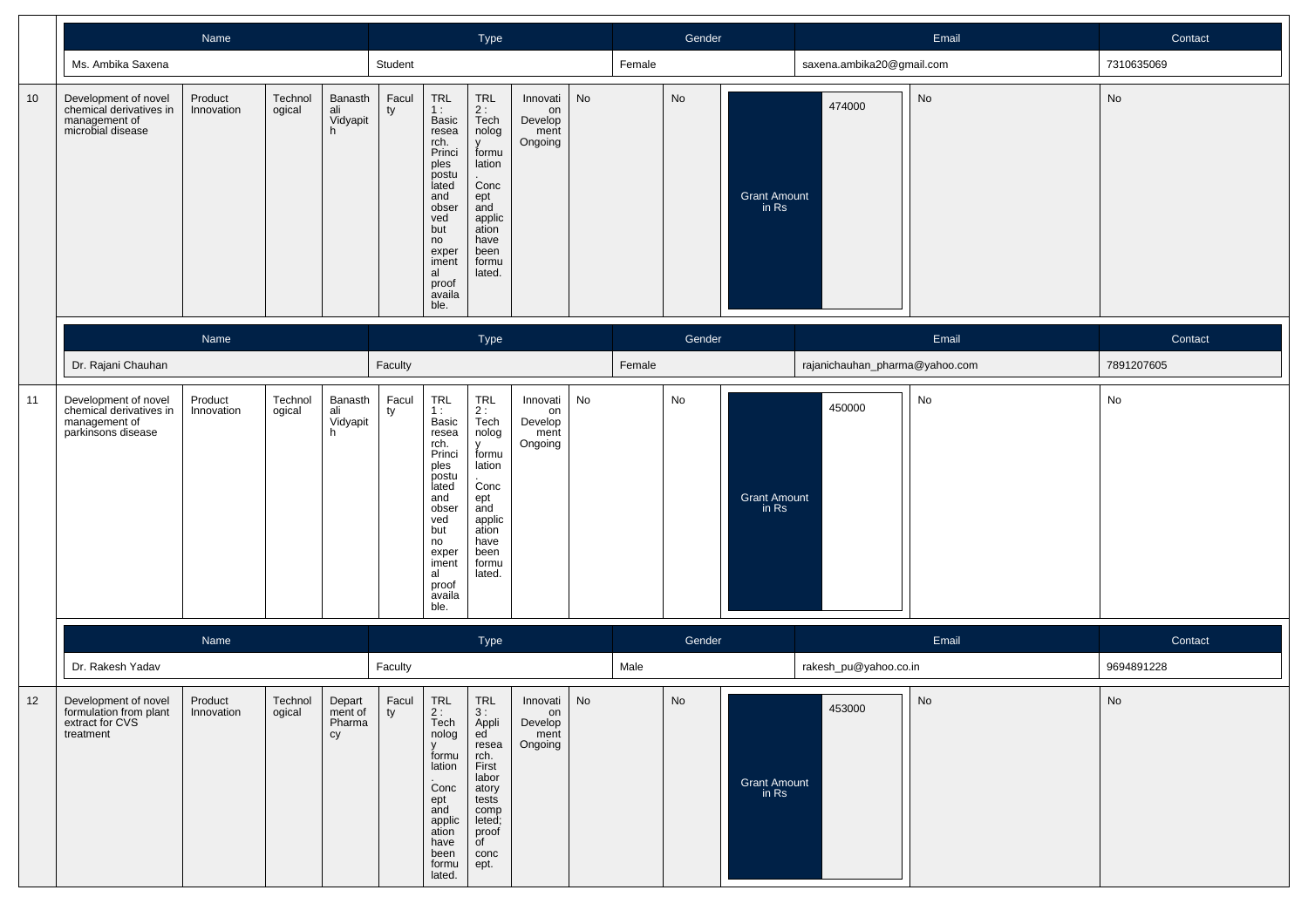| Name | Type | Gender | Email | Contact |
|---|---|---|---|---|
| Ms. Ambika Saxena | Student | Female | saxena.ambika20@gmail.com | 7310635069 |

| 10 | Development of novel chemical derivatives in management of microbial disease | Product Innovation | Technological | Banasthali Vidyapith | Faculty | TRL 1 : Basic research. Principles postulated and observed but no experimental proof available. | TRL 2 : Technology formulation. Concept and application have been formulated. | Innovation Development Ongoing | No | No | Grant Amount in Rs | 474000 | No | No |
|---|---|---|---|---|---|---|---|---|---|---|---|---|---|---|

| Name | Type | Gender | Email | Contact |
|---|---|---|---|---|
| Dr. Rajani Chauhan | Faculty | Female | rajanichauhan_pharma@yahoo.com | 7891207605 |

| 11 | Development of novel chemical derivatives in management of parkinsons disease | Product Innovation | Technological | Banasthali Vidyapith | Faculty | TRL 1 : Basic research. Principles postulated and observed but no experimental proof available. | TRL 2 : Technology formulation. Concept and application have been formulated. | Innovation Development Ongoing | No | No | Grant Amount in Rs | 450000 | No | No |
|---|---|---|---|---|---|---|---|---|---|---|---|---|---|---|

| Name | Type | Gender | Email | Contact |
|---|---|---|---|---|
| Dr. Rakesh Yadav | Faculty | Male | rakesh_pu@yahoo.co.in | 9694891228 |

| 12 | Development of novel formulation from plant extract for CVS treatment | Product Innovation | Technological | Department of Pharmacy | Faculty | TRL 2 : Technology formulation. Concept and application have been formulated. | TRL 3 : Applied research. First laboratory tests completed; proof of concept. | Innovation Development Ongoing | No | No | Grant Amount in Rs | 453000 | No | No |
|---|---|---|---|---|---|---|---|---|---|---|---|---|---|---|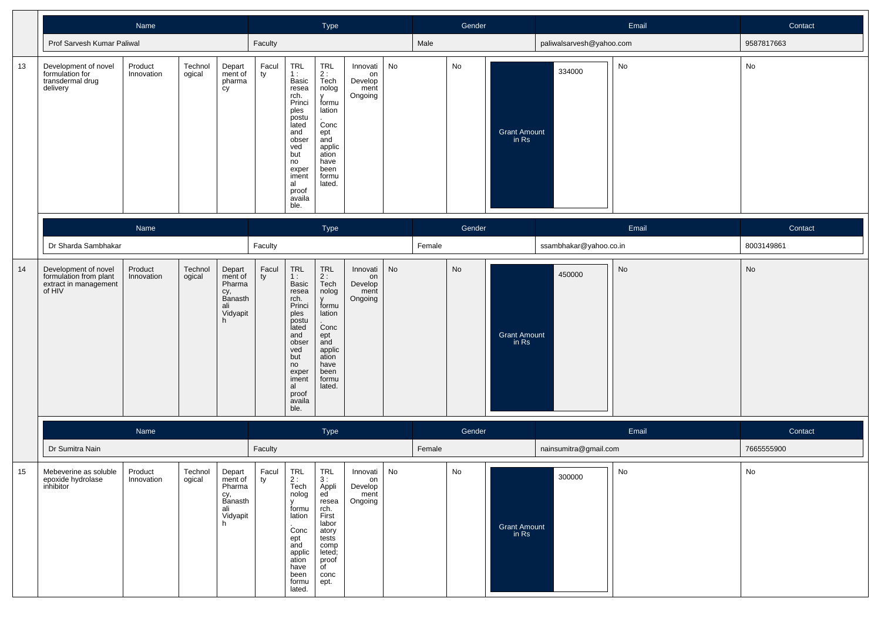| Name | Type | Gender | Email | Contact |
|---|---|---|---|---|
| Prof Sarvesh Kumar Paliwal | Faculty | Male | paliwalsarvesh@yahoo.com | 9587817663 |

| 13 | Development of novel formulation for transdermal drug delivery | Product Innovation | Technological | Department of pharmacy | Faculty | TRL 1 : Basic research. Principles postulated and observed but no experimental proof available. | TRL 2 : Technology formulation. Concept and application have been formulated. | Innovation Development Ongoing | No | No | Grant Amount in Rs | 334000 | No | No |
|---|---|---|---|---|---|---|---|---|---|---|---|---|---|---|

| Name | Type | Gender | Email | Contact |
|---|---|---|---|---|
| Dr Sharda Sambhakar | Faculty | Female | ssambhakar@yahoo.co.in | 8003149861 |

| 14 | Development of novel formulation from plant extract in management of HIV | Product Innovation | Technological | Department of Pharmacy, Banasthali Vidyapith | Faculty | TRL 1 : Basic research. Principles postulated and observed but no experimental proof available. | TRL 2 : Technology formulation. Concept and application have been formulated. | Innovation Development Ongoing | No | No | Grant Amount in Rs | 450000 | No | No |
|---|---|---|---|---|---|---|---|---|---|---|---|---|---|---|

| Name | Type | Gender | Email | Contact |
|---|---|---|---|---|
| Dr Sumitra Nain | Faculty | Female | nainsumitra@gmail.com | 7665555900 |

| 15 | Mebeverine as soluble epoxide hydrolase inhibitor | Product Innovation | Technological | Department of Pharmacy, Banasthali Vidyapith | Faculty | TRL 2 : Technology formulation. Concept and application have been formulated. | TRL 3 : Applied research. First laboratory tests completed; proof of concept. | Innovation Development Ongoing | No | No | Grant Amount in Rs | 300000 | No | No |
|---|---|---|---|---|---|---|---|---|---|---|---|---|---|---|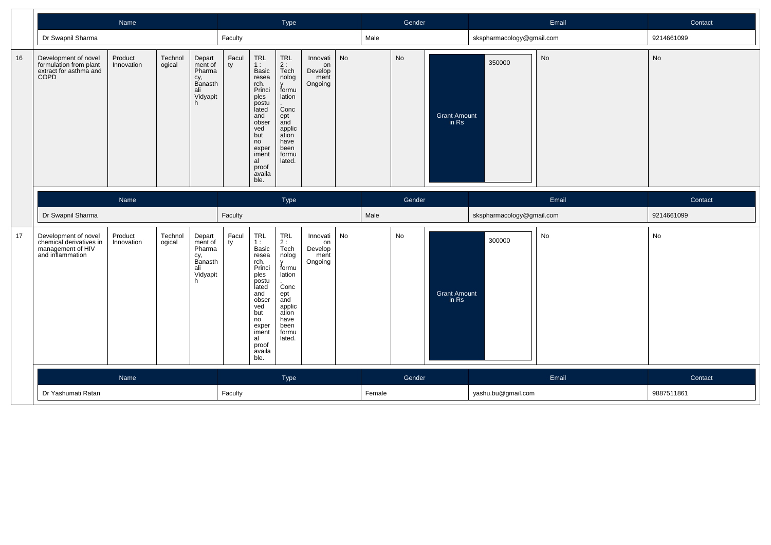| Name | Type | Gender | Email | Contact |
|---|---|---|---|---|
| Dr Swapnil Sharma | Faculty | Male | skspharmacology@gmail.com | 9214661099 |

| 16 | Development of novel formulation from plant extract for asthma and COPD | Product Innovation | Technological | Department of Pharmacy, Banasthali Vidyapith | Faculty | TRL 1 : Basic research. Principles postulated and observed but no experimental proof available. | TRL 2 : Technology formulation. Concept and application have been formulated. | Innovation Development Ongoing | No | No | Grant Amount in Rs | 350000 | No | No |
|---|---|---|---|---|---|---|---|---|---|---|---|---|---|---|

| Name | Type | Gender | Email | Contact |
|---|---|---|---|---|
| Dr Swapnil Sharma | Faculty | Male | skspharmacology@gmail.com | 9214661099 |

| 17 | Development of novel chemical derivatives in management of HIV and inflammation | Product Innovation | Technological | Department of Pharmacy, Banasthali Vidyapith | Faculty | TRL 1 : Basic research. Principles postulated and observed but no experimental proof available. | TRL 2 : Technology formulation. Concept and application have been formulated. | Innovation Development Ongoing | No | No | Grant Amount in Rs | 300000 | No | No |
|---|---|---|---|---|---|---|---|---|---|---|---|---|---|---|

| Name | Type | Gender | Email | Contact |
|---|---|---|---|---|
| Dr Yashumati Ratan | Faculty | Female | yashu.bu@gmail.com | 9887511861 |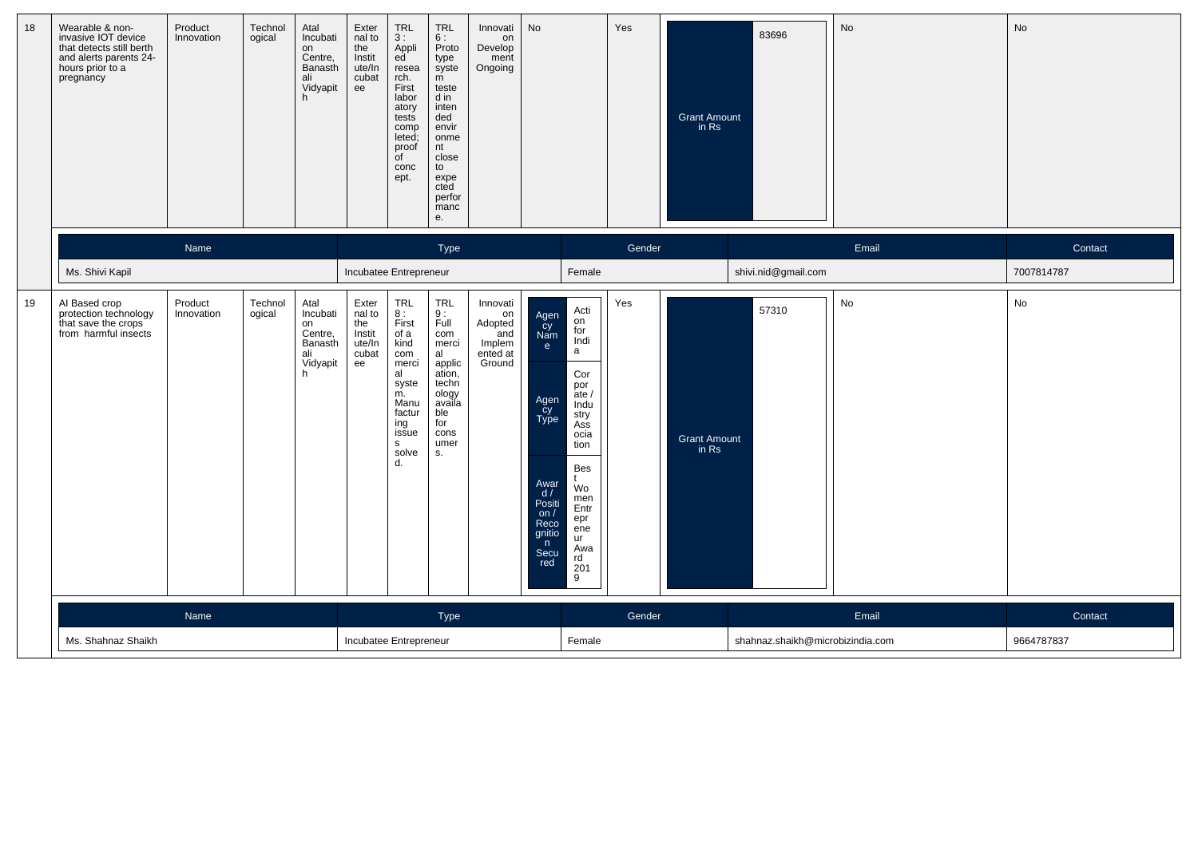| 18 | Wearable & non-invasive IOT device that detects still berth and alerts parents 24-hours prior to a pregnancy | Product Innovation | Technological | Atal Incubation Centre, Banasthali Vidyapith | External to the Institute/Incubatee | TRL 3 : Applied research. First laboratory tests completed; proof of concept. | TRL 6 : Prototype system tested in intended environment close to expected performance. | Innovation Development Ongoing | No | Yes | Grant Amount in Rs: 83696 | No | No |
|---|---|---|---|---|---|---|---|---|---|---|---|---|---|
| | **Name** | | | | **Type** | | | | **Gender** | | **Email** | | **Contact** |
| | Ms. Shivi Kapil | | | | Incubatee Entrepreneur | | | | Female | | shivi.nid@gmail.com | | 7007814787 |
| 19 | AI Based crop protection technology that save the crops from harmful insects | Product Innovation | Technological | Atal Incubation Centre, Banasthali Vidyapith | External to the Institute/Incubatee | TRL 8 : First of a kind commercial system. Manufacturing issues solved. | TRL 9 : Full commercial application, technology available for consumers. | Innovation Adopted and Implemented at Ground | Agency Name: Action for India; Agency Type: Corporate / Industry Association; Award / Position / Recognition Secured: Best Women Entrepreneur Award 2019 | Yes | Grant Amount in Rs: 57310 | No | No |
| | **Name** | | | | **Type** | | | | **Gender** | | **Email** | | **Contact** |
| | Ms. Shahnaz Shaikh | | | | Incubatee Entrepreneur | | | | Female | | shahnaz.shaikh@microbizindia.com | | 9664787837 |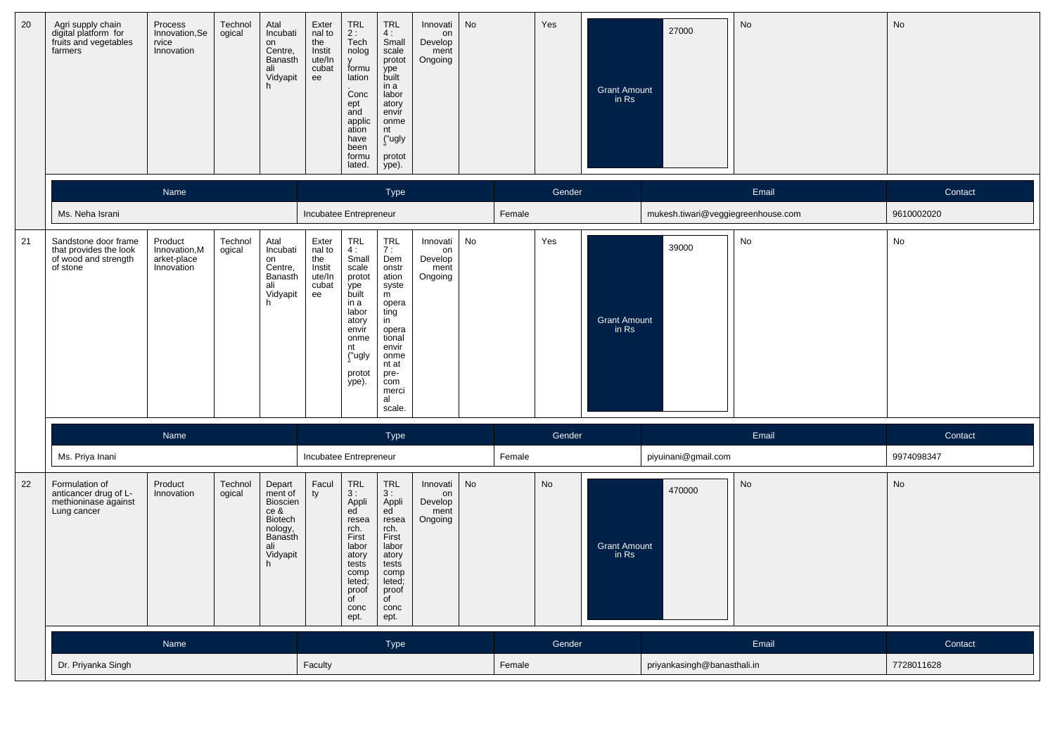| 20 | Agri supply chain digital platform for fruits and vegetables farmers | Process Innovation,Service Innovation | Technological | Atal Incubation Centre, Banasthali Vidyapith | External to the Institute/Incubatee | TRL 2 : Technology formulation. Concept and application have been formulated. | TRL 4 : Small scale prototype built in a laboratory environment ("ugly" prototype). | Innovation Development Ongoing | No | Yes | Grant Amount in Rs | 27000 | No | No |
|---|---|---|---|---|---|---|---|---|---|---|---|---|---|---|

| Name | Type | Gender | Email | Contact |
|---|---|---|---|---|
| Ms. Neha Israni | Incubatee Entrepreneur | Female | mukesh.tiwari@veggiegreenhouse.com | 9610002020 |

| 21 | Sandstone door frame that provides the look of wood and strength of stone | Product Innovation,Market-place Innovation | Technological | Atal Incubation Centre, Banasthali Vidyapith | External to the Institute/Incubatee | TRL 4 : Small scale prototype built in a laboratory environment ("ugly" prototype). | TRL 7 : Demonstration system operating in operational environment at pre-commercial scale. | Innovation Development Ongoing | No | Yes | Grant Amount in Rs | 39000 | No | No |
|---|---|---|---|---|---|---|---|---|---|---|---|---|---|---|

| Name | Type | Gender | Email | Contact |
|---|---|---|---|---|
| Ms. Priya Inani | Incubatee Entrepreneur | Female | piyuinani@gmail.com | 9974098347 |

| 22 | Formulation of anticancer drug of L-methioninase against Lung cancer | Product Innovation | Technological | Department of Bioscience & Biotechnology, Banasthali Vidyapith | Faculty | TRL 3 : Applied research. First laboratory tests completed; proof of concept. | TRL 3 : Applied research. First laboratory tests completed; proof of concept. | Innovation Development Ongoing | No | No | Grant Amount in Rs | 470000 | No | No |
|---|---|---|---|---|---|---|---|---|---|---|---|---|---|---|

| Name | Type | Gender | Email | Contact |
|---|---|---|---|---|
| Dr. Priyanka Singh | Faculty | Female | priyankasingh@banasthali.in | 7728011628 |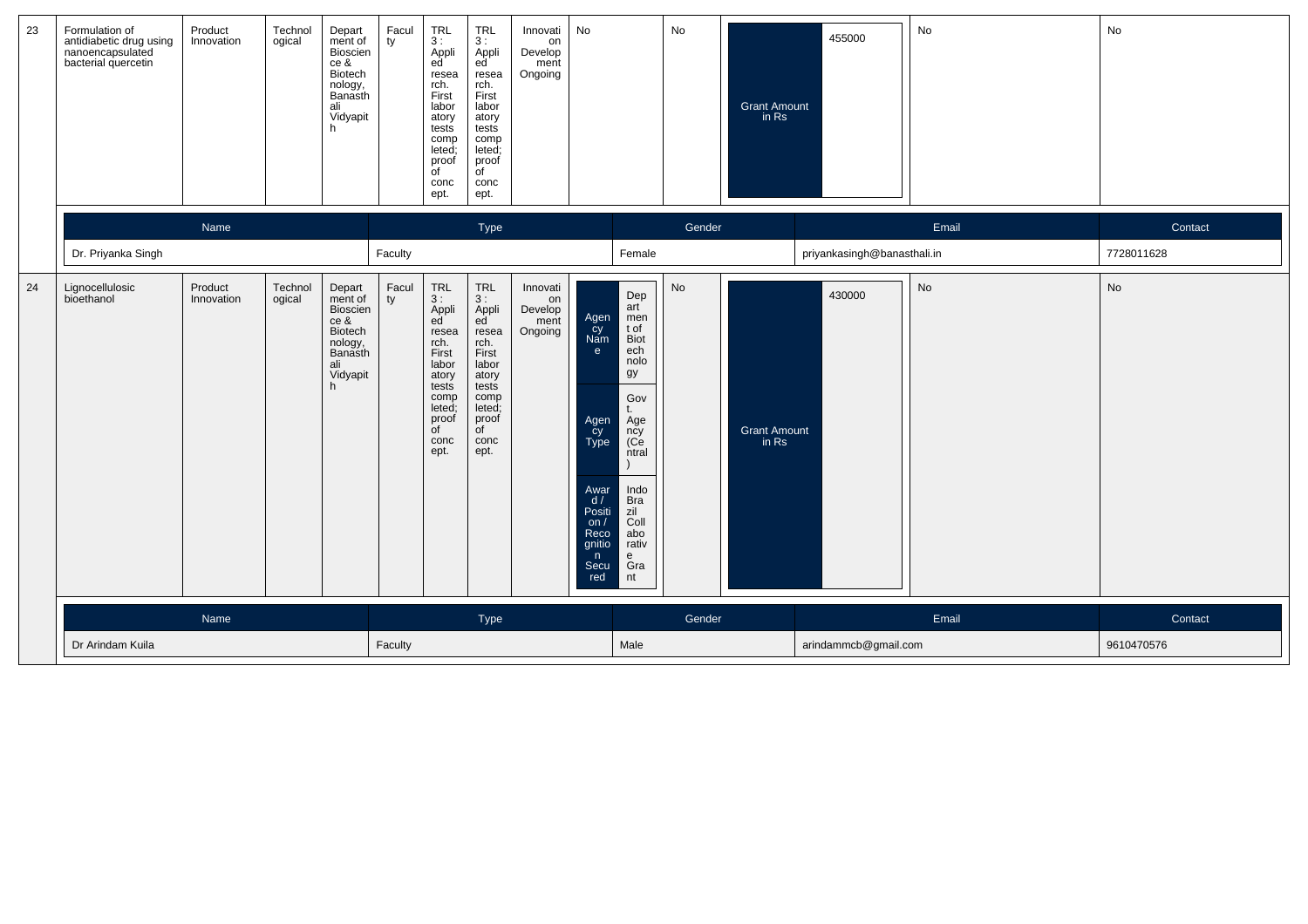| 23 | Formulation of antidiabetic drug using nanoencapsulated bacterial quercetin | Product Innovation | Technological | Department of Bioscience & Biotechnology, Banasthali Vidyapith | Faculty | TRL 3 : Applied research. First laboratory tests completed; proof of concept. | TRL 3 : Applied research. First laboratory tests completed; proof of concept. | Innovation Development Ongoing | No | No | Grant Amount in Rs: 455000 | No | No |
|---|---|---|---|---|---|---|---|---|---|---|---|---|---|

| Name | Type | Gender | Email | Contact |
|---|---|---|---|---|
| Dr. Priyanka Singh | Faculty | Female | priyankasingh@banasthali.in | 7728011628 |

| 24 | Lignocellulosic bioethanol | Product Innovation | Technological | Department of Bioscience & Biotechnology, Banasthali Vidyapith | Faculty | TRL 3 : Applied research. First laboratory tests completed; proof of concept. | TRL 3 : Applied research. First laboratory tests completed; proof of concept. | Innovation Development Ongoing | Agency Name: Department of Biotechnology; Agency Type: Govt. Agency (Central); Award / Position / Recognition Secured: Indo Brazil Collaborative Grant | No | Grant Amount in Rs: 430000 | No | No |
|---|---|---|---|---|---|---|---|---|---|---|---|---|---|

| Name | Type | Gender | Email | Contact |
|---|---|---|---|---|
| Dr Arindam Kuila | Faculty | Male | arindammcb@gmail.com | 9610470576 |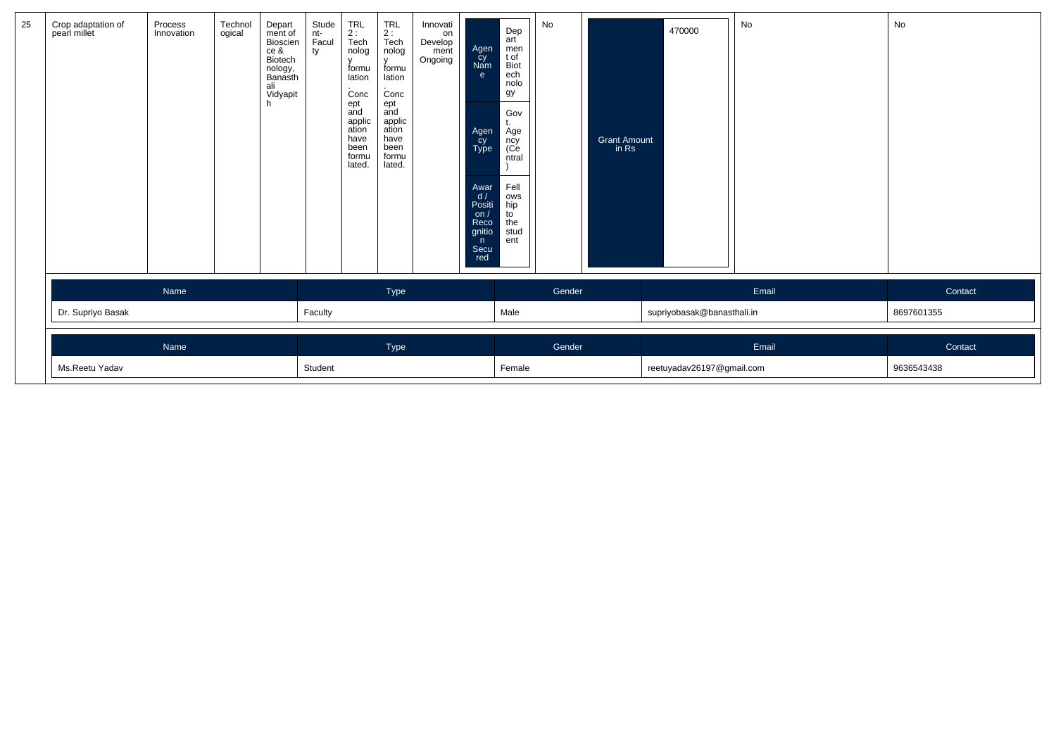| 25 | Crop adaptation of pearl millet | Process Innovation | Technological | Department of Bioscience & Biotechnology, Banasthali Vidyapith | Student-Faculty | TRL 2 : Technology formulation. Concept and application have been formulated. | TRL 2 : Technology formulation. Concept and application have been formulated. | Innovation Development Ongoing | Agency Name: Department of Biotechnology; Agency Type: Govt. Agency (Central); Award / Position / Recognition Secured: Fellowship to the student | No | Grant Amount in Rs: 470000 | No | No |
|---|---|---|---|---|---|---|---|---|---|---|---|---|---|

| Name | Type | Gender | Email | Contact |
|---|---|---|---|---|
| Dr. Supriyo Basak | Faculty | Male | supriyobasak@banasthali.in | 8697601355 |

| Name | Type | Gender | Email | Contact |
|---|---|---|---|---|
| Ms.Reetu Yadav | Student | Female | reetuyadav26197@gmail.com | 9636543438 |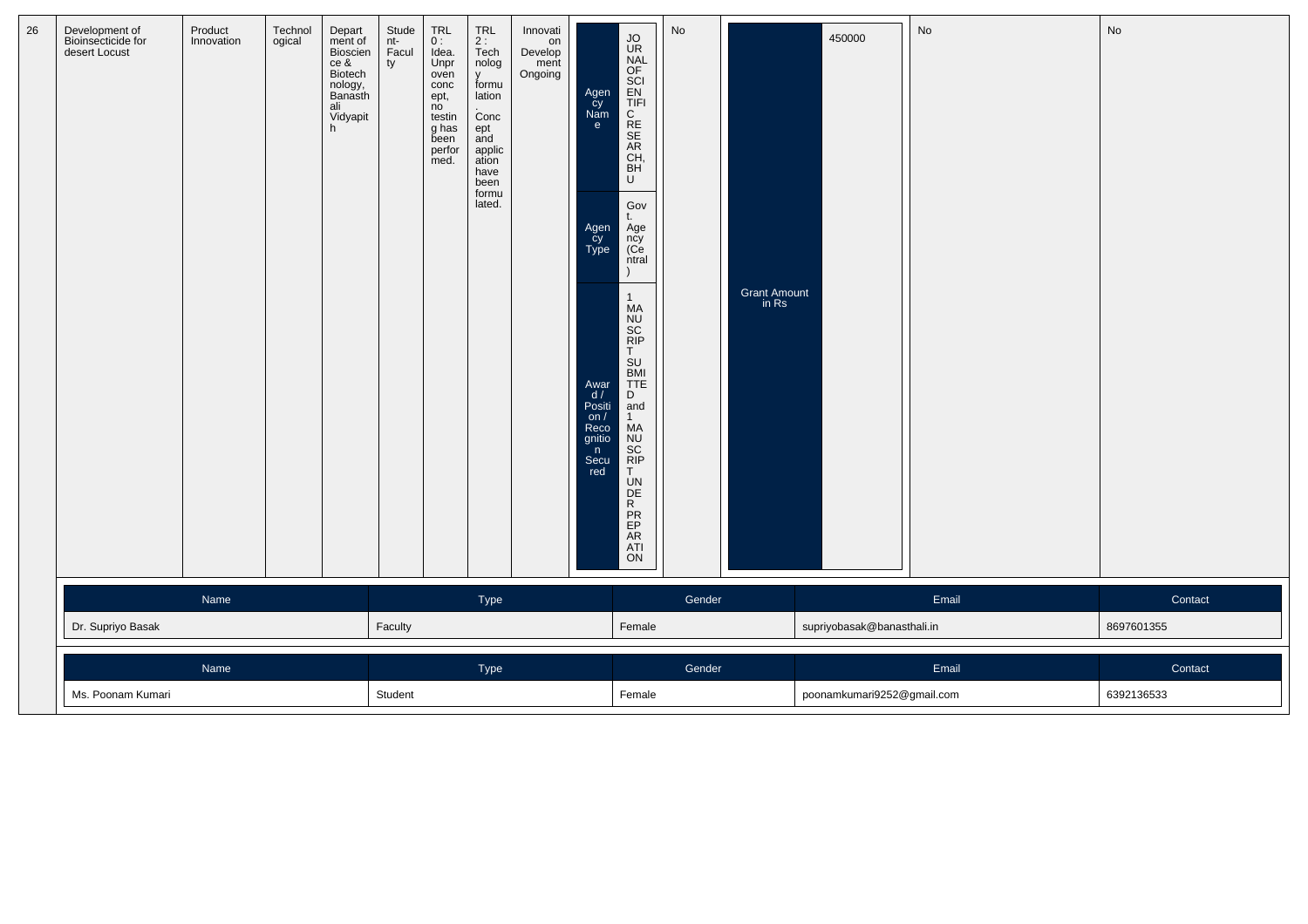| 26 | Development of Bioinsecticide for desert Locust | Product Innovation | Technological | Department of Bioscience & Biotechnology, Banasthali Vidyapith | Student-Faculty | TRL 0 : Idea. Unproven concept, no testing has been performed. | TRL 2 : Technology formulation. Concept and application have been formulated. | Innovation Development Ongoing | Agency Name: JOURNAL OF SCIENTIFIC RESEARCH, BHU<br>Agency Type: Govt. Agency (Central)<br>Award / Position / Recognition Secured: 1 MANUSCRIPT SUBMITTED and 1 MANUSCRIPT UNDER PREPARATION | No | Grant Amount in Rs: 450000 | No | No |
|---|---|---|---|---|---|---|---|---|---|---|---|---|---|

| Name | Type | Gender | Email | Contact |
|---|---|---|---|---|
| Dr. Supriyo Basak | Faculty | Female | supriyobasak@banasthali.in | 8697601355 |

| Name | Type | Gender | Email | Contact |
|---|---|---|---|---|
| Ms. Poonam Kumari | Student | Female | poonamkumari9252@gmail.com | 6392136533 |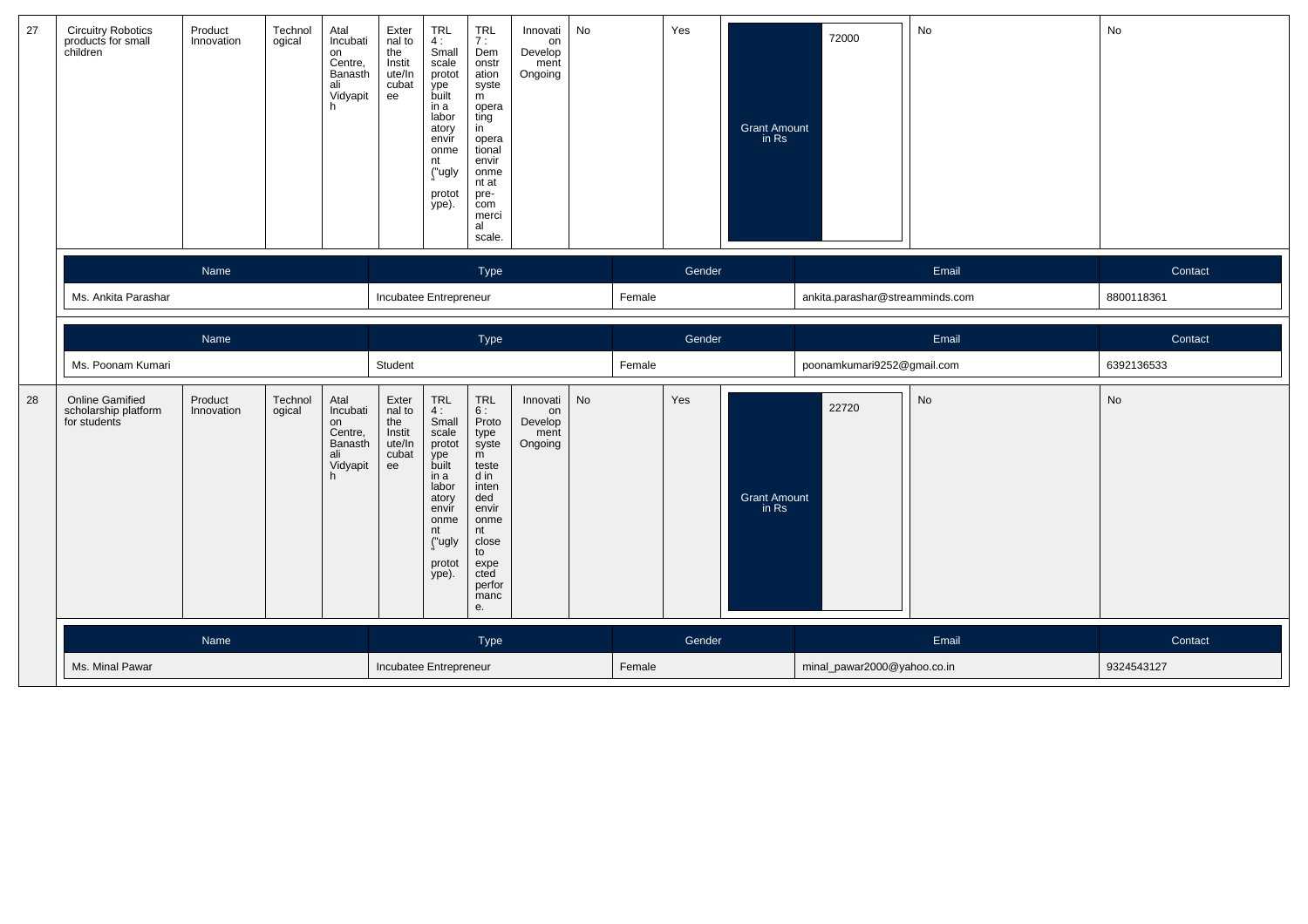| 27 | Circuitry Robotics products for small children | Product Innovation | Technological | Atal Incubation Centre, Banasthali Vidyapith | External to the Institute/Incubatee | TRL 4 : Small scale prototype built in a laboratory environment ("ugly" prototype). | TRL 7 : Demonstration system operating in operational environment at pre-commercial scale. | Innovation Development Ongoing | No | Yes | Grant Amount in Rs | 72000 | No | No |
|---|---|---|---|---|---|---|---|---|---|---|---|---|---|---|

| Name | Type | Gender | Email | Contact |
|---|---|---|---|---|
| Ms. Ankita Parashar | Incubatee Entrepreneur | Female | ankita.parashar@streamminds.com | 8800118361 |

| Name | Type | Gender | Email | Contact |
|---|---|---|---|---|
| Ms. Poonam Kumari | Student | Female | poonamkumari9252@gmail.com | 6392136533 |

| 28 | Online Gamified scholarship platform for students | Product Innovation | Technological | Atal Incubation Centre, Banasthali Vidyapith | External to the Institute/Incubatee | TRL 4 : Small scale prototype built in a laboratory environment ("ugly" prototype). | TRL 6 : Prototype system tested in intended environment close to expected performance. | Innovation Development Ongoing | No | Yes | Grant Amount in Rs | 22720 | No | No |
|---|---|---|---|---|---|---|---|---|---|---|---|---|---|---|

| Name | Type | Gender | Email | Contact |
|---|---|---|---|---|
| Ms. Minal Pawar | Incubatee Entrepreneur | Female | minal_pawar2000@yahoo.co.in | 9324543127 |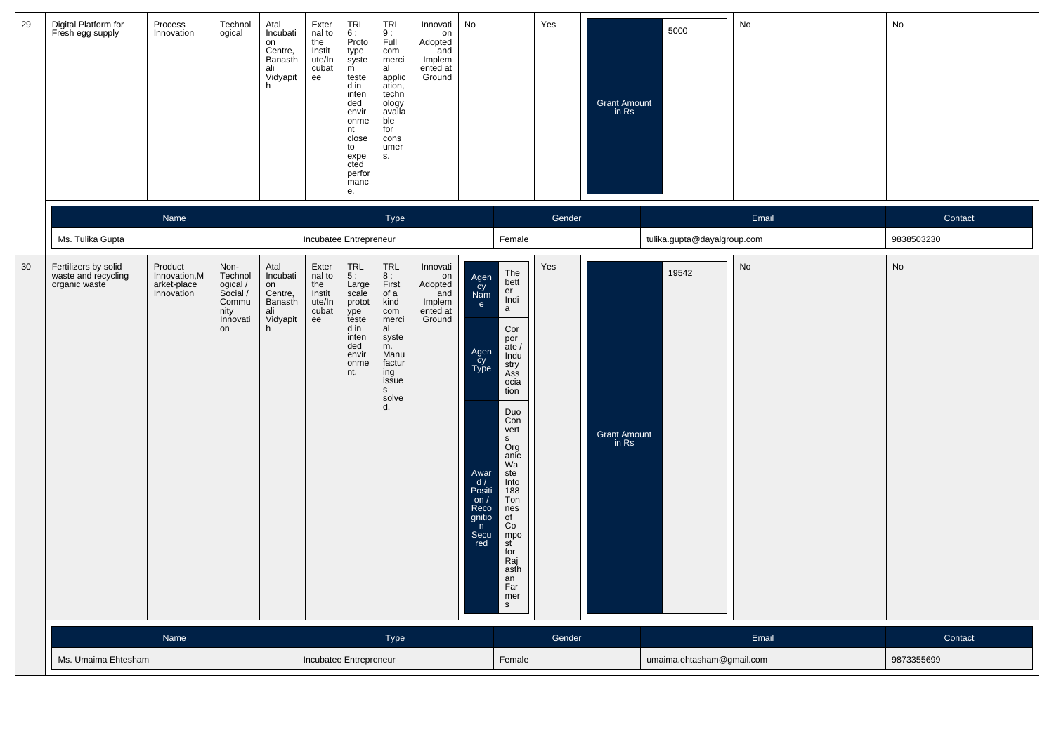| 29 | Digital Platform for Fresh egg supply | Process Innovation | Technological | Atal Incubation Centre, Banasthali Vidyapith | External to the Institute/Incubatee | TRL 6 : Prototype system tested in intended environment close to expected performance. | TRL 9 : Full commercial application, technology available for consumers. | Innovation Adopted and Implemented at Ground | No | Yes | Grant Amount in Rs: 5000 | No | No |
|---|---|---|---|---|---|---|---|---|---|---|---|---|---|

| Name | Type | Gender | Email | Contact |
|---|---|---|---|---|
| Ms. Tulika Gupta | Incubatee Entrepreneur | Female | tulika.gupta@dayalgroup.com | 9838503230 |

| 30 | Fertilizers by solid waste and recycling organic waste | Product Innovation,Market-place Innovation | Non-Technological / Social / Community Innovation | Atal Incubation Centre, Banasthali Vidyapith | External to the Institute/Incubatee | TRL 5 : Large scale prototype tested in intended environment. | TRL 8 : First of a kind commercial system. Manufacturing issues solved. | Innovation Adopted and Implemented at Ground | Agency Name: The better India; Agency Type: Corporate / Industry Association; Award / Position / Recognition Secured: Duo Converts Organic Waste Into 188 Tonnes of Compost for Rajasthan Farmers | Yes | Grant Amount in Rs: 19542 | No | No |
|---|---|---|---|---|---|---|---|---|---|---|---|---|---|

| Name | Type | Gender | Email | Contact |
|---|---|---|---|---|
| Ms. Umaima Ehtesham | Incubatee Entrepreneur | Female | umaima.ehtasham@gmail.com | 9873355699 |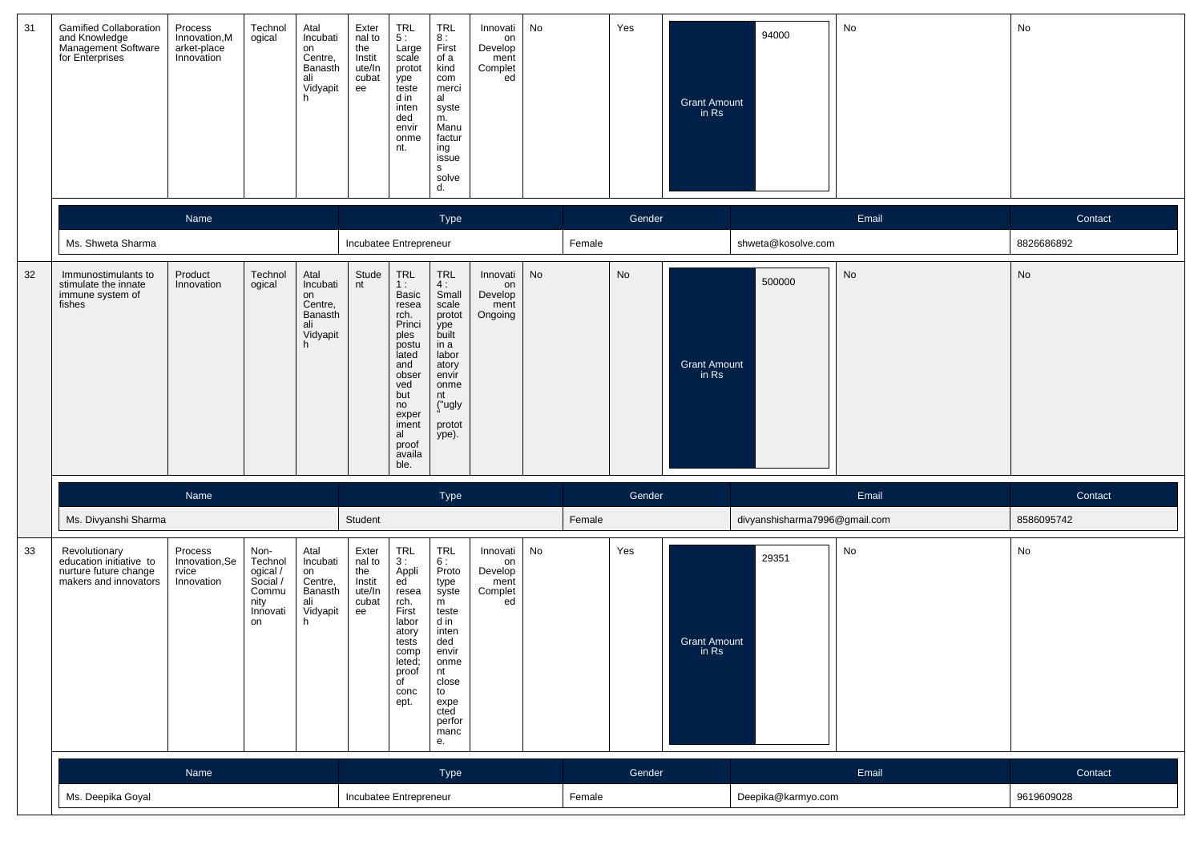| 31 | Gamified Collaboration and Knowledge Management Software for Enterprises | Process Innovation,Market-place Innovation | Technological | Atal Incubation Centre, Banasthali Vidyapith | External to the Institute/Incubatee | TRL 5 : Large scale prototype tested in intended environment. | TRL 8 : First of a kind commercial system. Manufacturing issues solved. | Innovation Development Completed | No | Yes | Grant Amount in Rs | 94000 | No | No |
|---|---|---|---|---|---|---|---|---|---|---|---|---|---|---|

| Name | Type | Gender | Email | Contact |
|---|---|---|---|---|
| Ms. Shweta Sharma | Incubatee Entrepreneur | Female | shweta@kosolve.com | 8826686892 |

| 32 | Immunostimulants to stimulate the innate immune system of fishes | Product Innovation | Technological | Atal Incubation Centre, Banasthali Vidyapith | Student | TRL 1 : Basic research. Principles postulated and observed but no experimental proof available. | TRL 4 : Small scale prototype built in a laboratory environment ("ugly" prototype). | Innovation Development Ongoing | No | No | Grant Amount in Rs | 500000 | No | No |
|---|---|---|---|---|---|---|---|---|---|---|---|---|---|---|

| Name | Type | Gender | Email | Contact |
|---|---|---|---|---|
| Ms. Divyanshi Sharma | Student | Female | divyanshisharma7996@gmail.com | 8586095742 |

| 33 | Revolutionary education initiative to nurture future change makers and innovators | Process Innovation,Service Innovation | Non-Technological / Social / Community Innovation | Atal Incubation Centre, Banasthali Vidyapith | External to the Institute/Incubatee | TRL 3 : Applied research. First laboratory tests completed; proof of concept. | TRL 6 : Prototype system tested in intended environment close to expected performance. | Innovation Development Completed | No | Yes | Grant Amount in Rs | 29351 | No | No |
|---|---|---|---|---|---|---|---|---|---|---|---|---|---|---|

| Name | Type | Gender | Email | Contact |
|---|---|---|---|---|
| Ms. Deepika Goyal | Incubatee Entrepreneur | Female | Deepika@karmyo.com | 9619609028 |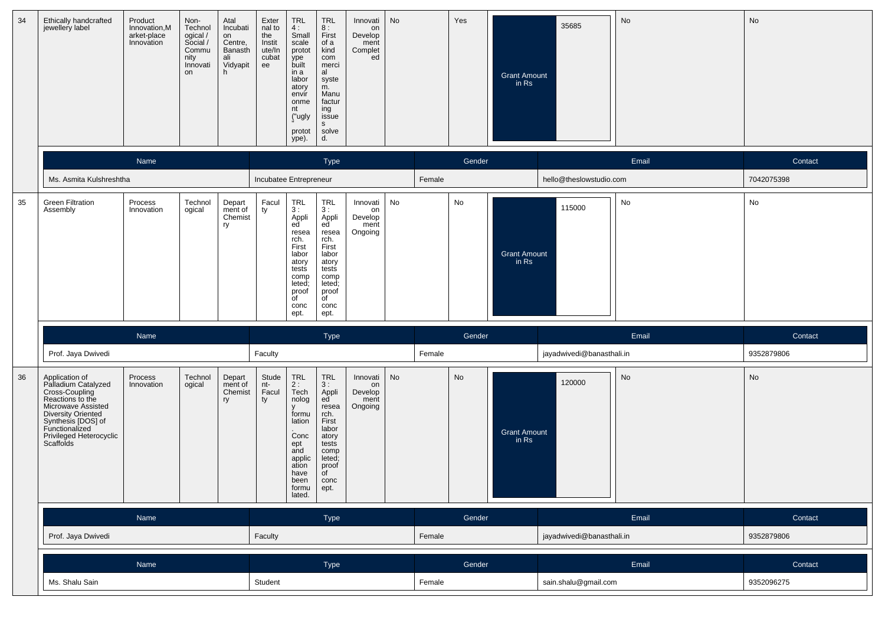| 34 | Ethically handcrafted jewellery label | Product Innovation,Market-place Innovation | Non-Technological / Social / Community Innovation | Atal Incubation Centre, Banasthali Vidyapith | External to the Institute/Incubatee | TRL 4 : Small scale prototype built in a laboratory environment ("ugly" prototype). | TRL 8 : First of a kind commercial system. Manufacturing issues solved. | Innovation Development Completed | No | Yes | Grant Amount in Rs | 35685 | No | No |
|---|---|---|---|---|---|---|---|---|---|---|---|---|---|---|

| Name | Type | Gender | Email | Contact |
|---|---|---|---|---|
| Ms. Asmita Kulshreshtha | Incubatee Entrepreneur | Female | hello@theslowstudio.com | 7042075398 |

| 35 | Green Filtration Assembly | Process Innovation | Technological | Department of Chemistry | Faculty | TRL 3 : Applied research. First laboratory tests completed; proof of concept. | TRL 3 : Applied research. First laboratory tests completed; proof of concept. | Innovation Development Ongoing | No | No | Grant Amount in Rs | 115000 | No | No |
|---|---|---|---|---|---|---|---|---|---|---|---|---|---|---|

| Name | Type | Gender | Email | Contact |
|---|---|---|---|---|
| Prof. Jaya Dwivedi | Faculty | Female | jayadwivedi@banasthali.in | 9352879806 |

| 36 | Application of Palladium Catalyzed Cross-Coupling Reactions to the Microwave Assisted Diversity Oriented Synthesis [DOS] of Functionalized Privileged Heterocyclic Scaffolds | Process Innovation | Technological | Department of Chemistry | Student-Faculty | TRL 2 : Technology formulation. Concept and application have been formulated. | TRL 3 : Applied research. First laboratory tests completed; proof of concept. | Innovation Development Ongoing | No | No | Grant Amount in Rs | 120000 | No | No |
|---|---|---|---|---|---|---|---|---|---|---|---|---|---|---|

| Name | Type | Gender | Email | Contact |
|---|---|---|---|---|
| Prof. Jaya Dwivedi | Faculty | Female | jayadwivedi@banasthali.in | 9352879806 |

| Name | Type | Gender | Email | Contact |
|---|---|---|---|---|
| Ms. Shalu Sain | Student | Female | sain.shalu@gmail.com | 9352096275 |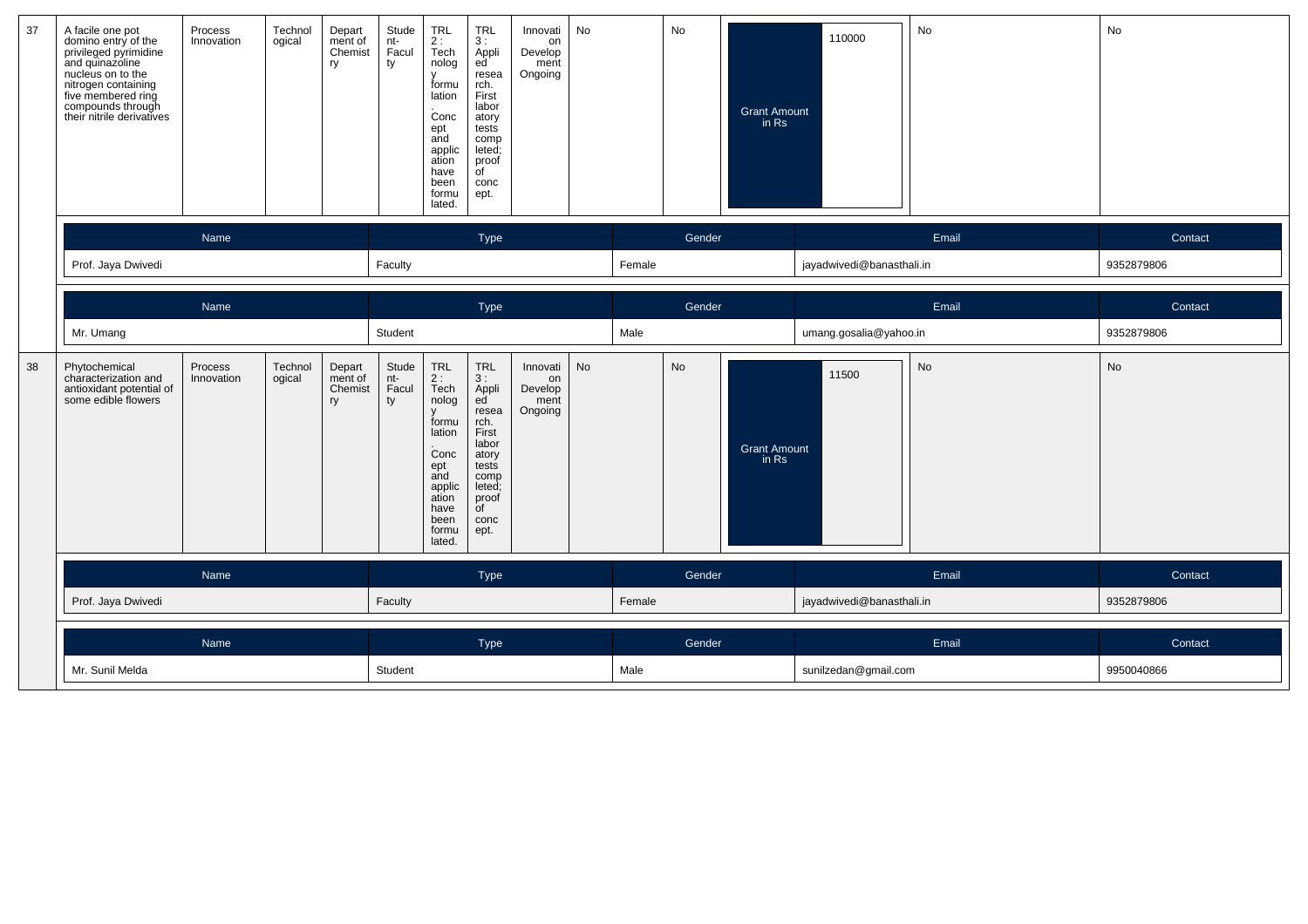| 37 | A facile one pot domino entry of the privileged pyrimidine and quinazoline nucleus on to the nitrogen containing five membered ring compounds through their nitrile derivatives | Process Innovation | Technological | Department of Chemistry | Student-Faculty | TRL 2 : Technology formulation. Concept and application have been formulated. | TRL 3 : Applied research. First laboratory tests completed; proof of concept. | Innovation Development Ongoing | No | No | Grant Amount in Rs | 110000 | No | No |
|---|---|---|---|---|---|---|---|---|---|---|---|---|---|---|

| Name | Type | Gender | Email | Contact |
|---|---|---|---|---|
| Prof. Jaya Dwivedi | Faculty | Female | jayadwivedi@banasthali.in | 9352879806 |

| Name | Type | Gender | Email | Contact |
|---|---|---|---|---|
| Mr. Umang | Student | Male | umang.gosalia@yahoo.in | 9352879806 |

| 38 | Phytochemical characterization and antioxidant potential of some edible flowers | Process Innovation | Technological | Department of Chemistry | Student-Faculty | TRL 2 : Technology formulation. Concept and application have been formulated. | TRL 3 : Applied research. First laboratory tests completed; proof of concept. | Innovation Development Ongoing | No | No | Grant Amount in Rs | 11500 | No | No |
|---|---|---|---|---|---|---|---|---|---|---|---|---|---|---|

| Name | Type | Gender | Email | Contact |
|---|---|---|---|---|
| Prof. Jaya Dwivedi | Faculty | Female | jayadwivedi@banasthali.in | 9352879806 |

| Name | Type | Gender | Email | Contact |
|---|---|---|---|---|
| Mr. Sunil Melda | Student | Male | sunilzedan@gmail.com | 9950040866 |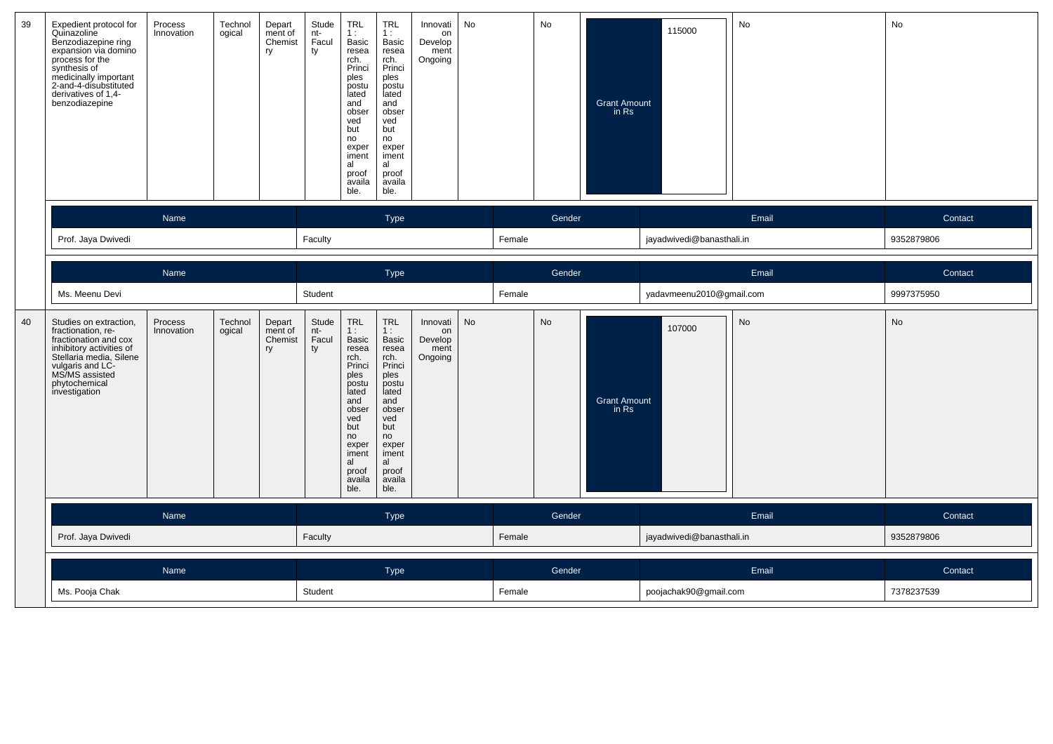| 39 | Expedient protocol for Quinazoline Benzodiazepine ring expansion via domino process for the synthesis of medicinally important 2-and-4-disubstituted derivatives of 1,4-benzodiazepine | Process Innovation | Technological | Department of Chemistry | Student-Faculty | TRL 1 : Basic research. Principles postulated and observed but no experimental proof available. | TRL 1 : Basic research. Principles postulated and observed but no experimental proof available. | Innovation Development Ongoing | No | No | Grant Amount in Rs | 115000 | No | No |
|---|---|---|---|---|---|---|---|---|---|---|---|---|---|---|

| Name | Type | Gender | Email | Contact |
|---|---|---|---|---|
| Prof. Jaya Dwivedi | Faculty | Female | jayadwivedi@banasthali.in | 9352879806 |

| Name | Type | Gender | Email | Contact |
|---|---|---|---|---|
| Ms. Meenu Devi | Student | Female | yadavmeenu2010@gmail.com | 9997375950 |

| 40 | Studies on extraction, fractionation, re-fractionation and cox inhibitory activities of Stellaria media, Silene vulgaris and LC-MS/MS assisted phytochemical investigation | Process Innovation | Technological | Department of Chemistry | Student-Faculty | TRL 1 : Basic research. Principles postulated and observed but no experimental proof available. | TRL 1 : Basic research. Principles postulated and observed but no experimental proof available. | Innovation Development Ongoing | No | No | Grant Amount in Rs | 107000 | No | No |
|---|---|---|---|---|---|---|---|---|---|---|---|---|---|---|

| Name | Type | Gender | Email | Contact |
|---|---|---|---|---|
| Prof. Jaya Dwivedi | Faculty | Female | jayadwivedi@banasthali.in | 9352879806 |

| Name | Type | Gender | Email | Contact |
|---|---|---|---|---|
| Ms. Pooja Chak | Student | Female | poojachak90@gmail.com | 7378237539 |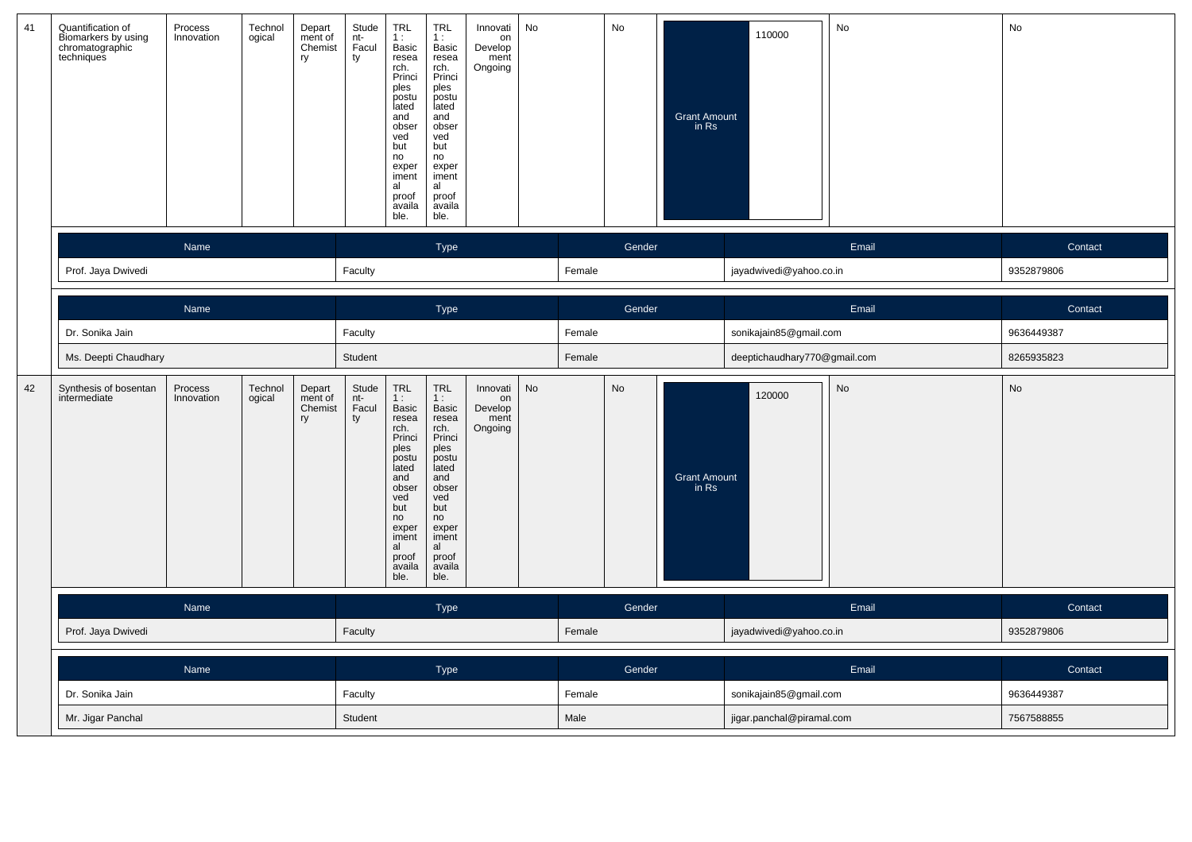| 41 | Quantification of Biomarkers by using chromatographic techniques | Process Innovation | Technological | Department of Chemistry | Student-Faculty | TRL 1 : Basic research. Principles postulated and observed but no experimental proof available. | TRL 1 : Basic research. Principles postulated and observed but no experimental proof available. | Innovation Development Ongoing | No | No | Grant Amount in Rs | 110000 | No | No |
|---|---|---|---|---|---|---|---|---|---|---|---|---|---|---|

| Name | Type | Gender | Email | Contact |
|---|---|---|---|---|
| Prof. Jaya Dwivedi | Faculty | Female | jayadwivedi@yahoo.co.in | 9352879806 |

| Name | Type | Gender | Email | Contact |
|---|---|---|---|---|
| Dr. Sonika Jain | Faculty | Female | sonikajain85@gmail.com | 9636449387 |
| Ms. Deepti Chaudhary | Student | Female | deeptichaudhary770@gmail.com | 8265935823 |

| 42 | Synthesis of bosentan intermediate | Process Innovation | Technological | Department of Chemistry | Student-Faculty | TRL 1 : Basic research. Principles postulated and observed but no experimental proof available. | TRL 1 : Basic research. Principles postulated and observed but no experimental proof available. | Innovation Development Ongoing | No | No | Grant Amount in Rs | 120000 | No | No |
|---|---|---|---|---|---|---|---|---|---|---|---|---|---|---|

| Name | Type | Gender | Email | Contact |
|---|---|---|---|---|
| Prof. Jaya Dwivedi | Faculty | Female | jayadwivedi@yahoo.co.in | 9352879806 |

| Name | Type | Gender | Email | Contact |
|---|---|---|---|---|
| Dr. Sonika Jain | Faculty | Female | sonikajain85@gmail.com | 9636449387 |
| Mr. Jigar Panchal | Student | Male | jigar.panchal@piramal.com | 7567588855 |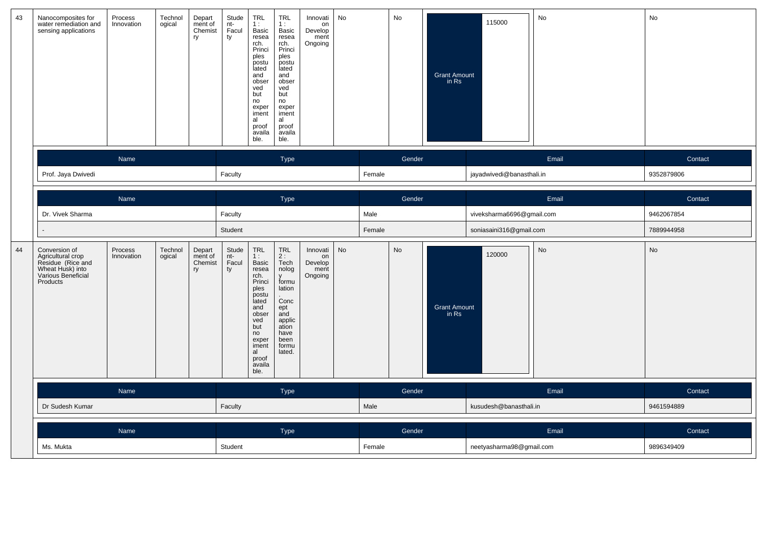| 43 | Nanocomposites for water remediation and sensing applications | Process Innovation | Technological | Department of Chemistry | Student-Faculty | TRL 1 : Basic research. Principles postulated and observed but no experimental proof available. | TRL 1 : Basic research. Principles postulated and observed but no experimental proof available. | Innovation Development Ongoing | No | No | Grant Amount in Rs | 115000 | No | No |
|---|---|---|---|---|---|---|---|---|---|---|---|---|---|---|

| Name | Type | Gender | Email | Contact |
|---|---|---|---|---|
| Prof. Jaya Dwivedi | Faculty | Female | jayadwivedi@banasthali.in | 9352879806 |

| Name | Type | Gender | Email | Contact |
|---|---|---|---|---|
| Dr. Vivek Sharma | Faculty | Male | viveksharma6696@gmail.com | 9462067854 |
| - | Student | Female | soniasaini316@gmail.com | 7889944958 |

| 44 | Conversion of Agricultural crop Residue (Rice and Wheat Husk) into Various Beneficial Products | Process Innovation | Technological | Department of Chemistry | Student-Faculty | TRL 1 : Basic research. Principles postulated and observed but no experimental proof available. | TRL 2 : Technology formulation. Concept and application have been formulated. | Innovation Development Ongoing | No | No | Grant Amount in Rs | 120000 | No | No |
|---|---|---|---|---|---|---|---|---|---|---|---|---|---|---|

| Name | Type | Gender | Email | Contact |
|---|---|---|---|---|
| Dr Sudesh Kumar | Faculty | Male | kusudesh@banasthali.in | 9461594889 |

| Name | Type | Gender | Email | Contact |
|---|---|---|---|---|
| Ms. Mukta | Student | Female | neetyasharma98@gmail.com | 9896349409 |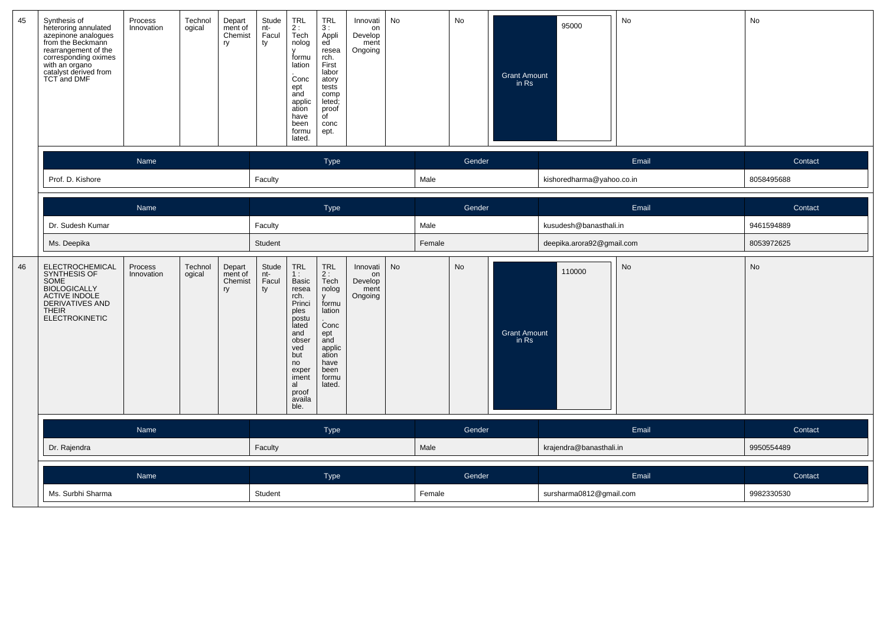| 45 | Synthesis of heteroring annulated azepinone analogues from the Beckmann rearrangement of the corresponding oximes with an organo catalyst derived from TCT and DMF | Process Innovation | Technological | Department of Chemistry | Student-Faculty | TRL 2 : Technology formulation. Concept and application have been formulated. | TRL 3 : Applied research. First laboratory tests completed; proof of concept. | Innovation Development Ongoing | No | No | Grant Amount in Rs | 95000 | No | No |
|---|---|---|---|---|---|---|---|---|---|---|---|---|---|---|

| Name | Type | Gender | Email | Contact |
|---|---|---|---|---|
| Prof. D. Kishore | Faculty | Male | kishoredharma@yahoo.co.in | 8058495688 |

| Name | Type | Gender | Email | Contact |
|---|---|---|---|---|
| Dr. Sudesh Kumar | Faculty | Male | kusudesh@banasthali.in | 9461594889 |
| Ms. Deepika | Student | Female | deepika.arora92@gmail.com | 8053972625 |

| 46 | ELECTROCHEMICAL SYNTHESIS OF SOME BIOLOGICALLY ACTIVE INDOLE DERIVATIVES AND THEIR ELECTROKINETIC | Process Innovation | Technological | Department of Chemistry | Student-Faculty | TRL 1 : Basic research. Principles postulated and observed but no experimental proof available. | TRL 2 : Technology formulation. Concept and application have been formulated. | Innovation Development Ongoing | No | No | Grant Amount in Rs | 110000 | No | No |
|---|---|---|---|---|---|---|---|---|---|---|---|---|---|---|

| Name | Type | Gender | Email | Contact |
|---|---|---|---|---|
| Dr. Rajendra | Faculty | Male | krajendra@banasthali.in | 9950554489 |

| Name | Type | Gender | Email | Contact |
|---|---|---|---|---|
| Ms. Surbhi Sharma | Student | Female | sursharma0812@gmail.com | 9982330530 |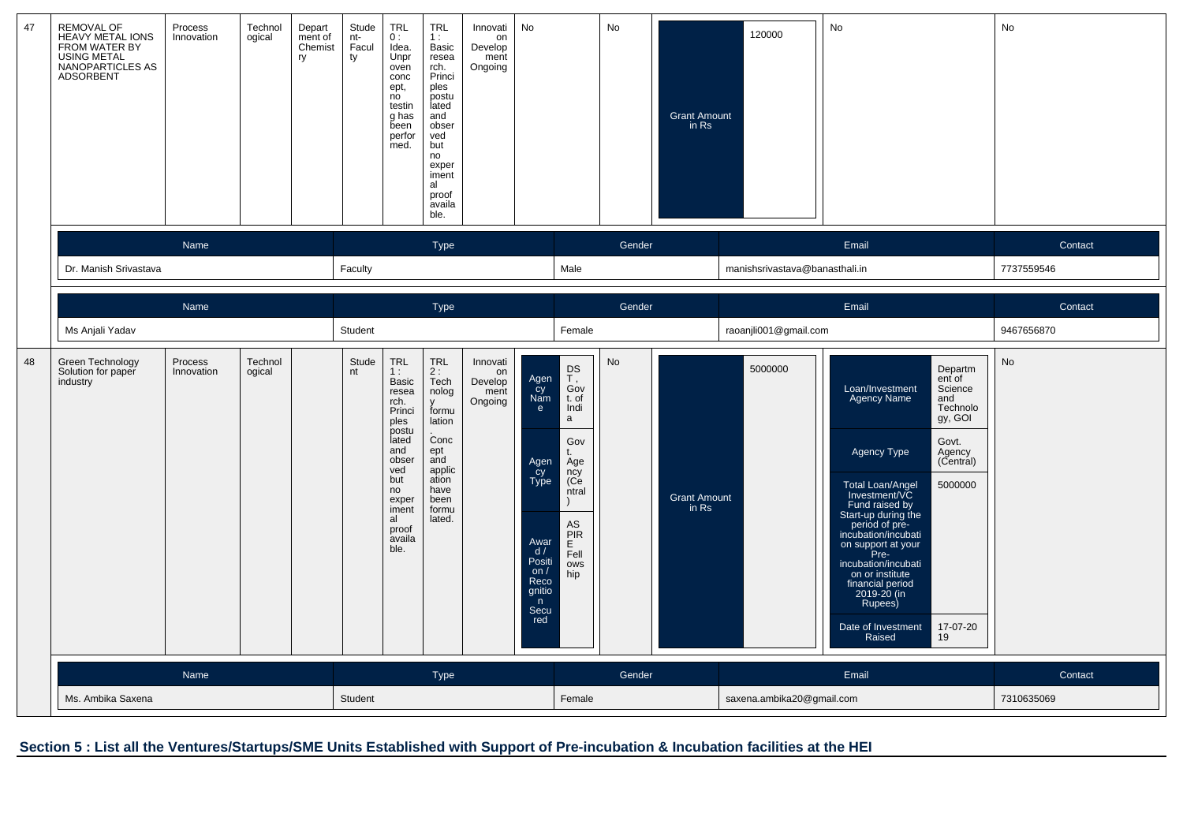| 47 | REMOVAL OF HEAVY METAL IONS FROM WATER BY USING METAL NANOPARTICLES AS ADSORBENT | Process Innovation | Technological | Department of Chemistry | Student-Faculty | TRL 0 : Idea. Unproven concept, no testing has been performed. | TRL 1 : Basic research. Principles postulated and observed but no experimental proof available. | Innovation Development Ongoing | No | No | Grant Amount in Rs: 120000 | No | No |
|---|---|---|---|---|---|---|---|---|---|---|---|---|---|

| Name | Type | Gender | Email | Contact |
|---|---|---|---|---|
| Dr. Manish Srivastava | Faculty | Male | manishsrivastava@banasthali.in | 7737559546 |

| Name | Type | Gender | Email | Contact |
|---|---|---|---|---|
| Ms Anjali Yadav | Student | Female | raoanjli001@gmail.com | 9467656870 |

| 48 | Green Technology Solution for paper industry | Process Innovation | Technological | | Student | TRL 1 : Basic research. Principles postulated and observed but no experimental proof available. | TRL 2 : Technology formulation. Concept and application have been formulated. | Innovation Development Ongoing | Agency Name: DST, Govt. of India; Agency Type: Govt. Agency (Central); Award / Position / Recognition Secured: ASPIRE Fellowship | No | Grant Amount in Rs: 5000000 | Loan/Investment Agency Name: Department of Science and Technology, GOI; Agency Type: Govt. Agency (Central); Total Loan/Angel Investment/VC Fund raised by Start-up during the period of pre-incubation/incubation on support at your Pre-incubation/incubation on or institute financial period 2019-20 (in Rupees): 5000000; Date of Investment Raised: 17-07-2019 | No |
|---|---|---|---|---|---|---|---|---|---|---|---|---|---|

| Name | Type | Gender | Email | Contact |
|---|---|---|---|---|
| Ms. Ambika Saxena | Student | Female | saxena.ambika20@gmail.com | 7310635069 |

## Section 5 : List all the Ventures/Startups/SME Units Established with Support of Pre-incubation & Incubation facilities at the HEI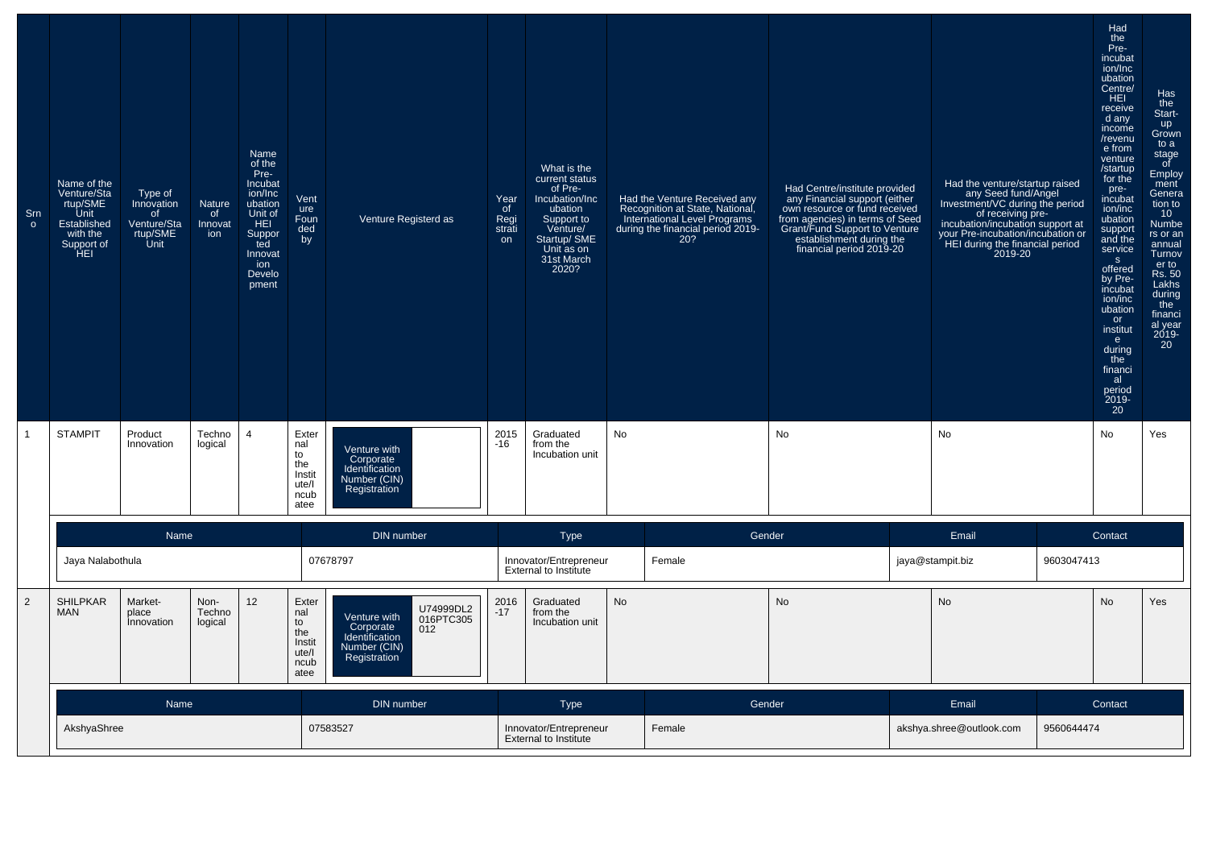| Srno | Name of the Venture/Startup/SME Unit Established with the Support of HEI | Type of Innovation of Venture/Startup/SME Unit | Nature of Innovation | Name of the Pre-Incubation/Incubation Unit of HEI Supported Innovation Development | Venture Founded by | Venture Registerd as | | Year of Registration | What is the current status of Pre-Incubation/Incubation Support to Venture/Startup/ SME Unit as on 31st March 2020? | Had the Venture Received any Recognition at State, National, International Level Programs during the financial period 2019-20? | Had Centre/institute provided any Financial support (either own resource or fund received from agencies) in terms of Seed Grant/Fund Support to Venture establishment during the financial period 2019-20 | Had the venture/startup raised any Seed fund/Angel Investment/VC during the period of receiving pre-incubation/incubation support at your Pre-incubation/incubation or HEI during the financial period 2019-20 | Had the Pre-incubation/Incubation Centre/HEI received any income/revenue from venture/startup for the pre-incubation/incubation support and the services offered by Pre-incubation/incubation or institute during the financial period 2019-20 | Has the Start-up Grown to a stage of Employment Generation to 10 Numbers or an annual Turnover to Rs. 50 Lakhs during the financial year 2019-20 |
|---|---|---|---|---|---|---|---|---|---|---|---|---|---|---|
| 1 | STAMPIT | Product Innovation | Technological | 4 | External to the Institute/Incubatee | Venture with Corporate Identification Number (CIN) Registration | | 2015-16 | Graduated from the Incubation unit | No | No | No | No | Yes |
| 2 | SHILPKARMAN | Market-place Innovation | Non-Technological | 12 | External to the Institute/Incubatee | Venture with Corporate Identification Number (CIN) Registration | U74999DL2016PTC305012 | 2016-17 | Graduated from the Incubation unit | No | No | No | No | Yes |

**Founders of Venture 1 (STAMPIT):**

| Name | DIN number | Type | Gender | Email | Contact |
|---|---|---|---|---|---|
| Jaya Nalabothula | 07678797 | Innovator/Entrepreneur External to Institute | Female | jaya@stampit.biz | 9603047413 |

**Founders of Venture 2 (SHILPKARMAN):**

| Name | DIN number | Type | Gender | Email | Contact |
|---|---|---|---|---|---|
| AkshyaShree | 07583527 | Innovator/Entrepreneur External to Institute | Female | akshya.shree@outlook.com | 9560644474 |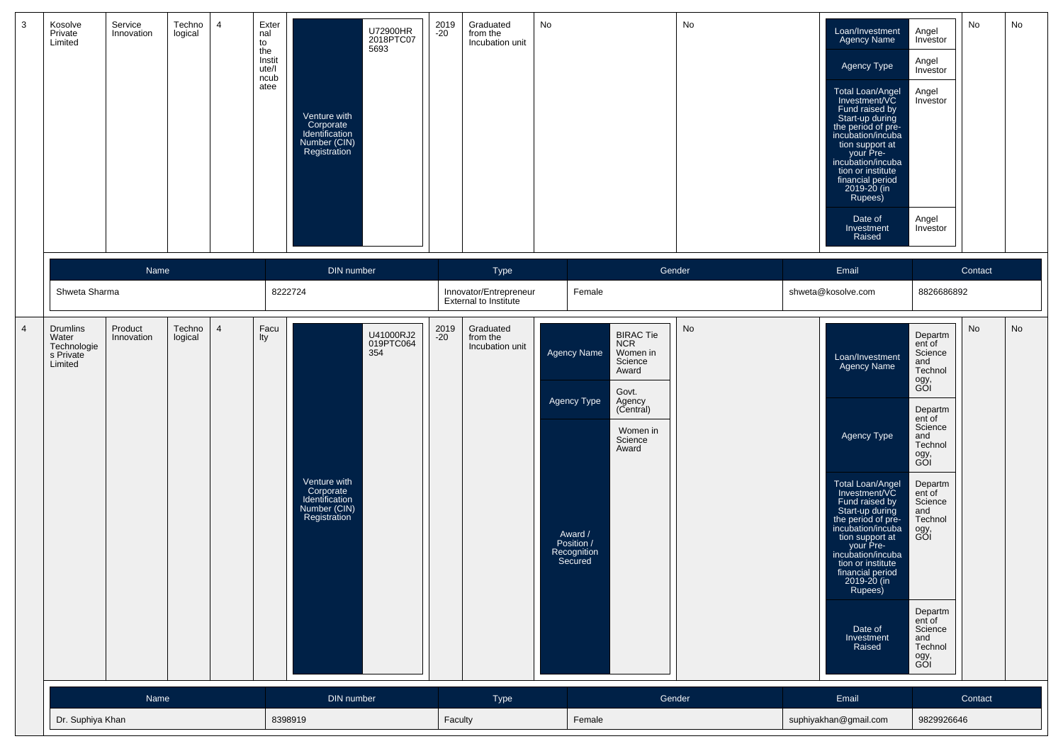| 3 | Kosolve Private Limited | Service Innovation | Technological | 4 | External to the Institute/Incubatee | Venture with Corporate Identification Number (CIN) Registration | U72900HR2018PTC075693 | 2019-20 | Graduated from the Incubation unit | No | No | Loan/Investment Agency Name: Angel Investor; Agency Type: Angel Investor; Total Loan/Angel Investment/VC Fund raised by Start-up during the period of pre-incubation/incubation support at your Pre-incubation/incubation or institute financial period 2019-20 (in Rupees): Angel Investor; Date of Investment Raised: Angel Investor | No | No |
|---|---|---|---|---|---|---|---|---|---|---|---|---|---|---|

| Name | DIN number | Type | Gender | Email | Contact |
|---|---|---|---|---|---|
| Shweta Sharma | 8222724 | Innovator/Entrepreneur External to Institute | Female | shweta@kosolve.com | 8826686892 |

| 4 | Drumlins Water Technologies Private Limited | Product Innovation | Technological | 4 | Faculty | Venture with Corporate Identification Number (CIN) Registration | U41000RJ2019PTC064354 | 2019-20 | Graduated from the Incubation unit | Agency Name: BIRAC Tie NCR Women in Science Award; Agency Type: Govt. Agency (Central); Award / Position / Recognition Secured: Women in Science Award | No | Loan/Investment Agency Name: Department of Science and Technology, GOI; Agency Type: Department of Science and Technology, GOI; Total Loan/Angel Investment/VC Fund raised by Start-up during the period of pre-incubation/incubation support at your Pre-incubation/incubation or institute financial period 2019-20 (in Rupees): Department of Science and Technology, GOI; Date of Investment Raised: Department of Science and Technology, GOI | No | No |
|---|---|---|---|---|---|---|---|---|---|---|---|---|---|---|

| Name | DIN number | Type | Gender | Email | Contact |
|---|---|---|---|---|---|
| Dr. Suphiya Khan | 8398919 | Faculty | Female | suphiyakhan@gmail.com | 9829926646 |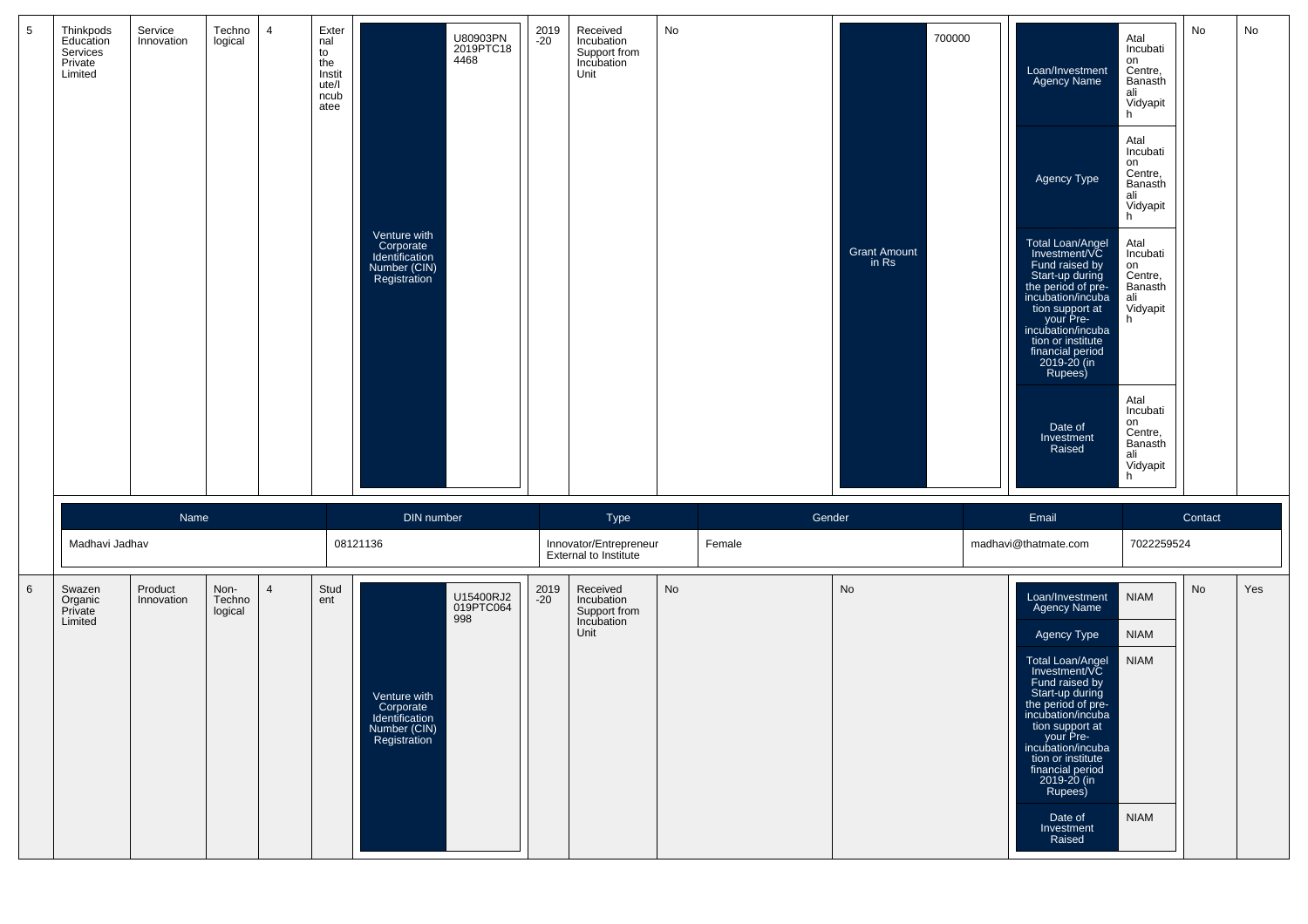| 5 | Thinkpods Education Services Private Limited | Service Innovation | Technological | 4 | External to the Institute/Incubatee | Venture with Corporate Identification Number (CIN) Registration: U80903PN2019PTC184468 | 2019-20 | Received Incubation Support from Incubation Unit | No | Grant Amount in Rs: 700000 | Loan/Investment Agency Name: Atal Incubation Centre, Banasthali Vidyapith; Agency Type: Atal Incubation Centre, Banasthali Vidyapith; Total Loan/Angel Investment/VC Fund raised by Start-up during the period of pre-incubation/incubation support at your Pre-incubation/incubation or institute financial period 2019-20 (in Rupees): Atal Incubation Centre, Banasthali Vidyapith; Date of Investment Raised: Atal Incubation Centre, Banasthali Vidyapith | No | No |
|---|---|---|---|---|---|---|---|---|---|---|---|---|---|

| Name | DIN number | Type | Gender | Email | Contact |
|---|---|---|---|---|---|
| Madhavi Jadhav | 08121136 | Innovator/Entrepreneur External to Institute | Female | madhavi@thatmate.com | 7022259524 |

| 6 | Swazen Organic Private Limited | Product Innovation | Non-Technological | 4 | Student | Venture with Corporate Identification Number (CIN) Registration: U15400RJ2019PTC064998 | 2019-20 | Received Incubation Support from Incubation Unit | No | No | Loan/Investment Agency Name: NIAM; Agency Type: NIAM; Total Loan/Angel Investment/VC Fund raised by Start-up during the period of pre-incubation/incubation support at your Pre-incubation/incubation or institute financial period 2019-20 (in Rupees): NIAM; Date of Investment Raised: NIAM | No | Yes |
|---|---|---|---|---|---|---|---|---|---|---|---|---|---|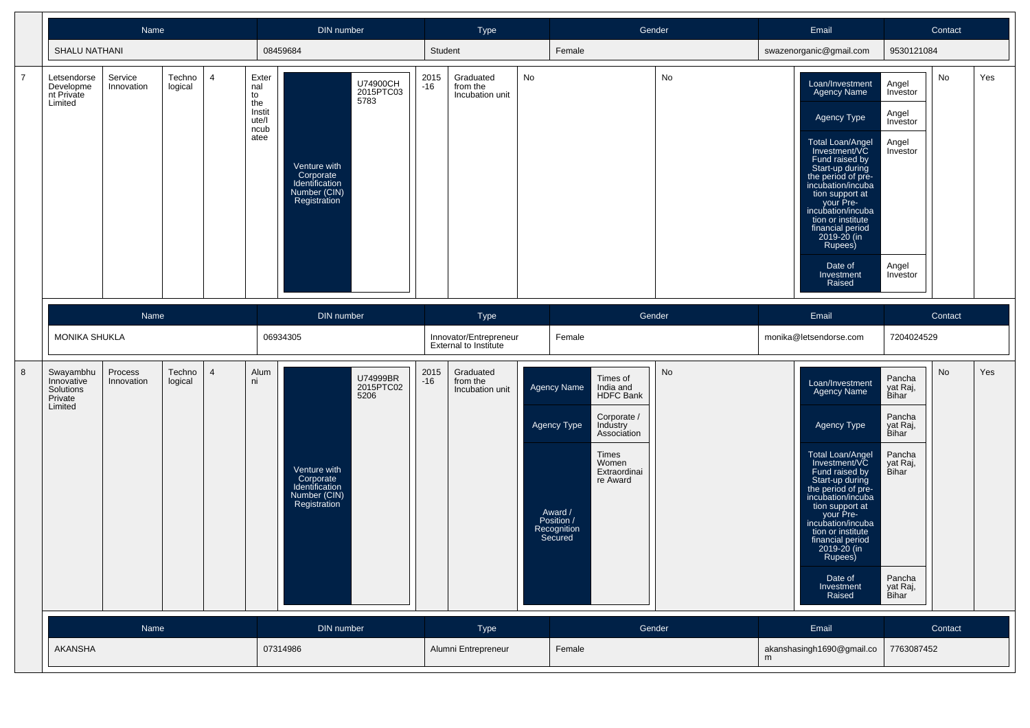| Name | DIN number | Type | Gender | Email | Contact |
|---|---|---|---|---|---|
| SHALU NATHANI | 08459684 | Student | Female | swazenorganic@gmail.com | 9530121084 |

| 7 | Letsendorse Development Private Limited | Service Innovation | Technological | 4 | External to the Institute/Incubatee | Venture with Corporate Identification Number (CIN) Registration: U74900CH2015PTC035783 | 2015-16 | Graduated from the Incubation unit | No | No | Loan/Investment Agency Name: Angel Investor; Agency Type: Angel Investor; Total Loan/Angel Investment/VC Fund raised by Start-up during the period of pre-incubation/incubation support at your Pre-incubation/incubation or institute financial period 2019-20 (in Rupees): Angel Investor; Date of Investment Raised: Angel Investor | No | Yes |
|---|---|---|---|---|---|---|---|---|---|---|---|---|---|

| Name | DIN number | Type | Gender | Email | Contact |
|---|---|---|---|---|---|
| MONIKA SHUKLA | 06934305 | Innovator/Entrepreneur External to Institute | Female | monika@letsendorse.com | 7204024529 |

| 8 | Swayambhu Innovative Solutions Private Limited | Process Innovation | Technological | 4 | Alumni | Venture with Corporate Identification Number (CIN) Registration: U74999BR2015PTC025206 | 2015-16 | Graduated from the Incubation unit | Agency Name: Times of India and HDFC Bank; Agency Type: Corporate / Industry Association; Award / Position / Recognition Secured: Times Women Extraordinaire Award | No | Loan/Investment Agency Name: Panchayat Raj, Bihar; Agency Type: Panchayat Raj, Bihar; Total Loan/Angel Investment/VC Fund raised by Start-up during the period of pre-incubation/incubation support at your Pre-incubation/incubation or institute financial period 2019-20 (in Rupees): Panchayat Raj, Bihar; Date of Investment Raised: Panchayat Raj, Bihar | No | Yes |
|---|---|---|---|---|---|---|---|---|---|---|---|---|---|

| Name | DIN number | Type | Gender | Email | Contact |
|---|---|---|---|---|---|
| AKANSHA | 07314986 | Alumni Entrepreneur | Female | akanshasingh1690@gmail.com | 7763087452 |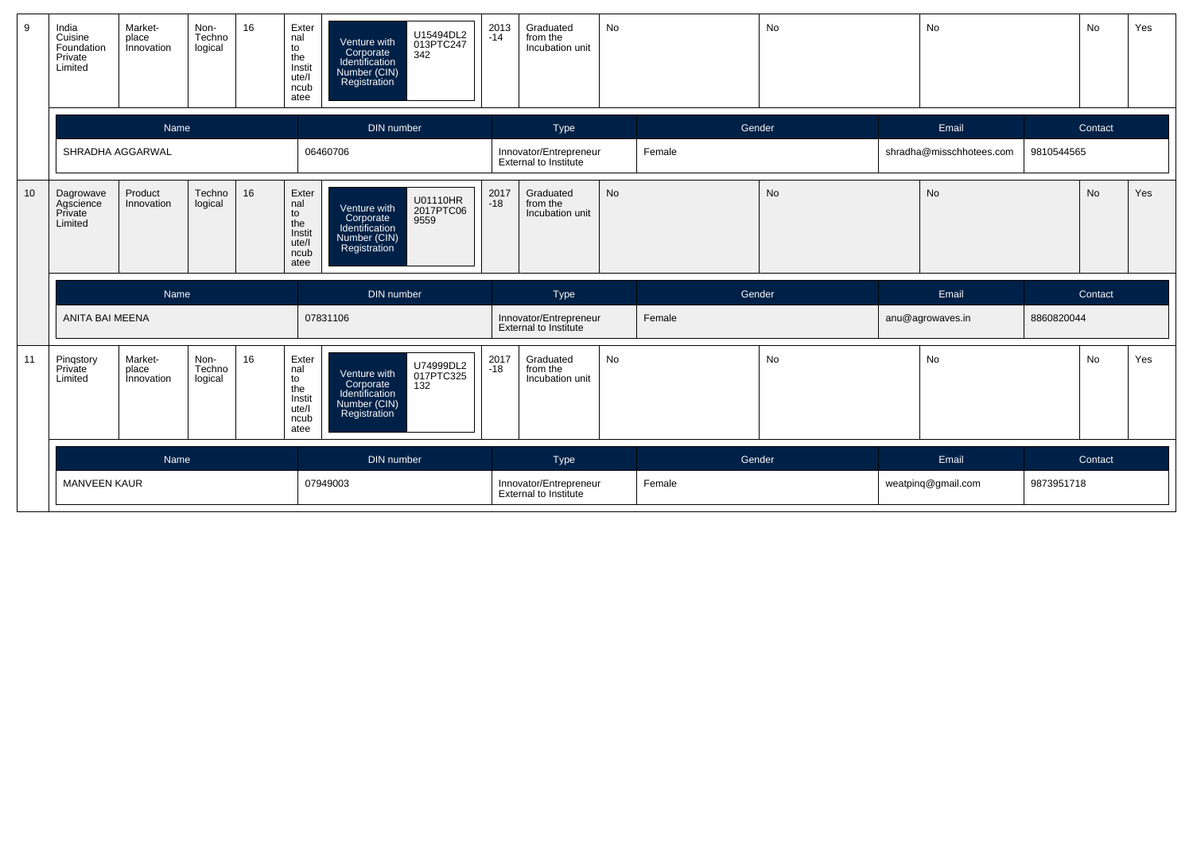| 9 | India Cuisine Foundation Private Limited | Market-place Innovation | Non-Technological | 16 | External to the Institute/Incubatee | Venture with Corporate Identification Number (CIN) Registration | U15494DL2013PTC247342 | 2013-14 | Graduated from the Incubation unit | No | No | No | No | Yes |
|---|---|---|---|---|---|---|---|---|---|---|---|---|---|---|

| Name | DIN number | Type | Gender | Email | Contact |
|---|---|---|---|---|---|
| SHRADHA AGGARWAL | 06460706 | Innovator/Entrepreneur External to Institute | Female | shradha@misschhotees.com | 9810544565 |

| 10 | Dagrowave Agscience Private Limited | Product Innovation | Technological | 16 | External to the Institute/Incubatee | Venture with Corporate Identification Number (CIN) Registration | U01110HR2017PTC069559 | 2017-18 | Graduated from the Incubation unit | No | No | No | No | Yes |
|---|---|---|---|---|---|---|---|---|---|---|---|---|---|---|

| Name | DIN number | Type | Gender | Email | Contact |
|---|---|---|---|---|---|
| ANITA BAI MEENA | 07831106 | Innovator/Entrepreneur External to Institute | Female | anu@agrowaves.in | 8860820044 |

| 11 | Pinqstory Private Limited | Market-place Innovation | Non-Technological | 16 | External to the Institute/Incubatee | Venture with Corporate Identification Number (CIN) Registration | U74999DL2017PTC325132 | 2017-18 | Graduated from the Incubation unit | No | No | No | No | Yes |
|---|---|---|---|---|---|---|---|---|---|---|---|---|---|---|

| Name | DIN number | Type | Gender | Email | Contact |
|---|---|---|---|---|---|
| MANVEEN KAUR | 07949003 | Innovator/Entrepreneur External to Institute | Female | weatpinq@gmail.com | 9873951718 |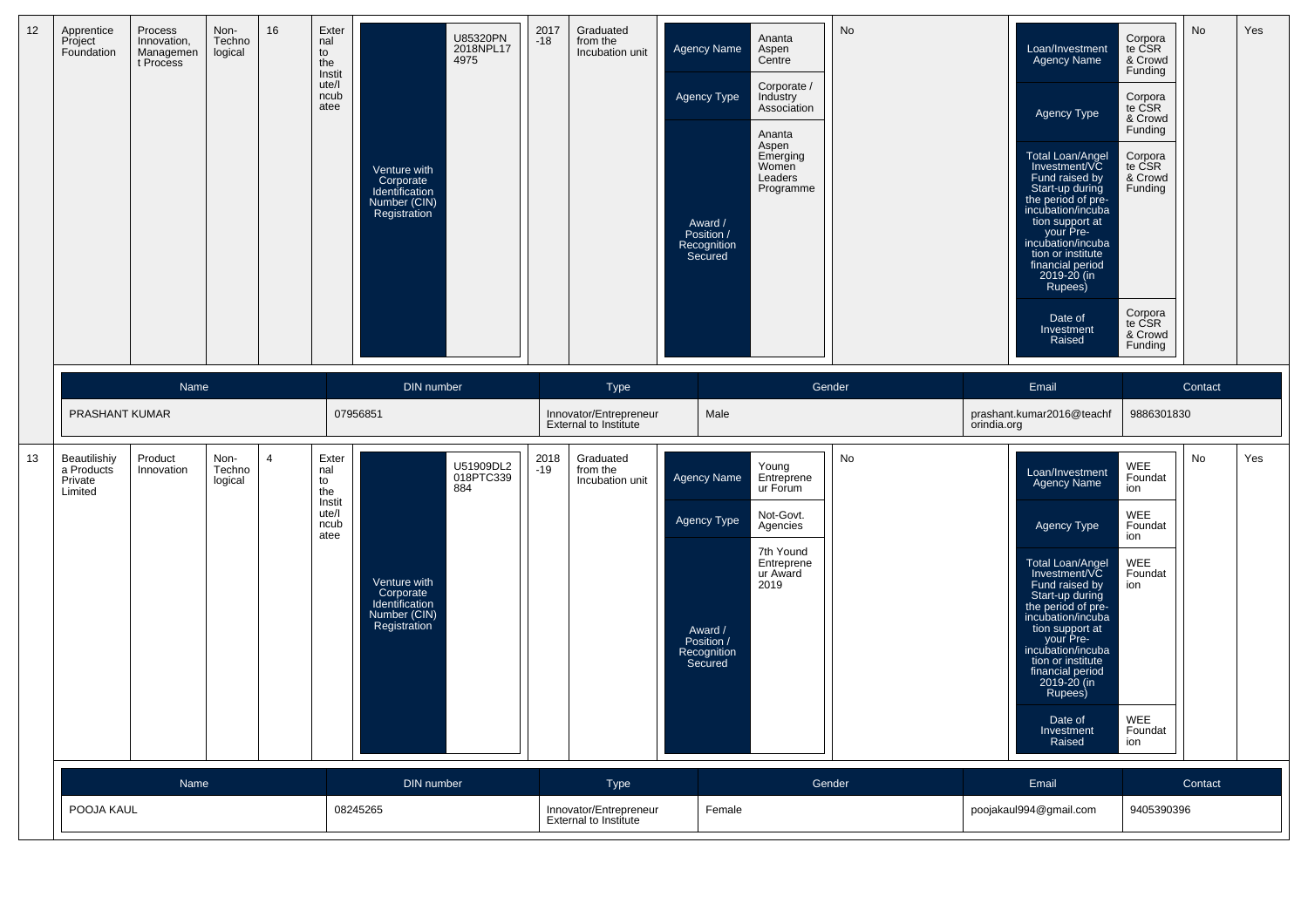| 12 | Apprentice Project Foundation | Process Innovation, Management Process | Non-Technological | 16 | External to the Institute/Incubatee | Venture with Corporate Identification Number (CIN) Registration | U85320PN2018NPL174975 | 2017-18 | Graduated from the Incubation unit | Agency Name: Ananta Aspen Centre; Agency Type: Corporate / Industry Association; Award / Position / Recognition Secured: Ananta Aspen Emerging Women Leaders Programme | No | Loan/Investment Agency Name: Corporate CSR & Crowd Funding; Agency Type: Corporate CSR & Crowd Funding; Total Loan/Angel Investment/VC Fund raised by Start-up during the period of pre-incubation/incubation support at your Pre-incubation/incubation or institute financial period 2019-20 (in Rupees): Corporate CSR & Crowd Funding; Date of Investment Raised: Corporate CSR & Crowd Funding | No | Yes |
|---|---|---|---|---|---|---|---|---|---|---|---|---|---|---|

| Name | DIN number | Type | Gender | Email | Contact |
|---|---|---|---|---|---|
| PRASHANT KUMAR | 07956851 | Innovator/Entrepreneur External to Institute | Male | prashant.kumar2016@teachforindia.org | 9886301830 |

| 13 | Beautilishiya Products Private Limited | Product Innovation | Non-Technological | 4 | External to the Institute/Incubatee | Venture with Corporate Identification Number (CIN) Registration | U51909DL2018PTC339884 | 2018-19 | Graduated from the Incubation unit | Agency Name: Young Entrepreneur Forum; Agency Type: Not-Govt. Agencies; Award / Position / Recognition Secured: 7th Yound Entrepreneur Award 2019 | No | Loan/Investment Agency Name: WEE Foundation; Agency Type: WEE Foundation; Total Loan/Angel Investment/VC Fund raised by Start-up during the period of pre-incubation/incubation support at your Pre-incubation/incubation or institute financial period 2019-20 (in Rupees): WEE Foundation; Date of Investment Raised: WEE Foundation | No | Yes |
|---|---|---|---|---|---|---|---|---|---|---|---|---|---|---|

| Name | DIN number | Type | Gender | Email | Contact |
|---|---|---|---|---|---|
| POOJA KAUL | 08245265 | Innovator/Entrepreneur External to Institute | Female | poojakaul994@gmail.com | 9405390396 |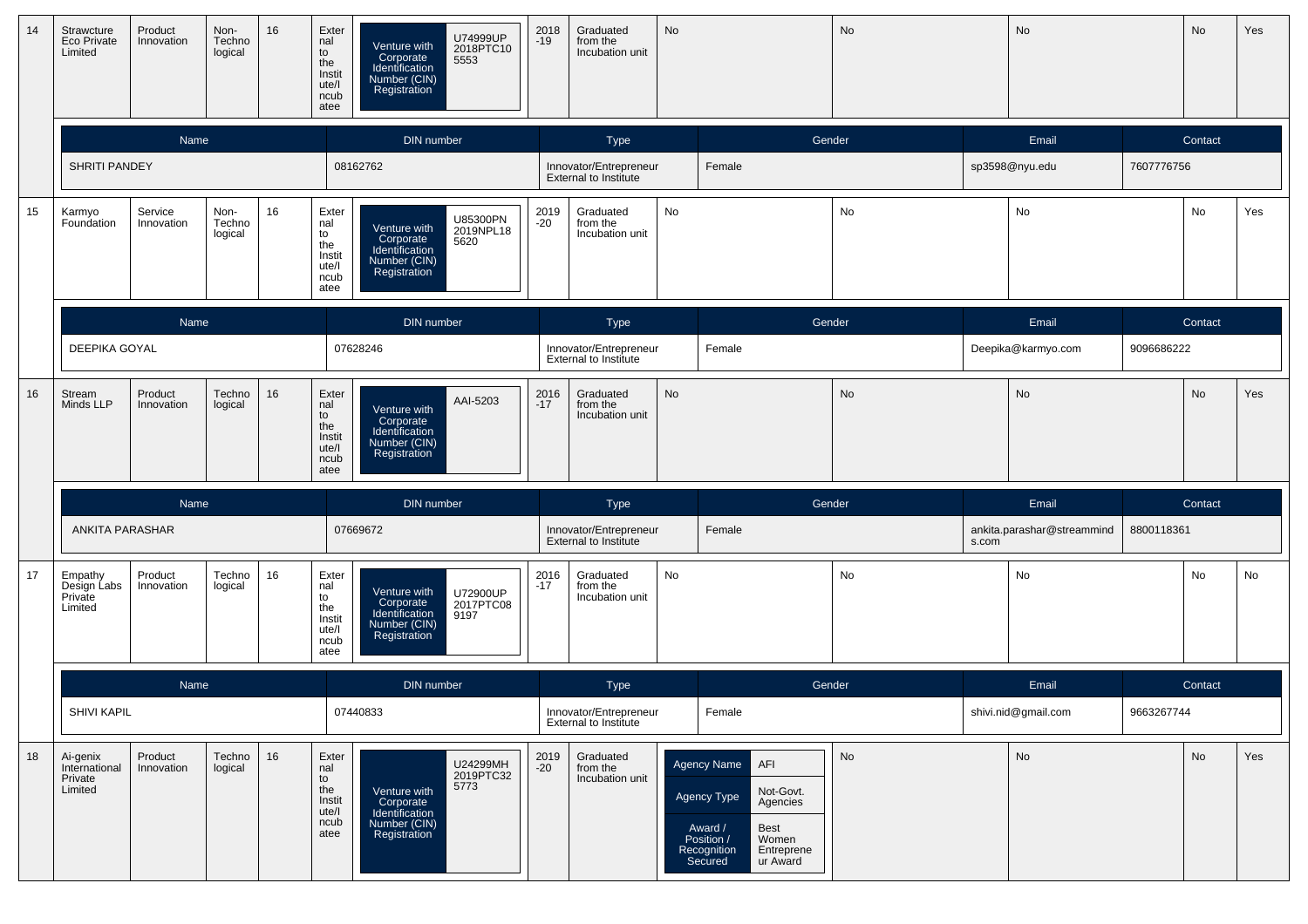| 14 | Strawcture Eco Private Limited | Product Innovation | Non-Technological | 16 | External to the Institute/Incubatee | Venture with Corporate Identification Number (CIN) Registration | U74999UP2018PTC105553 | 2018-19 | Graduated from the Incubation unit | No | No | No | No | Yes |
|---|---|---|---|---|---|---|---|---|---|---|---|---|---|---|

| Name | DIN number | Type | Gender | Email | Contact |
|---|---|---|---|---|---|
| SHRITI PANDEY | 08162762 | Innovator/Entrepreneur External to Institute | Female | sp3598@nyu.edu | 7607776756 |

| 15 | Karmyo Foundation | Service Innovation | Non-Technological | 16 | External to the Institute/Incubatee | Venture with Corporate Identification Number (CIN) Registration | U85300PN2019NPL185620 | 2019-20 | Graduated from the Incubation unit | No | No | No | No | Yes |
|---|---|---|---|---|---|---|---|---|---|---|---|---|---|---|

| Name | DIN number | Type | Gender | Email | Contact |
|---|---|---|---|---|---|
| DEEPIKA GOYAL | 07628246 | Innovator/Entrepreneur External to Institute | Female | Deepika@karmyo.com | 9096686222 |

| 16 | Stream Minds LLP | Product Innovation | Technological | 16 | External to the Institute/Incubatee | Venture with Corporate Identification Number (CIN) Registration | AAI-5203 | 2016-17 | Graduated from the Incubation unit | No | No | No | No | Yes |
|---|---|---|---|---|---|---|---|---|---|---|---|---|---|---|

| Name | DIN number | Type | Gender | Email | Contact |
|---|---|---|---|---|---|
| ANKITA PARASHAR | 07669672 | Innovator/Entrepreneur External to Institute | Female | ankita.parashar@streamminds.com | 8800118361 |

| 17 | Empathy Design Labs Private Limited | Product Innovation | Technological | 16 | External to the Institute/Incubatee | Venture with Corporate Identification Number (CIN) Registration | U72900UP2017PTC089197 | 2016-17 | Graduated from the Incubation unit | No | No | No | No | No |
|---|---|---|---|---|---|---|---|---|---|---|---|---|---|---|

| Name | DIN number | Type | Gender | Email | Contact |
|---|---|---|---|---|---|
| SHIVI KAPIL | 07440833 | Innovator/Entrepreneur External to Institute | Female | shivi.nid@gmail.com | 9663267744 |

| 18 | Ai-genix International Private Limited | Product Innovation | Technological | 16 | External to the Institute/Incubatee | Venture with Corporate Identification Number (CIN) Registration | U24299MH2019PTC325773 | 2019-20 | Graduated from the Incubation unit | Agency Name: AFI; Agency Type: Not-Govt. Agencies; Award / Position / Recognition Secured: Best Women Entrepreneur Award | No | No | No | Yes |
|---|---|---|---|---|---|---|---|---|---|---|---|---|---|---|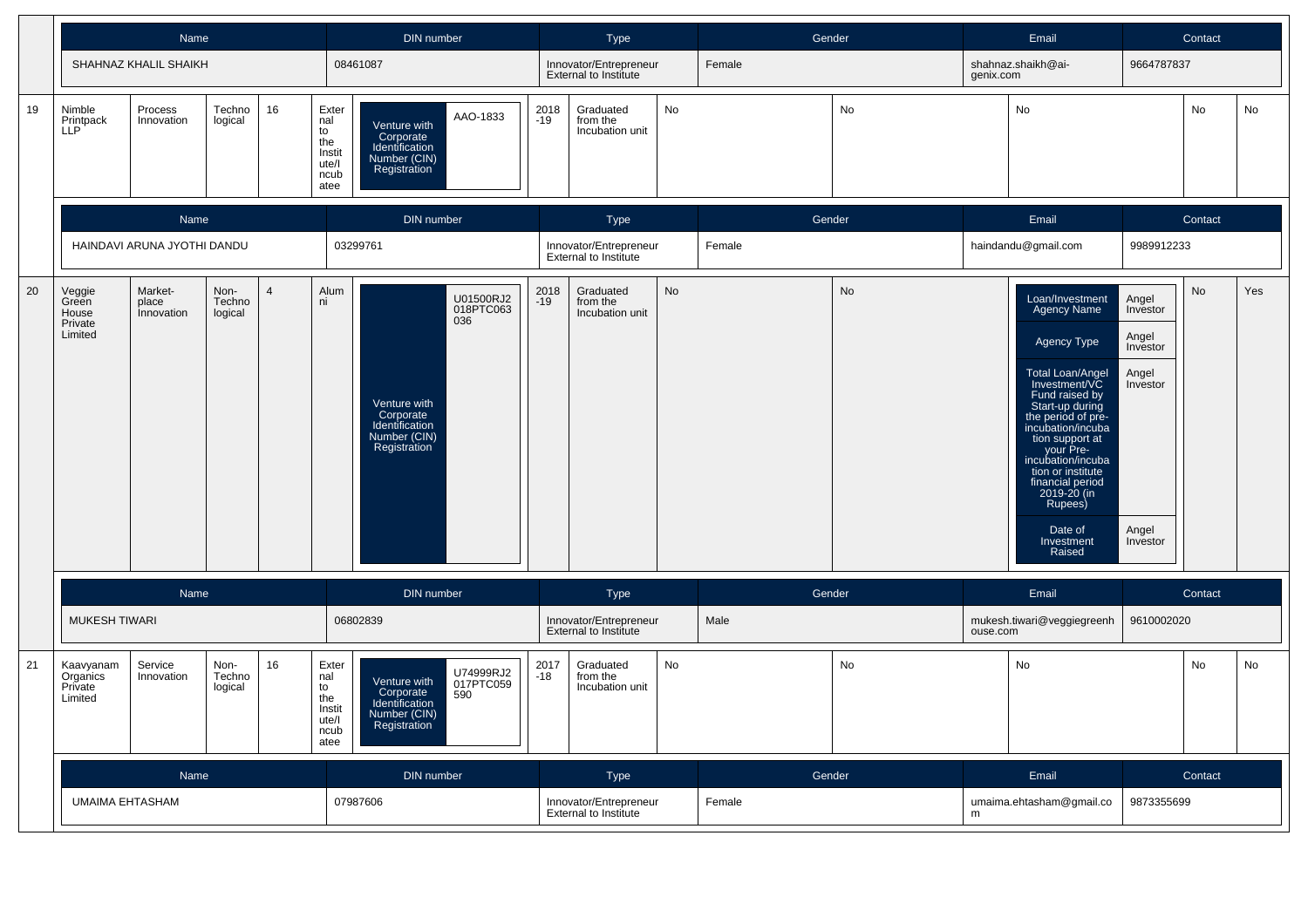| Name | DIN number | Type | Gender | Email | Contact |
|---|---|---|---|---|---|
| SHAHNAZ KHALIL SHAIKH | 08461087 | Innovator/Entrepreneur External to Institute | Female | shahnaz.shaikh@ai-genix.com | 9664787837 |

| 19 | Nimble Printpack LLP | Process Innovation | Technological | 16 | External to the Institute/Incubatee | Venture with Corporate Identification Number (CIN) Registration | AAO-1833 | 2018-19 | Graduated from the Incubation unit | No | No | No | No | No |
|---|---|---|---|---|---|---|---|---|---|---|---|---|---|---|

| Name | DIN number | Type | Gender | Email | Contact |
|---|---|---|---|---|---|
| HAINDAVI ARUNA JYOTHI DANDU | 03299761 | Innovator/Entrepreneur External to Institute | Female | haindandu@gmail.com | 9989912233 |

| 20 | Veggie Green House Private Limited | Market-place Innovation | Non-Technological | 4 | Alumni | Venture with Corporate Identification Number (CIN) Registration | U01500RJ2018PTC063036 | 2018-19 | Graduated from the Incubation unit | No | No | Loan/Investment Agency Name: Angel Investor; Agency Type: Angel Investor; Total Loan/Angel Investment/VC Fund raised by Start-up during the period of pre-incubation/incubation support at your Pre-incubation/incubation or institute financial period 2019-20 (in Rupees): Angel Investor; Date of Investment Raised: Angel Investor | No | Yes |
|---|---|---|---|---|---|---|---|---|---|---|---|---|---|---|

| Name | DIN number | Type | Gender | Email | Contact |
|---|---|---|---|---|---|
| MUKESH TIWARI | 06802839 | Innovator/Entrepreneur External to Institute | Male | mukesh.tiwari@veggiegreenhouse.com | 9610002020 |

| 21 | Kaavyanam Organics Private Limited | Service Innovation | Non-Technological | 16 | External to the Institute/Incubatee | Venture with Corporate Identification Number (CIN) Registration | U74999RJ2017PTC059590 | 2017-18 | Graduated from the Incubation unit | No | No | No | No | No |
|---|---|---|---|---|---|---|---|---|---|---|---|---|---|---|

| Name | DIN number | Type | Gender | Email | Contact |
|---|---|---|---|---|---|
| UMAIMA EHTASHAM | 07987606 | Innovator/Entrepreneur External to Institute | Female | umaima.ehtasham@gmail.com | 9873355699 |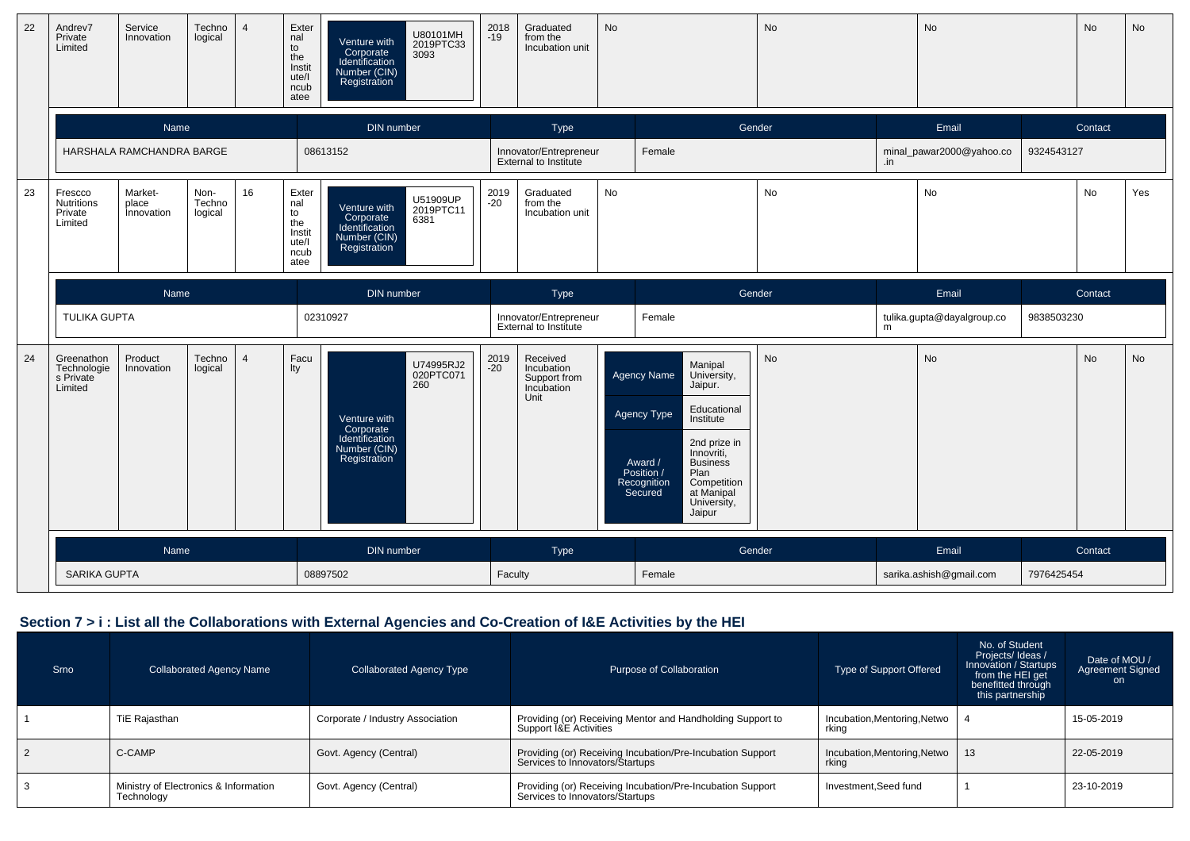| 22 | Andrev7 Private Limited | Service Innovation | Technological | 4 | External to the Institute/Incubatee | Venture with Corporate Identification Number (CIN) Registration | U80101MH2019PTC333093 | 2018-19 | Graduated from the Incubation unit | No | No | No | No | No |
|---|---|---|---|---|---|---|---|---|---|---|---|---|---|---|

| Name | DIN number | Type | Gender | Email | Contact |
|---|---|---|---|---|---|
| HARSHALA RAMCHANDRA BARGE | 08613152 | Innovator/Entrepreneur External to Institute | Female | minal_pawar2000@yahoo.co.in | 9324543127 |

| 23 | Frescco Nutritions Private Limited | Market-place Innovation | Non-Technological | 16 | External to the Institute/Incubatee | Venture with Corporate Identification Number (CIN) Registration | U51909UP2019PTC116381 | 2019-20 | Graduated from the Incubation unit | No | No | No | No | Yes |
|---|---|---|---|---|---|---|---|---|---|---|---|---|---|---|

| Name | DIN number | Type | Gender | Email | Contact |
|---|---|---|---|---|---|
| TULIKA GUPTA | 02310927 | Innovator/Entrepreneur External to Institute | Female | tulika.gupta@dayalgroup.com | 9838503230 |

| 24 | Greenathon Technologies Private Limited | Product Innovation | Technological | 4 | Faculty | Venture with Corporate Identification Number (CIN) Registration | U74995RJ2020PTC071260 | 2019-20 | Received Incubation Support from Incubation Unit | Agency Name: Manipal University, Jaipur. Agency Type: Educational Institute. Award / Position / Recognition Secured: 2nd prize in Innovriti, Business Plan Competition at Manipal University, Jaipur | No | No | No | No |
|---|---|---|---|---|---|---|---|---|---|---|---|---|---|---|

| Name | DIN number | Type | Gender | Email | Contact |
|---|---|---|---|---|---|
| SARIKA GUPTA | 08897502 | Faculty | Female | sarika.ashish@gmail.com | 7976425454 |

## Section 7 > i : List all the Collaborations with External Agencies and Co-Creation of I&E Activities by the HEI

| Srno | Collaborated Agency Name | Collaborated Agency Type | Purpose of Collaboration | Type of Support Offered | No. of Student Projects/ Ideas / Innovation / Startups from the HEI get benefitted through this partnership | Date of MOU / Agreement Signed on |
|---|---|---|---|---|---|---|
| 1 | TiE Rajasthan | Corporate / Industry Association | Providing (or) Receiving Mentor and Handholding Support to Support I&E Activities | Incubation,Mentoring,Networking | 4 | 15-05-2019 |
| 2 | C-CAMP | Govt. Agency (Central) | Providing (or) Receiving Incubation/Pre-Incubation Support Services to Innovators/Startups | Incubation,Mentoring,Networking | 13 | 22-05-2019 |
| 3 | Ministry of Electronics & Information Technology | Govt. Agency (Central) | Providing (or) Receiving Incubation/Pre-Incubation Support Services to Innovators/Startups | Investment,Seed fund | 1 | 23-10-2019 |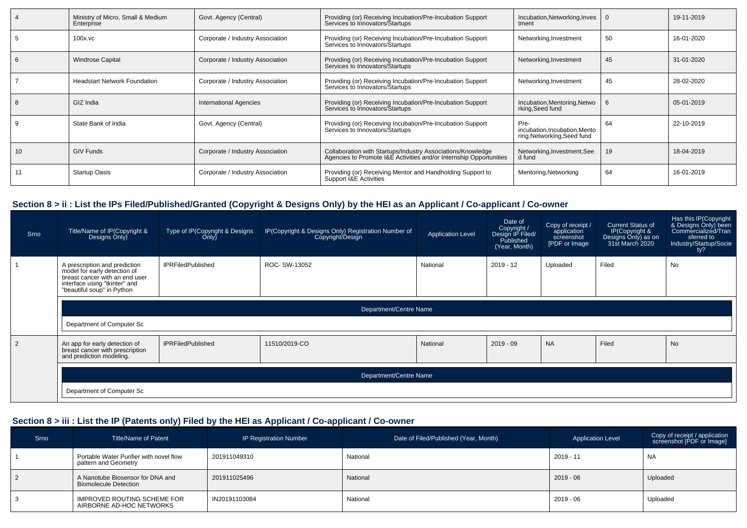| 4 | Ministry of Micro, Small & Medium Enterprise | Govt. Agency (Central) | Providing (or) Receiving Incubation/Pre-Incubation Support Services to Innovators/Startups | Incubation,Networking,Investment | 0 | 19-11-2019 |
|---|---|---|---|---|---|---|
| 5 | 100x.vc | Corporate / Industry Association | Providing (or) Receiving Incubation/Pre-Incubation Support Services to Innovators/Startups | Networking,Investment | 50 | 16-01-2020 |
| 6 | Windrose Capital | Corporate / Industry Association | Providing (or) Receiving Incubation/Pre-Incubation Support Services to Innovators/Startups | Networking,Investment | 45 | 31-01-2020 |
| 7 | Headstart Network Foundation | Corporate / Industry Association | Providing (or) Receiving Incubation/Pre-Incubation Support Services to Innovators/Startups | Networking,Investment | 45 | 28-02-2020 |
| 8 | GIZ India | International Agencies | Providing (or) Receiving Incubation/Pre-Incubation Support Services to Innovators/Startups | Incubation,Mentoring,Networking,Seed fund | 6 | 05-01-2019 |
| 9 | State Bank of India | Govt. Agency (Central) | Providing (or) Receiving Incubation/Pre-Incubation Support Services to Innovators/Startups | Pre-incubation,Incubation,Mentoring,Networking,Seed fund | 64 | 22-10-2019 |
| 10 | GIV Funds | Corporate / Industry Association | Collaboration with Startups/Industry Associations/Knowledge Agencies to Promote I&E Activities and/or Internship Opportunities | Networking,Investment,Seed fund | 19 | 18-04-2019 |
| 11 | Startup Oasis | Corporate / Industry Association | Providing (or) Receiving Mentor and Handholding Support to Support I&E Activities | Mentoring,Networking | 64 | 16-01-2019 |

## Section 8 > ii : List the IPs Filed/Published/Granted (Copyright & Designs Only) by the HEI as an Applicant / Co-applicant / Co-owner

| Srno | Title/Name of IP(Copyright & Designs Only) | Type of IP(Copyright & Designs Only) | IP(Copyright & Designs Only) Registration Number of Copyright/Design | Application Level | Date of Copyright / Design IP Filed/ Published (Year, Month) | Copy of receipt / application screenshot [PDF or Image | Current Status of IP(Copyright & Designs Only) as on 31st March 2020 | Has this IP(Copyright & Designs Only) been Commercialized/Transferred to Industry/Startup/Society? |
|---|---|---|---|---|---|---|---|---|
| 1 | A prescription and prediction model for early detection of breast cancer with an end user interface using "tkinter" and "beautiful soup" in Python | IPRFiledPublished | ROC- SW-13052 | National | 2019 - 12 | Uploaded | Filed | No |
| | Department/Centre Name | | | | | | | |
| | Department of Computer Sc | | | | | | | |
| 2 | An app for early detection of breast cancer with prescription and prediction modeling. | IPRFiledPublished | 11510/2019-CO | National | 2019 - 09 | NA | Filed | No |
| | Department/Centre Name | | | | | | | |
| | Department of Computer Sc | | | | | | | |

## Section 8 > iii : List the IP (Patents only) Filed by the HEI as Applicant / Co-applicant / Co-owner

| Srno | Title/Name of Patent | IP Registration Number | Date of Filed/Published (Year, Month) | Application Level | Copy of receipt / application screenshot [PDF or Image] |
|---|---|---|---|---|---|
| 1 | Portable Water Purifier with novel flow pattern and Geometry | 201911049310 | National | 2019 - 11 | NA |
| 2 | A Nanotube Biosensor for DNA and Biomolecule Detection | 201911025496 | National | 2019 - 06 | Uploaded |
| 3 | IMPROVED ROUTING SCHEME FOR AIRBORNE AD-HOC NETWORKS | IN20191103084 | National | 2019 - 06 | Uploaded |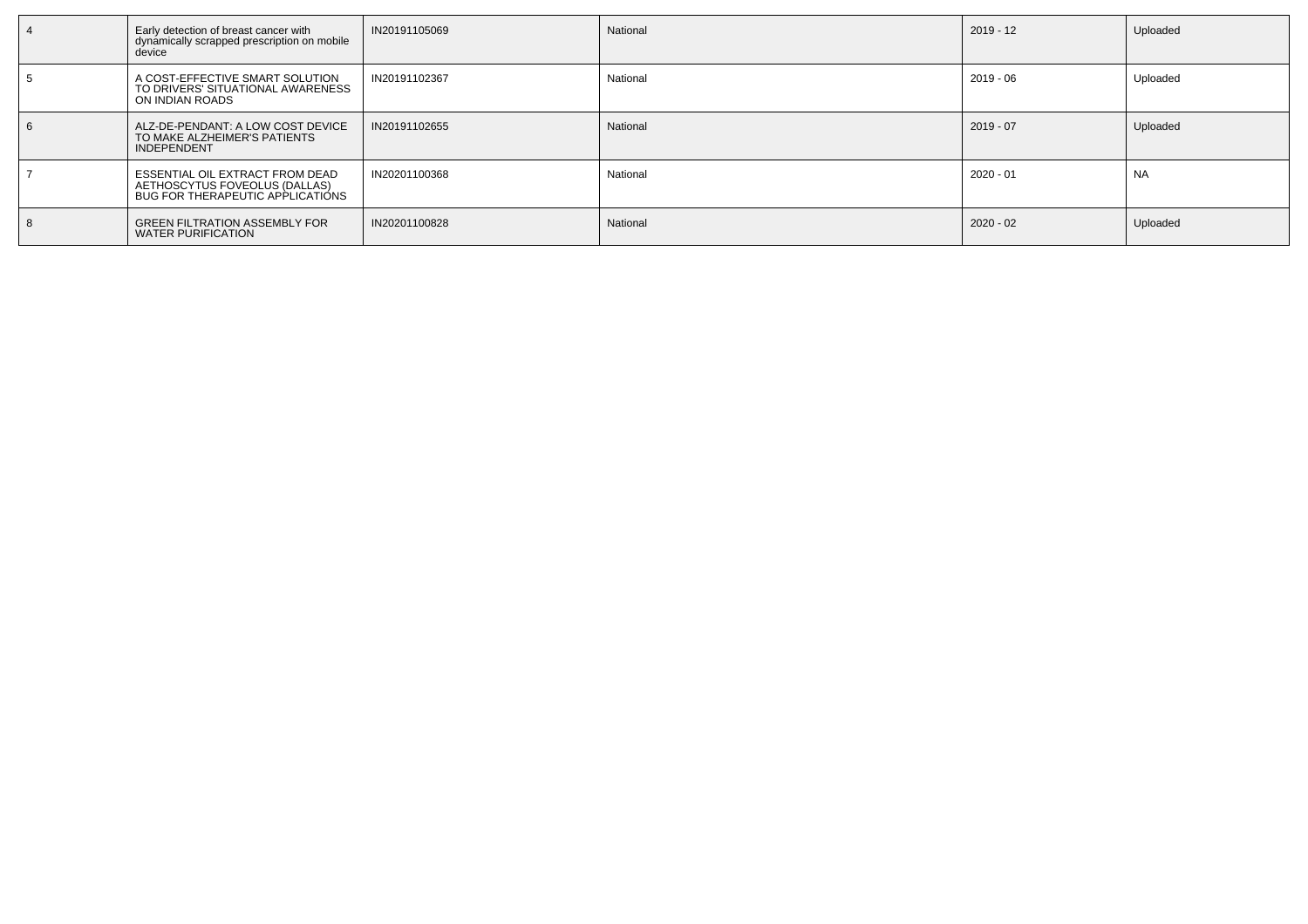| | | | | | |
|---|---|---|---|---|---|
| 4 | Early detection of breast cancer with dynamically scrapped prescription on mobile device | IN20191105069 | National | 2019 - 12 | Uploaded |
| 5 | A COST-EFFECTIVE SMART SOLUTION TO DRIVERS' SITUATIONAL AWARENESS ON INDIAN ROADS | IN20191102367 | National | 2019 - 06 | Uploaded |
| 6 | ALZ-DE-PENDANT: A LOW COST DEVICE TO MAKE ALZHEIMER'S PATIENTS INDEPENDENT | IN20191102655 | National | 2019 - 07 | Uploaded |
| 7 | ESSENTIAL OIL EXTRACT FROM DEAD AETHOSCYTUS FOVEOLUS (DALLAS) BUG FOR THERAPEUTIC APPLICATIONS | IN20201100368 | National | 2020 - 01 | NA |
| 8 | GREEN FILTRATION ASSEMBLY FOR WATER PURIFICATION | IN20201100828 | National | 2020 - 02 | Uploaded |